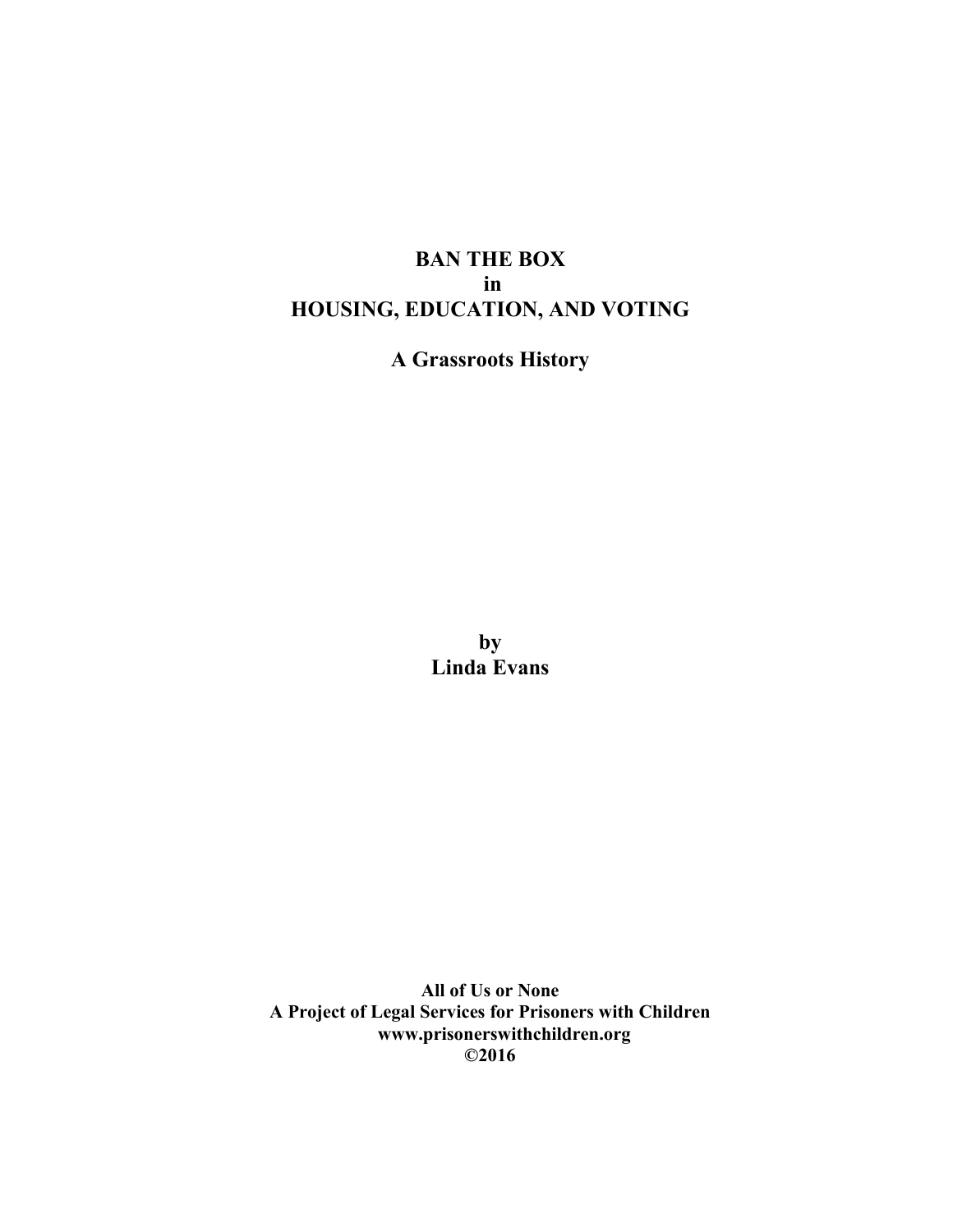# BAN THE BOX
# in
# HOUSING, EDUCATION, AND VOTING

## A Grassroots History

**by**
**Linda Evans**

**All of Us or None**
**A Project of Legal Services for Prisoners with Children**
**www.prisonerswithchildren.org**
**©2016**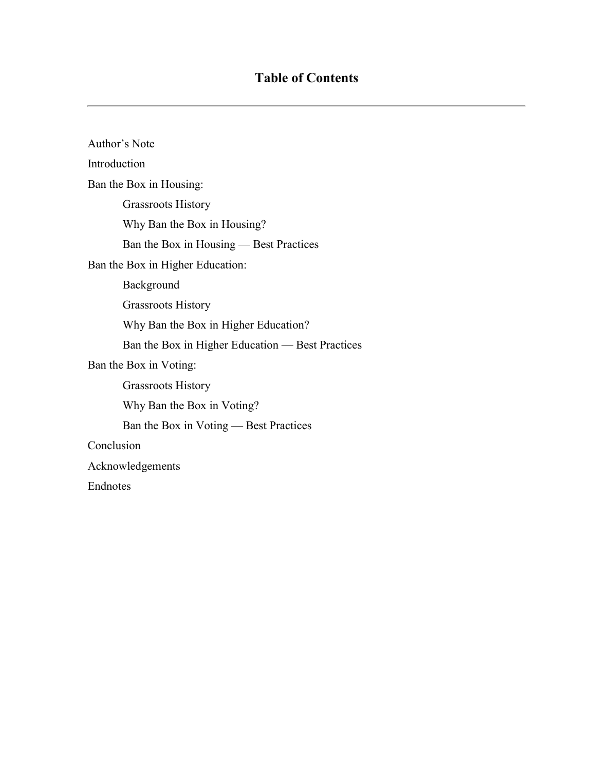# Table of Contents

Author's Note

Introduction

Ban the Box in Housing:

- Grassroots History
- Why Ban the Box in Housing?
- Ban the Box in Housing — Best Practices

Ban the Box in Higher Education:

- Background
- Grassroots History
- Why Ban the Box in Higher Education?
- Ban the Box in Higher Education — Best Practices

Ban the Box in Voting:

- Grassroots History
- Why Ban the Box in Voting?
- Ban the Box in Voting — Best Practices

Conclusion

Acknowledgements

Endnotes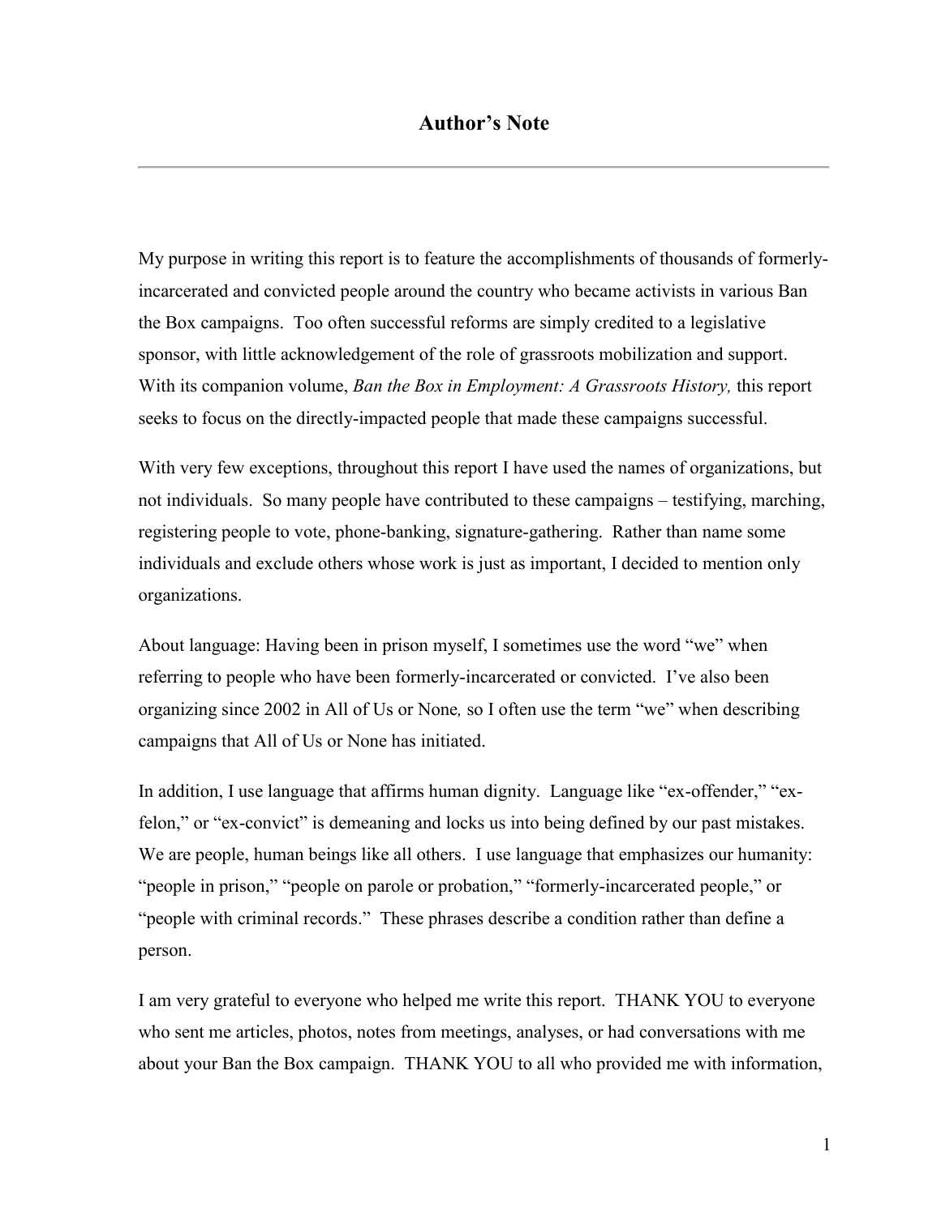# Author's Note

My purpose in writing this report is to feature the accomplishments of thousands of formerly-incarcerated and convicted people around the country who became activists in various Ban the Box campaigns. Too often successful reforms are simply credited to a legislative sponsor, with little acknowledgement of the role of grassroots mobilization and support. With its companion volume, *Ban the Box in Employment: A Grassroots History,* this report seeks to focus on the directly-impacted people that made these campaigns successful.

With very few exceptions, throughout this report I have used the names of organizations, but not individuals. So many people have contributed to these campaigns – testifying, marching, registering people to vote, phone-banking, signature-gathering. Rather than name some individuals and exclude others whose work is just as important, I decided to mention only organizations.

About language: Having been in prison myself, I sometimes use the word "we" when referring to people who have been formerly-incarcerated or convicted. I've also been organizing since 2002 in All of Us or None*,* so I often use the term "we" when describing campaigns that All of Us or None has initiated.

In addition, I use language that affirms human dignity. Language like "ex-offender," "ex-felon," or "ex-convict" is demeaning and locks us into being defined by our past mistakes. We are people, human beings like all others. I use language that emphasizes our humanity: "people in prison," "people on parole or probation," "formerly-incarcerated people," or "people with criminal records." These phrases describe a condition rather than define a person.

I am very grateful to everyone who helped me write this report. THANK YOU to everyone who sent me articles, photos, notes from meetings, analyses, or had conversations with me about your Ban the Box campaign. THANK YOU to all who provided me with information,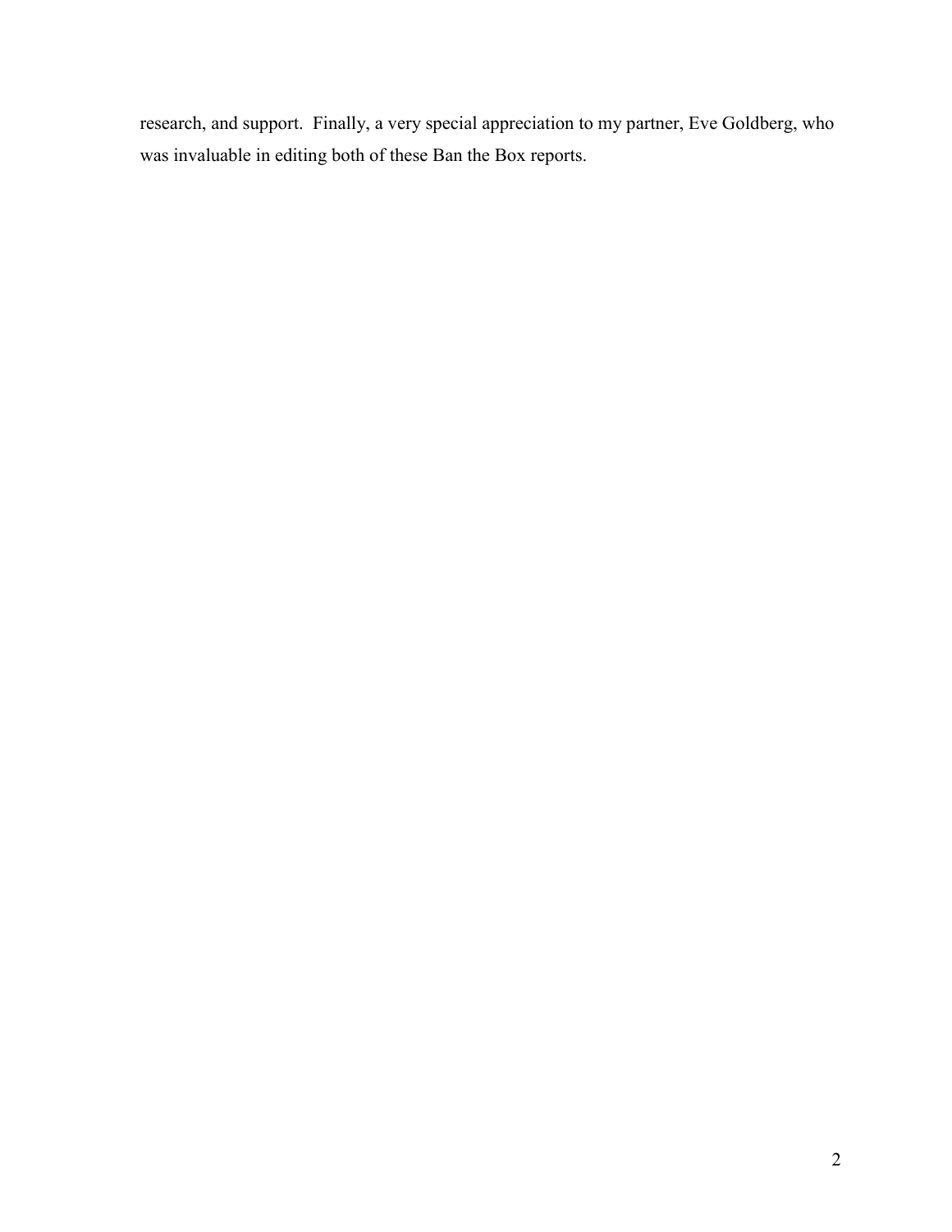research, and support. Finally, a very special appreciation to my partner, Eve Goldberg, who was invaluable in editing both of these Ban the Box reports.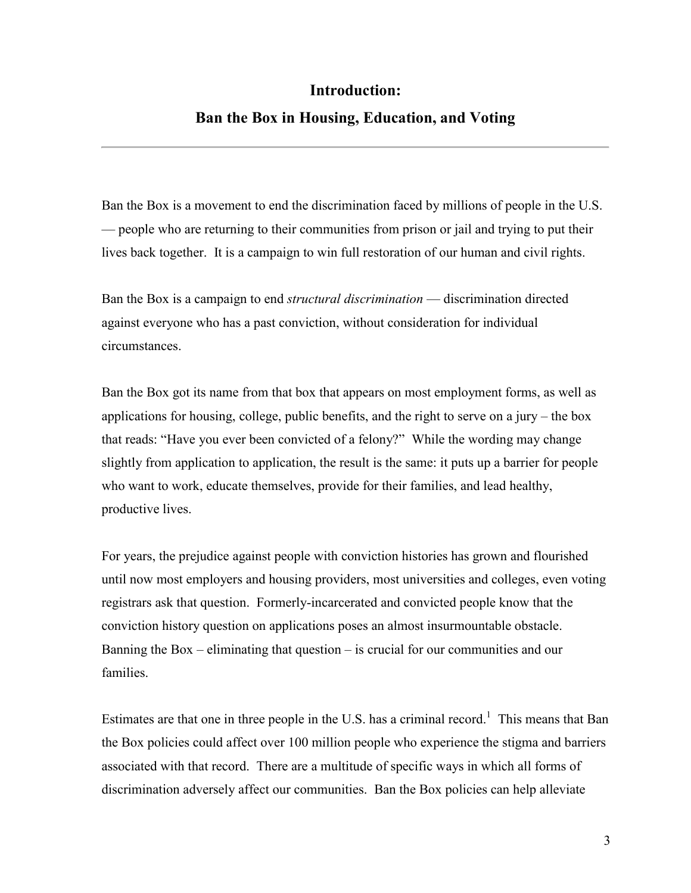# Introduction:

# Ban the Box in Housing, Education, and Voting

---

Ban the Box is a movement to end the discrimination faced by millions of people in the U.S. — people who are returning to their communities from prison or jail and trying to put their lives back together. It is a campaign to win full restoration of our human and civil rights.

Ban the Box is a campaign to end *structural discrimination* — discrimination directed against everyone who has a past conviction, without consideration for individual circumstances.

Ban the Box got its name from that box that appears on most employment forms, as well as applications for housing, college, public benefits, and the right to serve on a jury – the box that reads: "Have you ever been convicted of a felony?" While the wording may change slightly from application to application, the result is the same: it puts up a barrier for people who want to work, educate themselves, provide for their families, and lead healthy, productive lives.

For years, the prejudice against people with conviction histories has grown and flourished until now most employers and housing providers, most universities and colleges, even voting registrars ask that question. Formerly-incarcerated and convicted people know that the conviction history question on applications poses an almost insurmountable obstacle. Banning the Box – eliminating that question – is crucial for our communities and our families.

Estimates are that one in three people in the U.S. has a criminal record.[1] This means that Ban the Box policies could affect over 100 million people who experience the stigma and barriers associated with that record. There are a multitude of specific ways in which all forms of discrimination adversely affect our communities. Ban the Box policies can help alleviate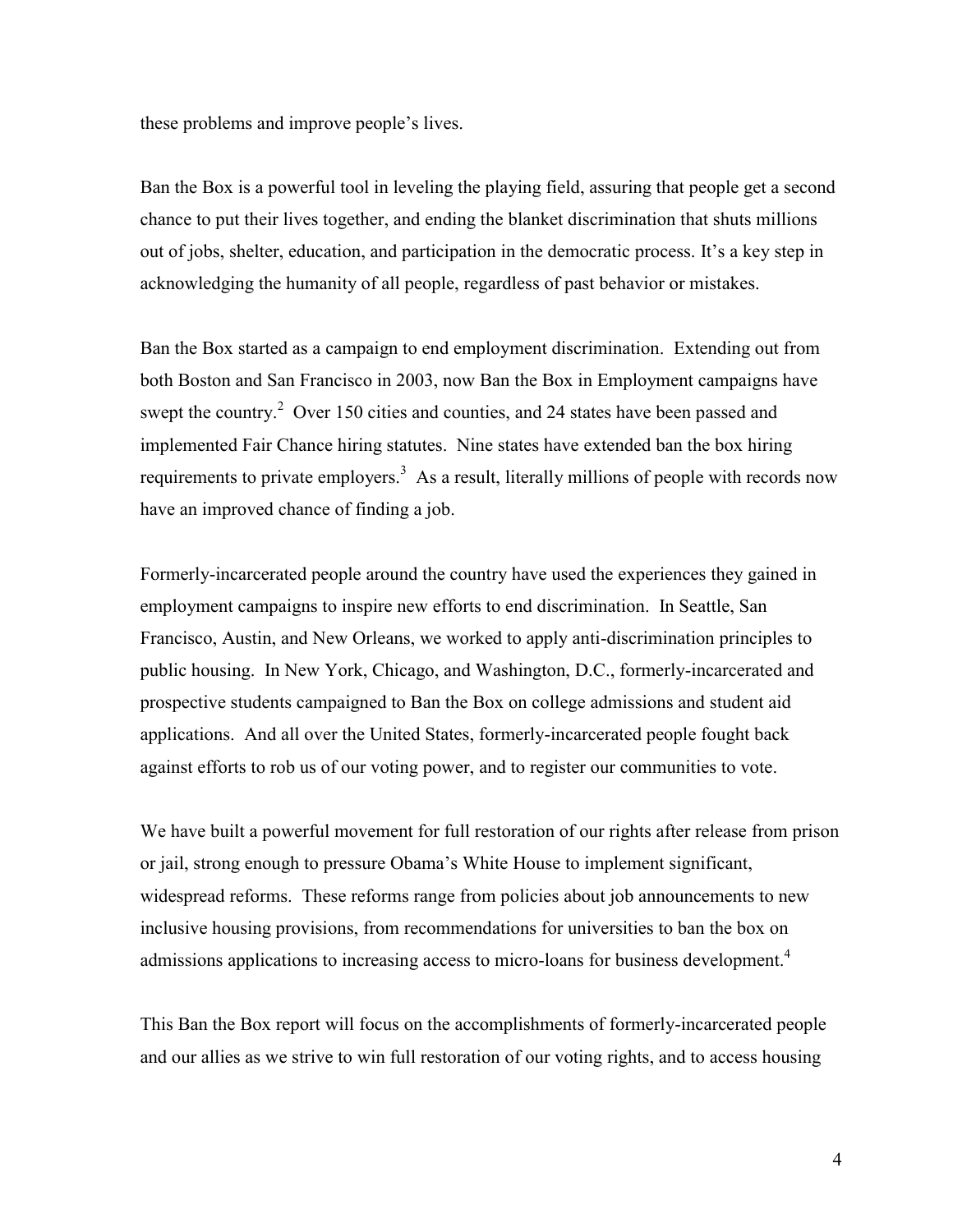these problems and improve people's lives.

Ban the Box is a powerful tool in leveling the playing field, assuring that people get a second chance to put their lives together, and ending the blanket discrimination that shuts millions out of jobs, shelter, education, and participation in the democratic process. It's a key step in acknowledging the humanity of all people, regardless of past behavior or mistakes.

Ban the Box started as a campaign to end employment discrimination. Extending out from both Boston and San Francisco in 2003, now Ban the Box in Employment campaigns have swept the country.[2] Over 150 cities and counties, and 24 states have been passed and implemented Fair Chance hiring statutes. Nine states have extended ban the box hiring requirements to private employers.[3] As a result, literally millions of people with records now have an improved chance of finding a job.

Formerly-incarcerated people around the country have used the experiences they gained in employment campaigns to inspire new efforts to end discrimination. In Seattle, San Francisco, Austin, and New Orleans, we worked to apply anti-discrimination principles to public housing. In New York, Chicago, and Washington, D.C., formerly-incarcerated and prospective students campaigned to Ban the Box on college admissions and student aid applications. And all over the United States, formerly-incarcerated people fought back against efforts to rob us of our voting power, and to register our communities to vote.

We have built a powerful movement for full restoration of our rights after release from prison or jail, strong enough to pressure Obama's White House to implement significant, widespread reforms. These reforms range from policies about job announcements to new inclusive housing provisions, from recommendations for universities to ban the box on admissions applications to increasing access to micro-loans for business development.[4]

This Ban the Box report will focus on the accomplishments of formerly-incarcerated people and our allies as we strive to win full restoration of our voting rights, and to access housing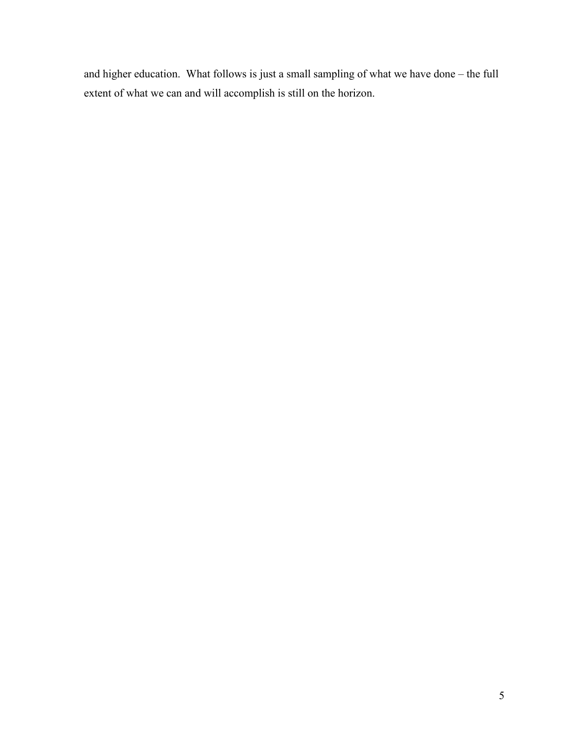and higher education. What follows is just a small sampling of what we have done – the full extent of what we can and will accomplish is still on the horizon.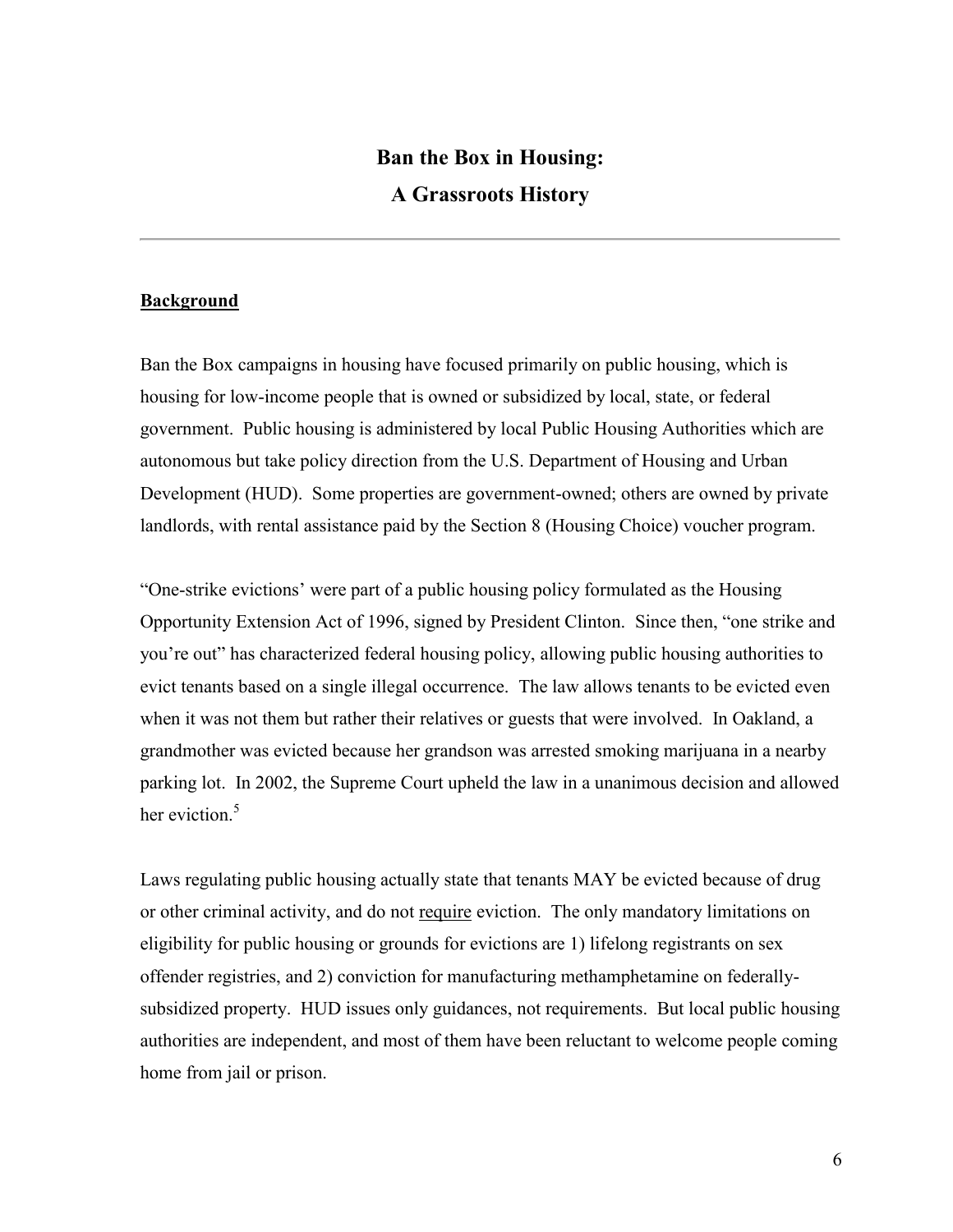# Ban the Box in Housing:
# A Grassroots History

---

**Background**

Ban the Box campaigns in housing have focused primarily on public housing, which is housing for low-income people that is owned or subsidized by local, state, or federal government. Public housing is administered by local Public Housing Authorities which are autonomous but take policy direction from the U.S. Department of Housing and Urban Development (HUD). Some properties are government-owned; others are owned by private landlords, with rental assistance paid by the Section 8 (Housing Choice) voucher program.

"One-strike evictions' were part of a public housing policy formulated as the Housing Opportunity Extension Act of 1996, signed by President Clinton. Since then, "one strike and you're out" has characterized federal housing policy, allowing public housing authorities to evict tenants based on a single illegal occurrence. The law allows tenants to be evicted even when it was not them but rather their relatives or guests that were involved. In Oakland, a grandmother was evicted because her grandson was arrested smoking marijuana in a nearby parking lot. In 2002, the Supreme Court upheld the law in a unanimous decision and allowed her eviction.[5]

Laws regulating public housing actually state that tenants MAY be evicted because of drug or other criminal activity, and do not <u>require</u> eviction. The only mandatory limitations on eligibility for public housing or grounds for evictions are 1) lifelong registrants on sex offender registries, and 2) conviction for manufacturing methamphetamine on federally-subsidized property. HUD issues only guidances, not requirements. But local public housing authorities are independent, and most of them have been reluctant to welcome people coming home from jail or prison.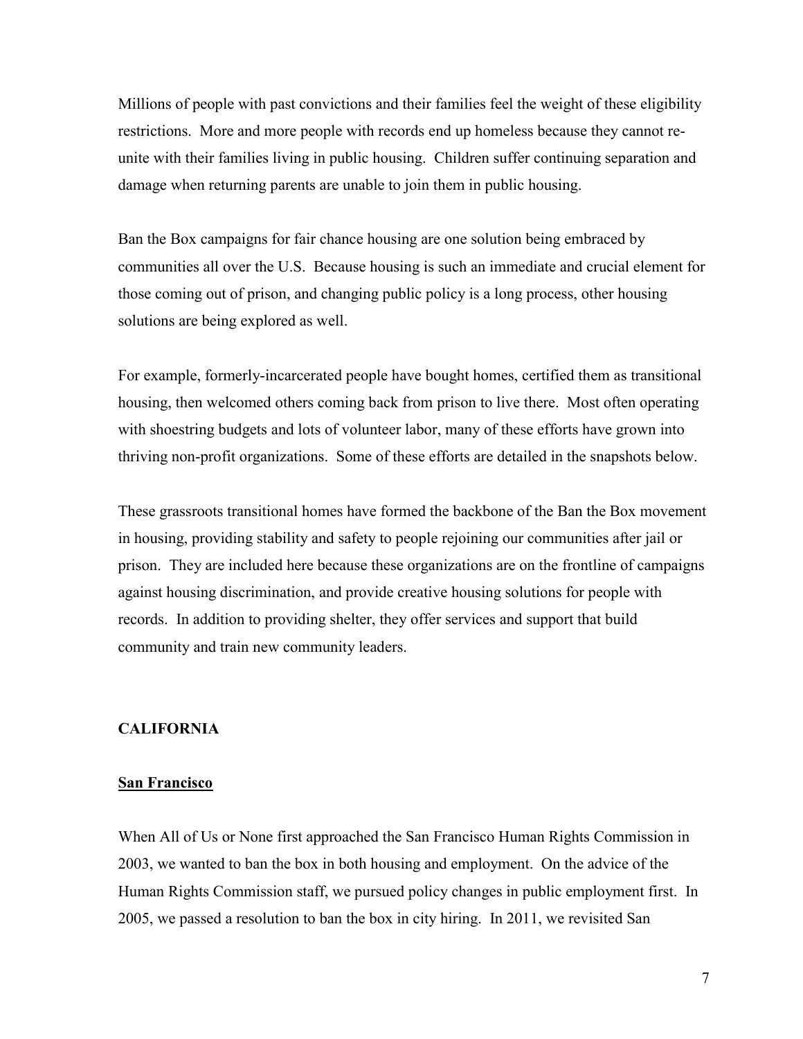Millions of people with past convictions and their families feel the weight of these eligibility restrictions. More and more people with records end up homeless because they cannot re-unite with their families living in public housing. Children suffer continuing separation and damage when returning parents are unable to join them in public housing.

Ban the Box campaigns for fair chance housing are one solution being embraced by communities all over the U.S. Because housing is such an immediate and crucial element for those coming out of prison, and changing public policy is a long process, other housing solutions are being explored as well.

For example, formerly-incarcerated people have bought homes, certified them as transitional housing, then welcomed others coming back from prison to live there. Most often operating with shoestring budgets and lots of volunteer labor, many of these efforts have grown into thriving non-profit organizations. Some of these efforts are detailed in the snapshots below.

These grassroots transitional homes have formed the backbone of the Ban the Box movement in housing, providing stability and safety to people rejoining our communities after jail or prison. They are included here because these organizations are on the frontline of campaigns against housing discrimination, and provide creative housing solutions for people with records. In addition to providing shelter, they offer services and support that build community and train new community leaders.

## CALIFORNIA

### San Francisco

When All of Us or None first approached the San Francisco Human Rights Commission in 2003, we wanted to ban the box in both housing and employment. On the advice of the Human Rights Commission staff, we pursued policy changes in public employment first. In 2005, we passed a resolution to ban the box in city hiring. In 2011, we revisited San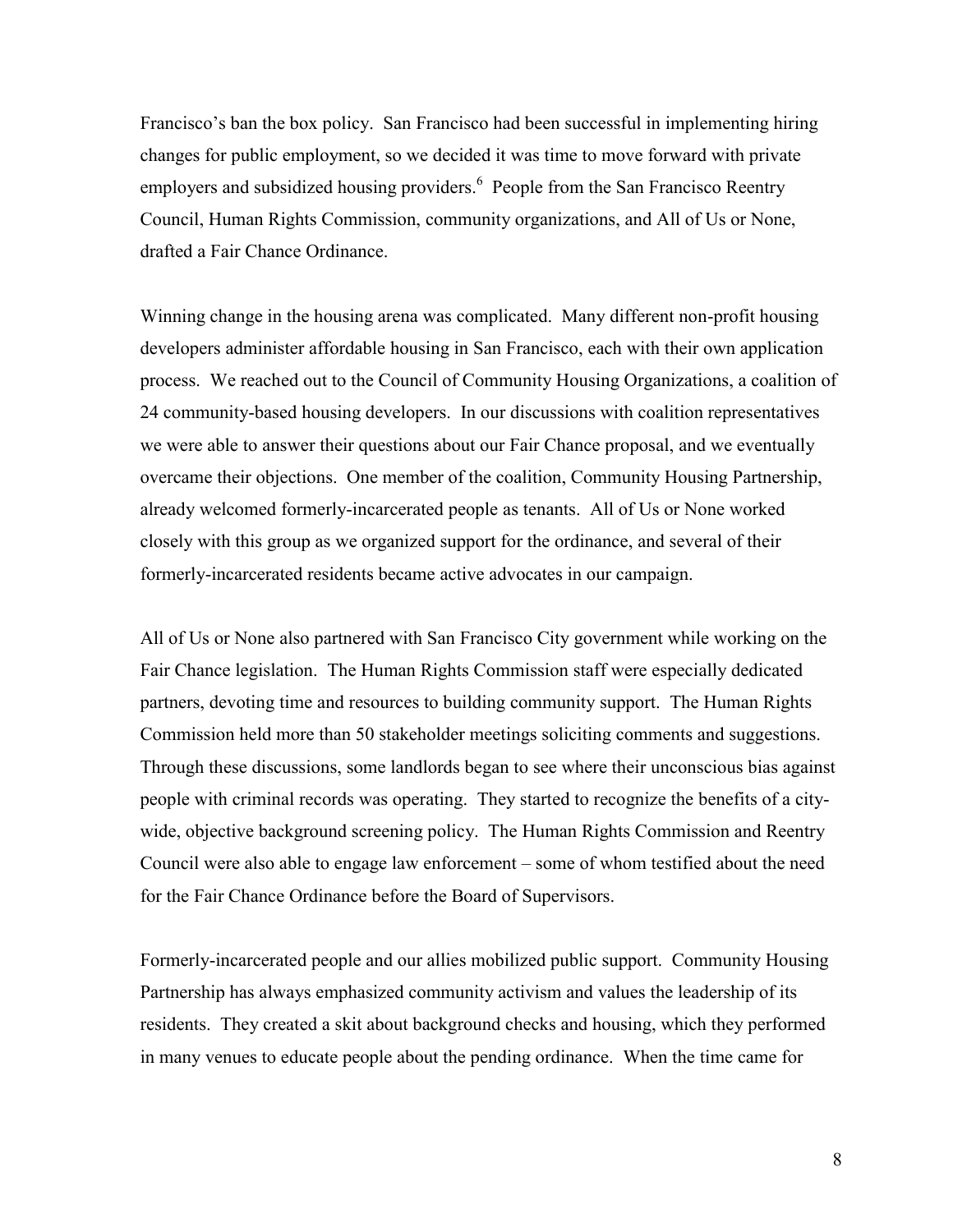Francisco's ban the box policy. San Francisco had been successful in implementing hiring changes for public employment, so we decided it was time to move forward with private employers and subsidized housing providers.[6] People from the San Francisco Reentry Council, Human Rights Commission, community organizations, and All of Us or None, drafted a Fair Chance Ordinance.

Winning change in the housing arena was complicated. Many different non-profit housing developers administer affordable housing in San Francisco, each with their own application process. We reached out to the Council of Community Housing Organizations, a coalition of 24 community-based housing developers. In our discussions with coalition representatives we were able to answer their questions about our Fair Chance proposal, and we eventually overcame their objections. One member of the coalition, Community Housing Partnership, already welcomed formerly-incarcerated people as tenants. All of Us or None worked closely with this group as we organized support for the ordinance, and several of their formerly-incarcerated residents became active advocates in our campaign.

All of Us or None also partnered with San Francisco City government while working on the Fair Chance legislation. The Human Rights Commission staff were especially dedicated partners, devoting time and resources to building community support. The Human Rights Commission held more than 50 stakeholder meetings soliciting comments and suggestions. Through these discussions, some landlords began to see where their unconscious bias against people with criminal records was operating. They started to recognize the benefits of a city-wide, objective background screening policy. The Human Rights Commission and Reentry Council were also able to engage law enforcement – some of whom testified about the need for the Fair Chance Ordinance before the Board of Supervisors.

Formerly-incarcerated people and our allies mobilized public support. Community Housing Partnership has always emphasized community activism and values the leadership of its residents. They created a skit about background checks and housing, which they performed in many venues to educate people about the pending ordinance. When the time came for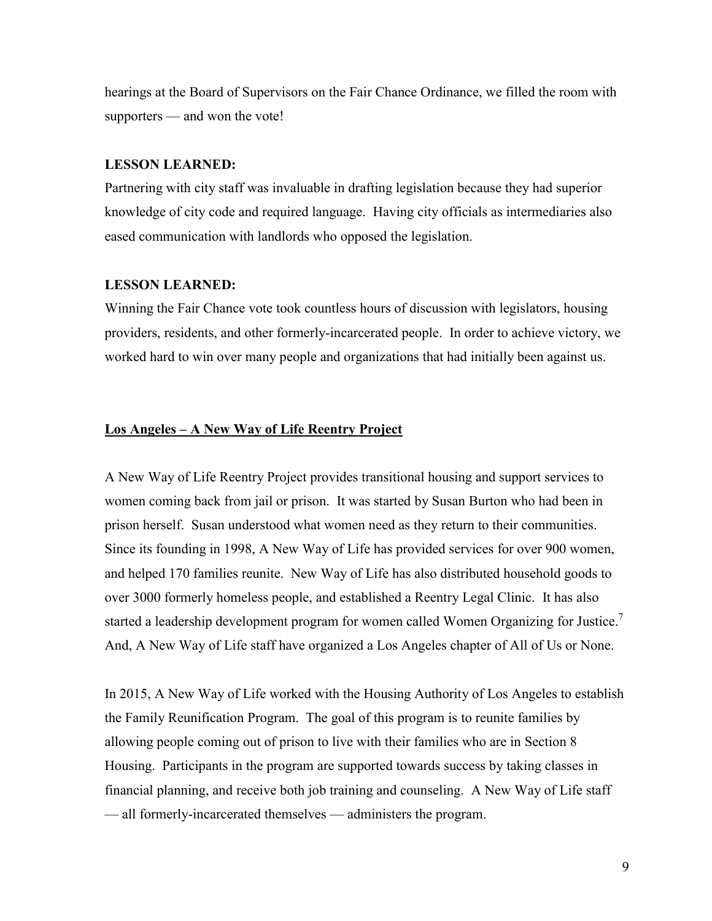hearings at the Board of Supervisors on the Fair Chance Ordinance, we filled the room with supporters — and won the vote!

**LESSON LEARNED:**

Partnering with city staff was invaluable in drafting legislation because they had superior knowledge of city code and required language. Having city officials as intermediaries also eased communication with landlords who opposed the legislation.

**LESSON LEARNED:**

Winning the Fair Chance vote took countless hours of discussion with legislators, housing providers, residents, and other formerly-incarcerated people. In order to achieve victory, we worked hard to win over many people and organizations that had initially been against us.

## Los Angeles – A New Way of Life Reentry Project

A New Way of Life Reentry Project provides transitional housing and support services to women coming back from jail or prison. It was started by Susan Burton who had been in prison herself. Susan understood what women need as they return to their communities. Since its founding in 1998, A New Way of Life has provided services for over 900 women, and helped 170 families reunite. New Way of Life has also distributed household goods to over 3000 formerly homeless people, and established a Reentry Legal Clinic. It has also started a leadership development program for women called Women Organizing for Justice.[7] And, A New Way of Life staff have organized a Los Angeles chapter of All of Us or None.

In 2015, A New Way of Life worked with the Housing Authority of Los Angeles to establish the Family Reunification Program. The goal of this program is to reunite families by allowing people coming out of prison to live with their families who are in Section 8 Housing. Participants in the program are supported towards success by taking classes in financial planning, and receive both job training and counseling. A New Way of Life staff — all formerly-incarcerated themselves — administers the program.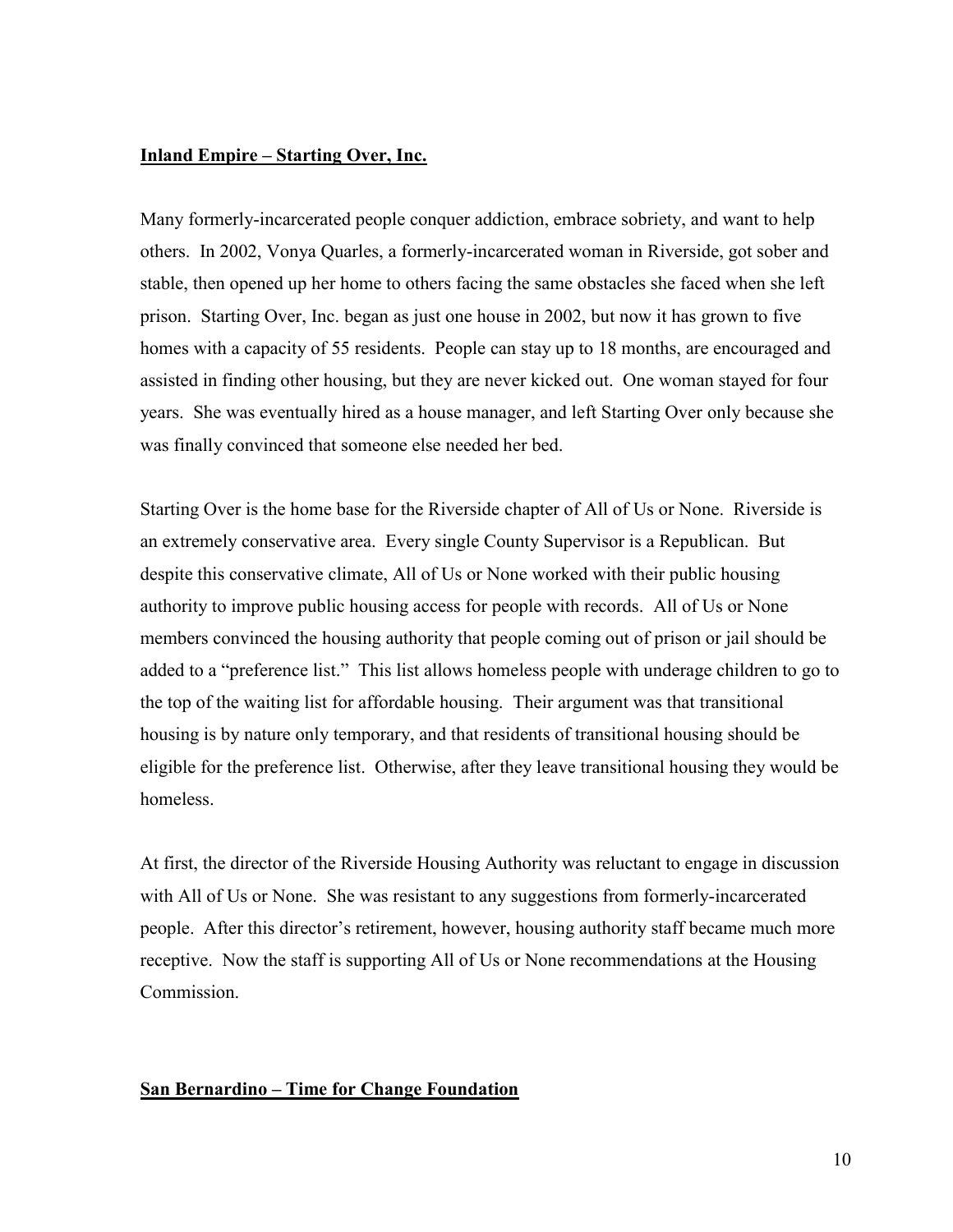## Inland Empire – Starting Over, Inc.

Many formerly-incarcerated people conquer addiction, embrace sobriety, and want to help others. In 2002, Vonya Quarles, a formerly-incarcerated woman in Riverside, got sober and stable, then opened up her home to others facing the same obstacles she faced when she left prison. Starting Over, Inc. began as just one house in 2002, but now it has grown to five homes with a capacity of 55 residents. People can stay up to 18 months, are encouraged and assisted in finding other housing, but they are never kicked out. One woman stayed for four years. She was eventually hired as a house manager, and left Starting Over only because she was finally convinced that someone else needed her bed.

Starting Over is the home base for the Riverside chapter of All of Us or None. Riverside is an extremely conservative area. Every single County Supervisor is a Republican. But despite this conservative climate, All of Us or None worked with their public housing authority to improve public housing access for people with records. All of Us or None members convinced the housing authority that people coming out of prison or jail should be added to a "preference list." This list allows homeless people with underage children to go to the top of the waiting list for affordable housing. Their argument was that transitional housing is by nature only temporary, and that residents of transitional housing should be eligible for the preference list. Otherwise, after they leave transitional housing they would be homeless.

At first, the director of the Riverside Housing Authority was reluctant to engage in discussion with All of Us or None. She was resistant to any suggestions from formerly-incarcerated people. After this director's retirement, however, housing authority staff became much more receptive. Now the staff is supporting All of Us or None recommendations at the Housing Commission.

## San Bernardino – Time for Change Foundation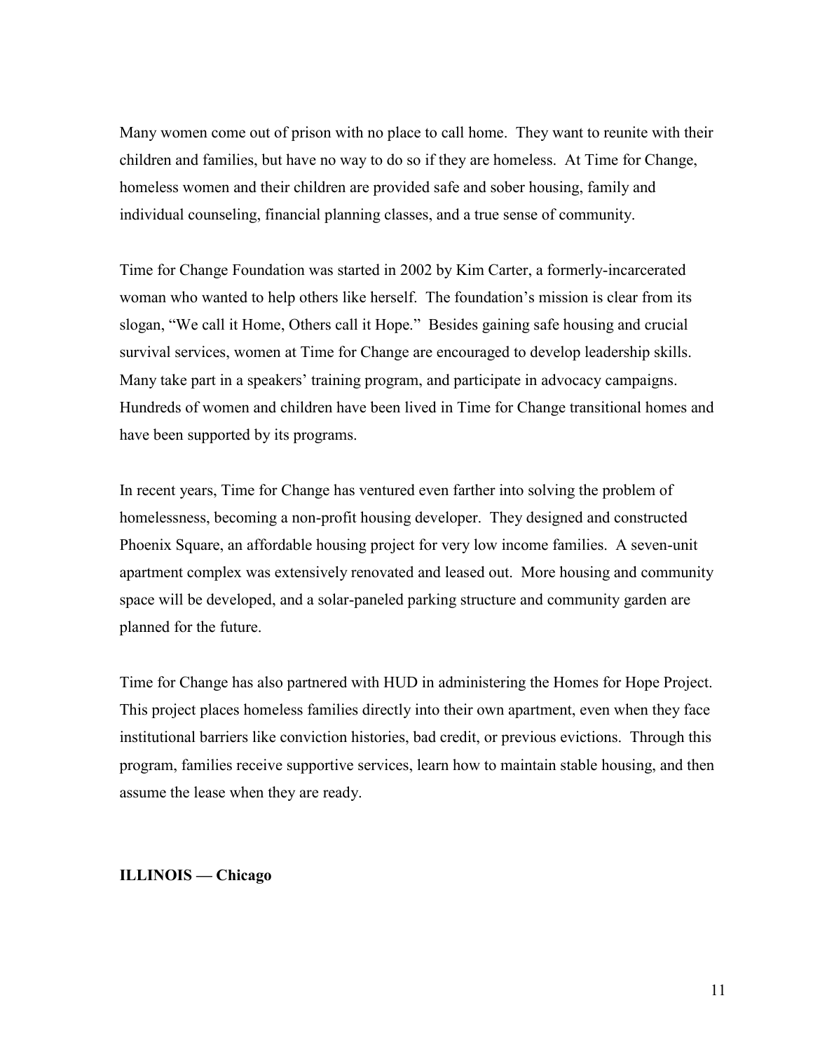Many women come out of prison with no place to call home. They want to reunite with their children and families, but have no way to do so if they are homeless. At Time for Change, homeless women and their children are provided safe and sober housing, family and individual counseling, financial planning classes, and a true sense of community.

Time for Change Foundation was started in 2002 by Kim Carter, a formerly-incarcerated woman who wanted to help others like herself. The foundation's mission is clear from its slogan, "We call it Home, Others call it Hope." Besides gaining safe housing and crucial survival services, women at Time for Change are encouraged to develop leadership skills. Many take part in a speakers' training program, and participate in advocacy campaigns. Hundreds of women and children have been lived in Time for Change transitional homes and have been supported by its programs.

In recent years, Time for Change has ventured even farther into solving the problem of homelessness, becoming a non-profit housing developer. They designed and constructed Phoenix Square, an affordable housing project for very low income families. A seven-unit apartment complex was extensively renovated and leased out. More housing and community space will be developed, and a solar-paneled parking structure and community garden are planned for the future.

Time for Change has also partnered with HUD in administering the Homes for Hope Project. This project places homeless families directly into their own apartment, even when they face institutional barriers like conviction histories, bad credit, or previous evictions. Through this program, families receive supportive services, learn how to maintain stable housing, and then assume the lease when they are ready.

**ILLINOIS — Chicago**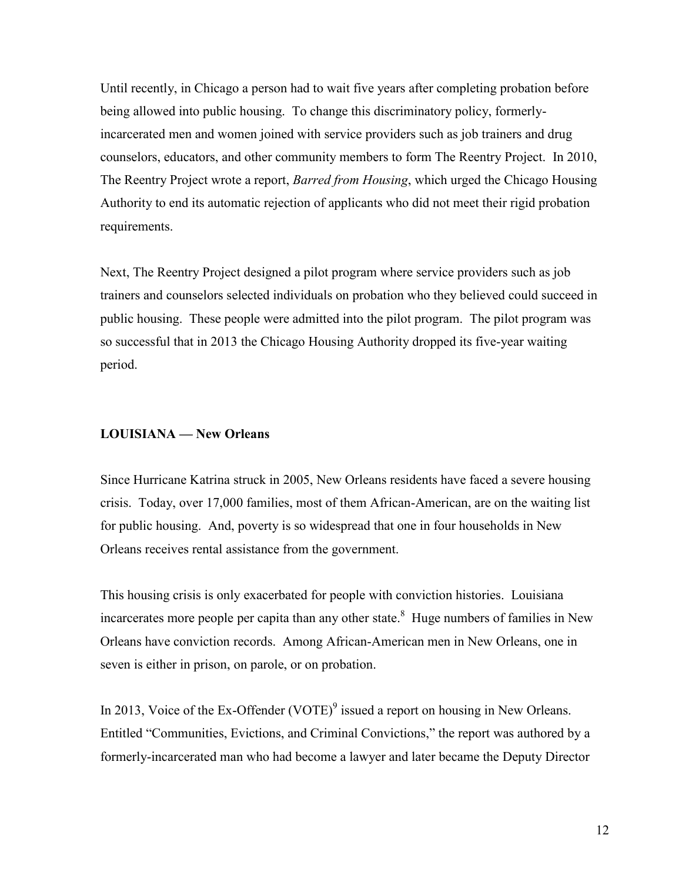Until recently, in Chicago a person had to wait five years after completing probation before being allowed into public housing. To change this discriminatory policy, formerly-incarcerated men and women joined with service providers such as job trainers and drug counselors, educators, and other community members to form The Reentry Project. In 2010, The Reentry Project wrote a report, *Barred from Housing*, which urged the Chicago Housing Authority to end its automatic rejection of applicants who did not meet their rigid probation requirements.

Next, The Reentry Project designed a pilot program where service providers such as job trainers and counselors selected individuals on probation who they believed could succeed in public housing. These people were admitted into the pilot program. The pilot program was so successful that in 2013 the Chicago Housing Authority dropped its five-year waiting period.

**LOUISIANA — New Orleans**

Since Hurricane Katrina struck in 2005, New Orleans residents have faced a severe housing crisis. Today, over 17,000 families, most of them African-American, are on the waiting list for public housing. And, poverty is so widespread that one in four households in New Orleans receives rental assistance from the government.

This housing crisis is only exacerbated for people with conviction histories. Louisiana incarcerates more people per capita than any other state.[8] Huge numbers of families in New Orleans have conviction records. Among African-American men in New Orleans, one in seven is either in prison, on parole, or on probation.

In 2013, Voice of the Ex-Offender (VOTE)[9] issued a report on housing in New Orleans. Entitled "Communities, Evictions, and Criminal Convictions," the report was authored by a formerly-incarcerated man who had become a lawyer and later became the Deputy Director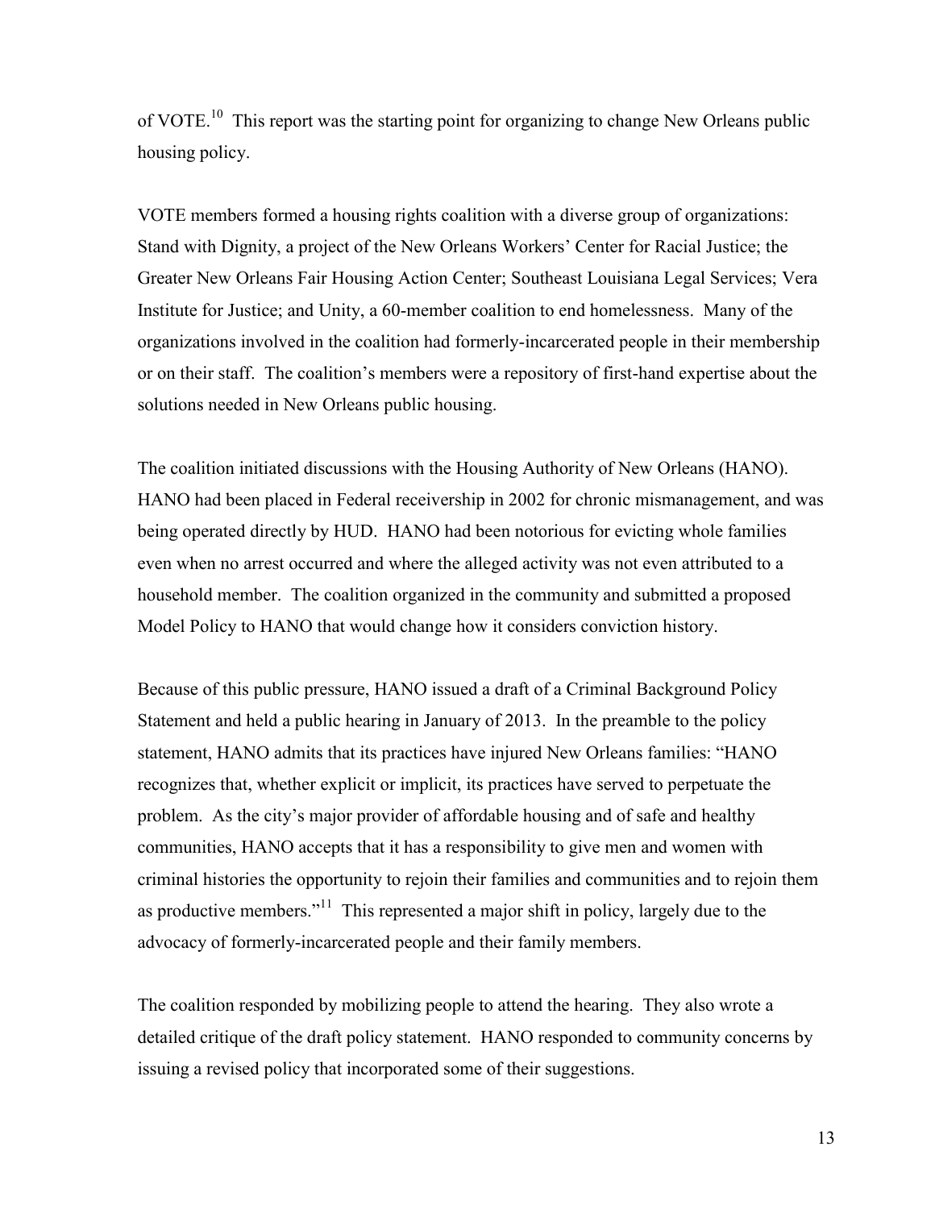of VOTE.[10] This report was the starting point for organizing to change New Orleans public housing policy.

VOTE members formed a housing rights coalition with a diverse group of organizations: Stand with Dignity, a project of the New Orleans Workers' Center for Racial Justice; the Greater New Orleans Fair Housing Action Center; Southeast Louisiana Legal Services; Vera Institute for Justice; and Unity, a 60-member coalition to end homelessness. Many of the organizations involved in the coalition had formerly-incarcerated people in their membership or on their staff. The coalition's members were a repository of first-hand expertise about the solutions needed in New Orleans public housing.

The coalition initiated discussions with the Housing Authority of New Orleans (HANO). HANO had been placed in Federal receivership in 2002 for chronic mismanagement, and was being operated directly by HUD. HANO had been notorious for evicting whole families even when no arrest occurred and where the alleged activity was not even attributed to a household member. The coalition organized in the community and submitted a proposed Model Policy to HANO that would change how it considers conviction history.

Because of this public pressure, HANO issued a draft of a Criminal Background Policy Statement and held a public hearing in January of 2013. In the preamble to the policy statement, HANO admits that its practices have injured New Orleans families: "HANO recognizes that, whether explicit or implicit, its practices have served to perpetuate the problem. As the city's major provider of affordable housing and of safe and healthy communities, HANO accepts that it has a responsibility to give men and women with criminal histories the opportunity to rejoin their families and communities and to rejoin them as productive members."[11] This represented a major shift in policy, largely due to the advocacy of formerly-incarcerated people and their family members.

The coalition responded by mobilizing people to attend the hearing. They also wrote a detailed critique of the draft policy statement. HANO responded to community concerns by issuing a revised policy that incorporated some of their suggestions.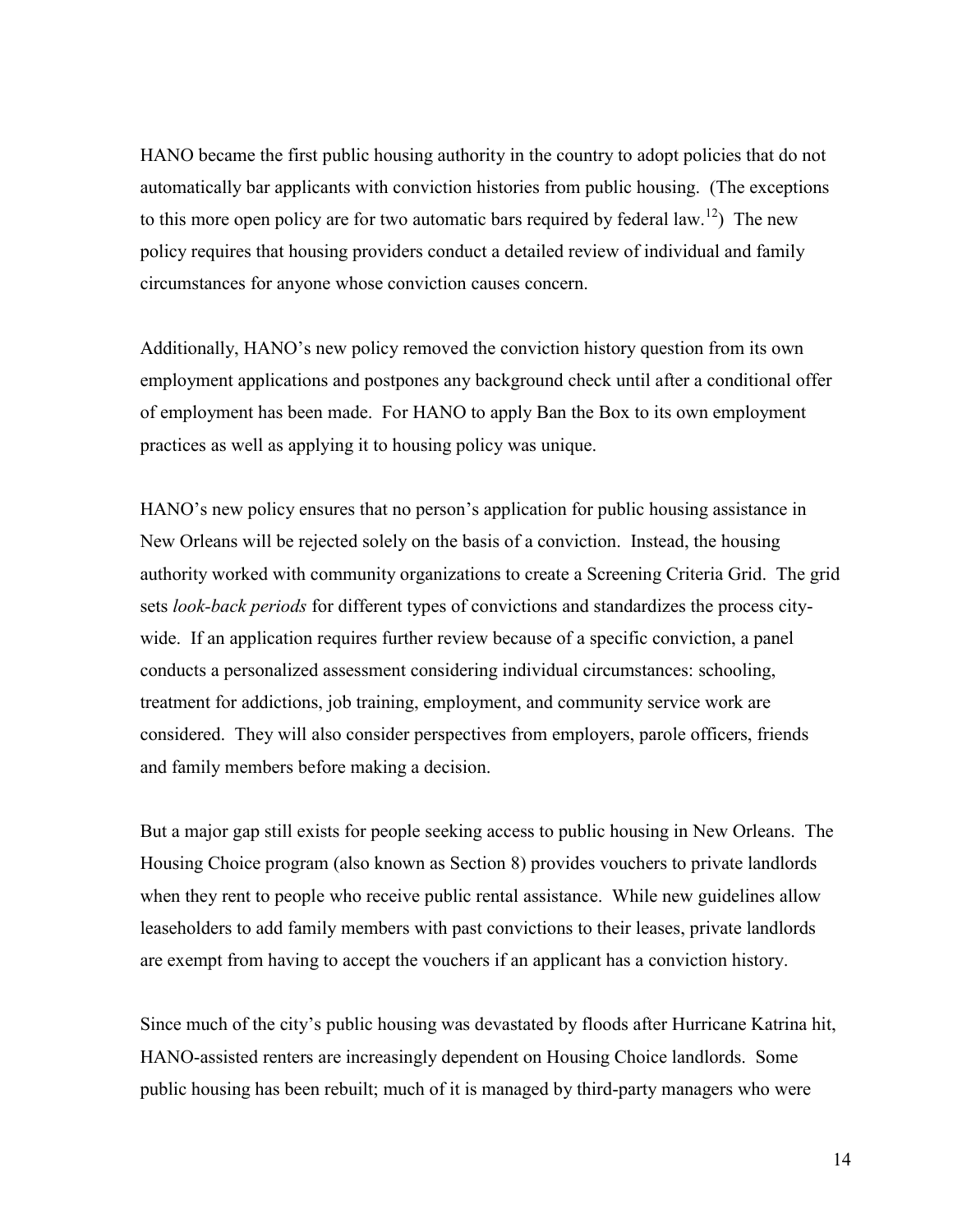HANO became the first public housing authority in the country to adopt policies that do not automatically bar applicants with conviction histories from public housing. (The exceptions to this more open policy are for two automatic bars required by federal law.[12]) The new policy requires that housing providers conduct a detailed review of individual and family circumstances for anyone whose conviction causes concern.

Additionally, HANO's new policy removed the conviction history question from its own employment applications and postpones any background check until after a conditional offer of employment has been made. For HANO to apply Ban the Box to its own employment practices as well as applying it to housing policy was unique.

HANO's new policy ensures that no person's application for public housing assistance in New Orleans will be rejected solely on the basis of a conviction. Instead, the housing authority worked with community organizations to create a Screening Criteria Grid. The grid sets *look-back periods* for different types of convictions and standardizes the process city-wide. If an application requires further review because of a specific conviction, a panel conducts a personalized assessment considering individual circumstances: schooling, treatment for addictions, job training, employment, and community service work are considered. They will also consider perspectives from employers, parole officers, friends and family members before making a decision.

But a major gap still exists for people seeking access to public housing in New Orleans. The Housing Choice program (also known as Section 8) provides vouchers to private landlords when they rent to people who receive public rental assistance. While new guidelines allow leaseholders to add family members with past convictions to their leases, private landlords are exempt from having to accept the vouchers if an applicant has a conviction history.

Since much of the city's public housing was devastated by floods after Hurricane Katrina hit, HANO-assisted renters are increasingly dependent on Housing Choice landlords. Some public housing has been rebuilt; much of it is managed by third-party managers who were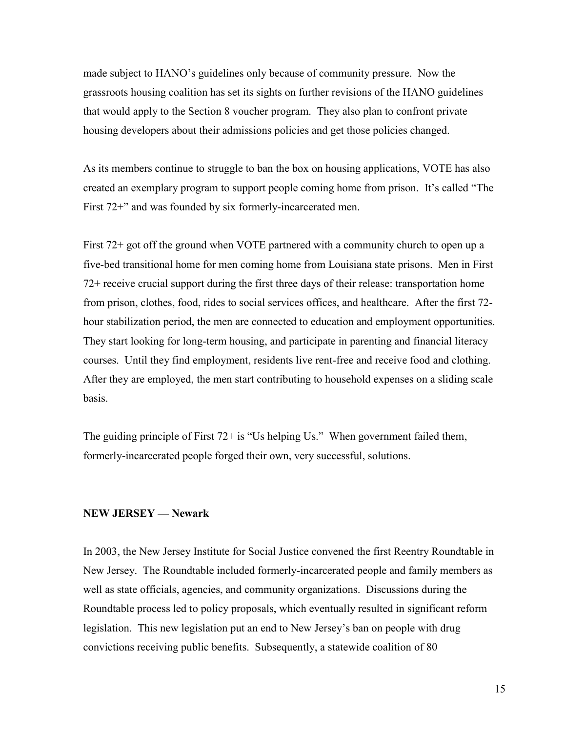made subject to HANO's guidelines only because of community pressure. Now the grassroots housing coalition has set its sights on further revisions of the HANO guidelines that would apply to the Section 8 voucher program. They also plan to confront private housing developers about their admissions policies and get those policies changed.

As its members continue to struggle to ban the box on housing applications, VOTE has also created an exemplary program to support people coming home from prison. It's called "The First 72+" and was founded by six formerly-incarcerated men.

First 72+ got off the ground when VOTE partnered with a community church to open up a five-bed transitional home for men coming home from Louisiana state prisons. Men in First 72+ receive crucial support during the first three days of their release: transportation home from prison, clothes, food, rides to social services offices, and healthcare. After the first 72-hour stabilization period, the men are connected to education and employment opportunities. They start looking for long-term housing, and participate in parenting and financial literacy courses. Until they find employment, residents live rent-free and receive food and clothing. After they are employed, the men start contributing to household expenses on a sliding scale basis.

The guiding principle of First 72+ is "Us helping Us." When government failed them, formerly-incarcerated people forged their own, very successful, solutions.

**NEW JERSEY — Newark**

In 2003, the New Jersey Institute for Social Justice convened the first Reentry Roundtable in New Jersey. The Roundtable included formerly-incarcerated people and family members as well as state officials, agencies, and community organizations. Discussions during the Roundtable process led to policy proposals, which eventually resulted in significant reform legislation. This new legislation put an end to New Jersey's ban on people with drug convictions receiving public benefits. Subsequently, a statewide coalition of 80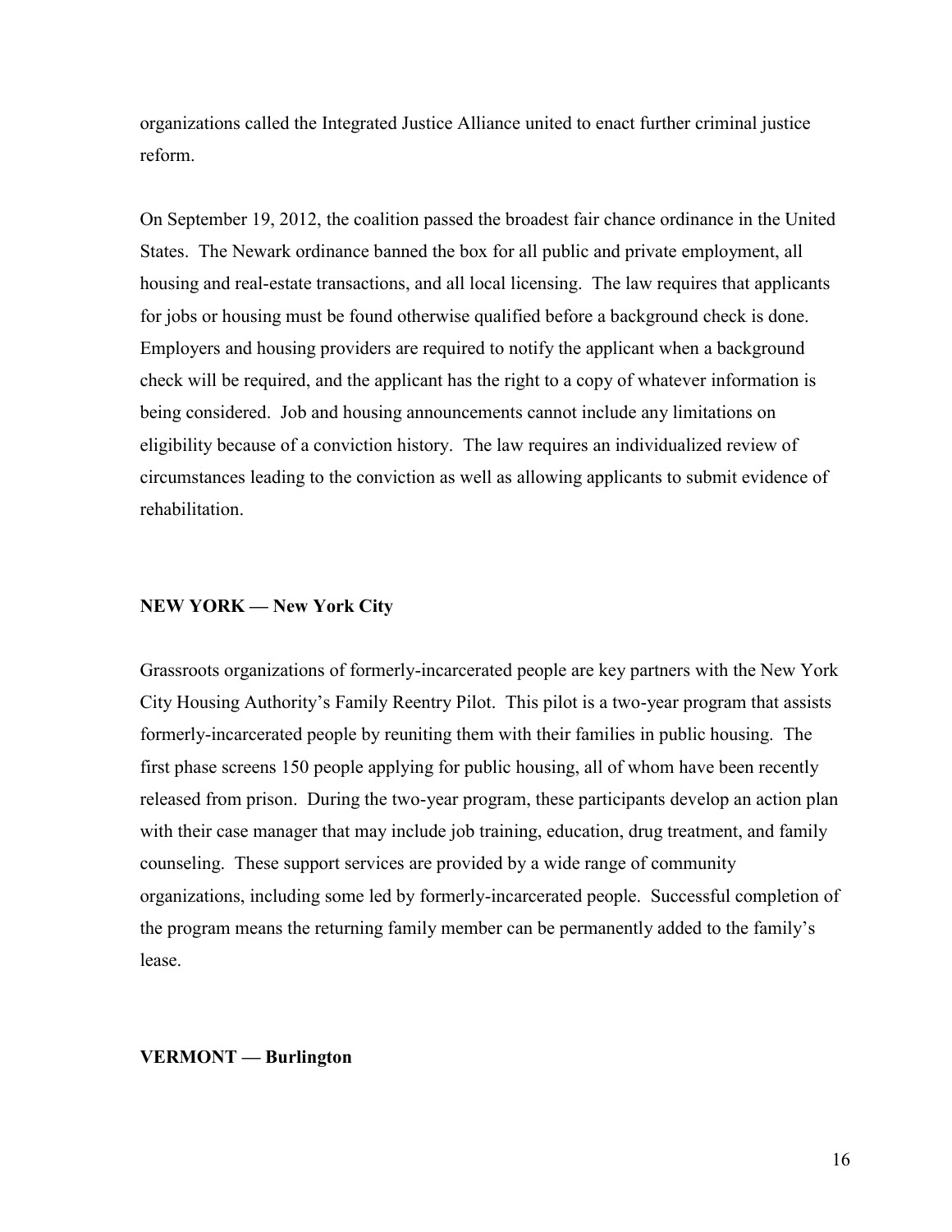organizations called the Integrated Justice Alliance united to enact further criminal justice reform.

On September 19, 2012, the coalition passed the broadest fair chance ordinance in the United States. The Newark ordinance banned the box for all public and private employment, all housing and real-estate transactions, and all local licensing. The law requires that applicants for jobs or housing must be found otherwise qualified before a background check is done. Employers and housing providers are required to notify the applicant when a background check will be required, and the applicant has the right to a copy of whatever information is being considered. Job and housing announcements cannot include any limitations on eligibility because of a conviction history. The law requires an individualized review of circumstances leading to the conviction as well as allowing applicants to submit evidence of rehabilitation.

**NEW YORK — New York City**

Grassroots organizations of formerly-incarcerated people are key partners with the New York City Housing Authority's Family Reentry Pilot. This pilot is a two-year program that assists formerly-incarcerated people by reuniting them with their families in public housing. The first phase screens 150 people applying for public housing, all of whom have been recently released from prison. During the two-year program, these participants develop an action plan with their case manager that may include job training, education, drug treatment, and family counseling. These support services are provided by a wide range of community organizations, including some led by formerly-incarcerated people. Successful completion of the program means the returning family member can be permanently added to the family's lease.

**VERMONT — Burlington**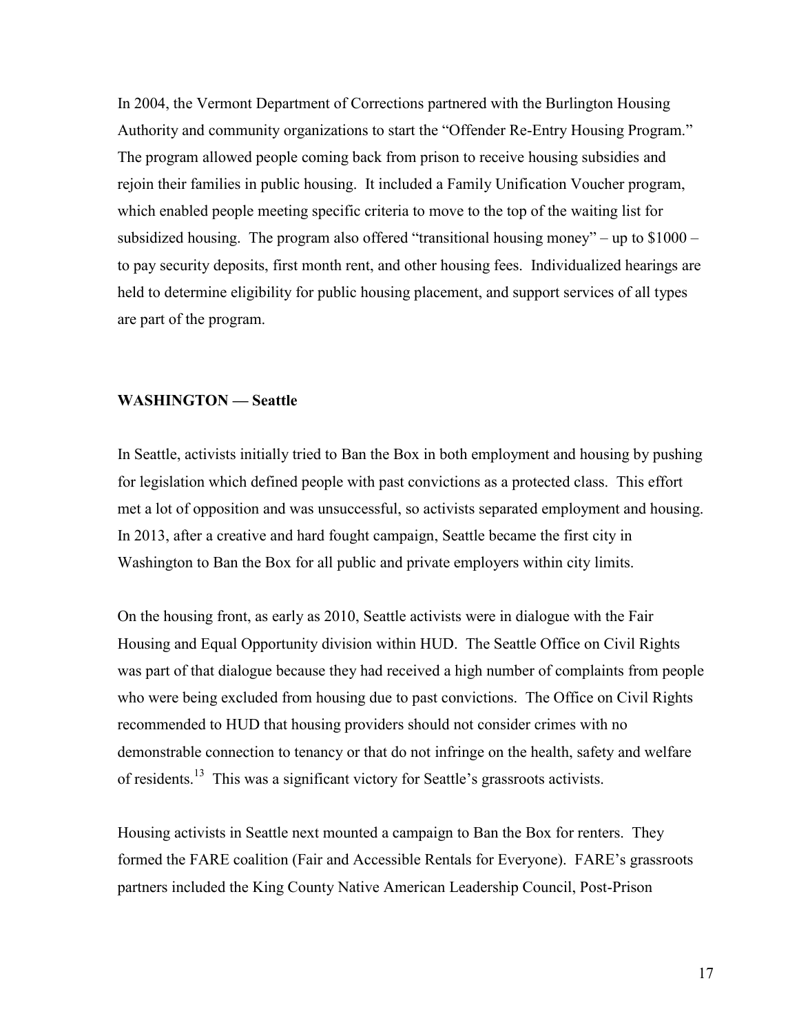In 2004, the Vermont Department of Corrections partnered with the Burlington Housing Authority and community organizations to start the "Offender Re-Entry Housing Program." The program allowed people coming back from prison to receive housing subsidies and rejoin their families in public housing. It included a Family Unification Voucher program, which enabled people meeting specific criteria to move to the top of the waiting list for subsidized housing. The program also offered "transitional housing money" – up to $1000 – to pay security deposits, first month rent, and other housing fees. Individualized hearings are held to determine eligibility for public housing placement, and support services of all types are part of the program.

### WASHINGTON — Seattle

In Seattle, activists initially tried to Ban the Box in both employment and housing by pushing for legislation which defined people with past convictions as a protected class. This effort met a lot of opposition and was unsuccessful, so activists separated employment and housing. In 2013, after a creative and hard fought campaign, Seattle became the first city in Washington to Ban the Box for all public and private employers within city limits.

On the housing front, as early as 2010, Seattle activists were in dialogue with the Fair Housing and Equal Opportunity division within HUD. The Seattle Office on Civil Rights was part of that dialogue because they had received a high number of complaints from people who were being excluded from housing due to past convictions. The Office on Civil Rights recommended to HUD that housing providers should not consider crimes with no demonstrable connection to tenancy or that do not infringe on the health, safety and welfare of residents.[13] This was a significant victory for Seattle's grassroots activists.

Housing activists in Seattle next mounted a campaign to Ban the Box for renters. They formed the FARE coalition (Fair and Accessible Rentals for Everyone). FARE's grassroots partners included the King County Native American Leadership Council, Post-Prison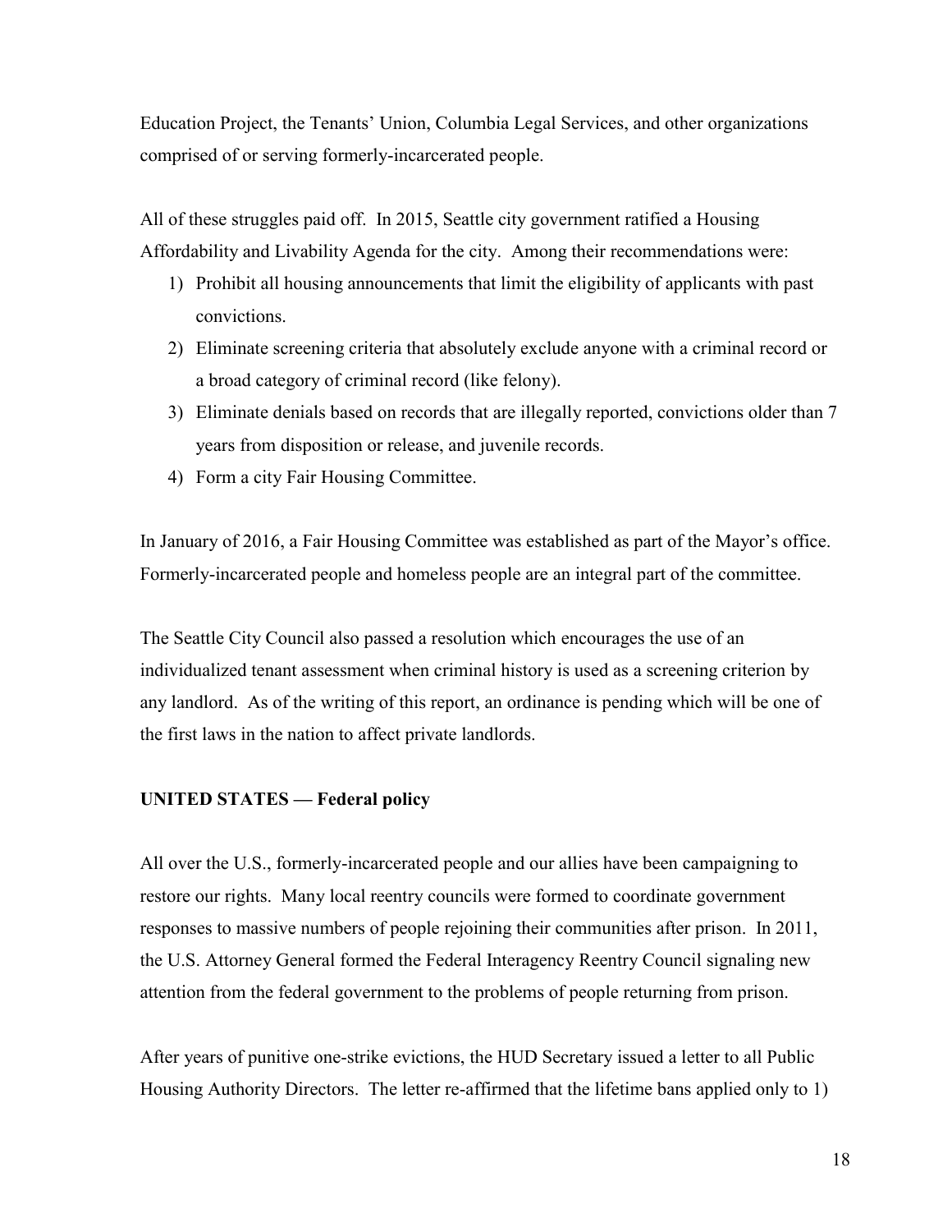Education Project, the Tenants' Union, Columbia Legal Services, and other organizations comprised of or serving formerly-incarcerated people.

All of these struggles paid off. In 2015, Seattle city government ratified a Housing Affordability and Livability Agenda for the city. Among their recommendations were:

1) Prohibit all housing announcements that limit the eligibility of applicants with past convictions.
2) Eliminate screening criteria that absolutely exclude anyone with a criminal record or a broad category of criminal record (like felony).
3) Eliminate denials based on records that are illegally reported, convictions older than 7 years from disposition or release, and juvenile records.
4) Form a city Fair Housing Committee.

In January of 2016, a Fair Housing Committee was established as part of the Mayor's office. Formerly-incarcerated people and homeless people are an integral part of the committee.

The Seattle City Council also passed a resolution which encourages the use of an individualized tenant assessment when criminal history is used as a screening criterion by any landlord. As of the writing of this report, an ordinance is pending which will be one of the first laws in the nation to affect private landlords.

**UNITED STATES — Federal policy**

All over the U.S., formerly-incarcerated people and our allies have been campaigning to restore our rights. Many local reentry councils were formed to coordinate government responses to massive numbers of people rejoining their communities after prison. In 2011, the U.S. Attorney General formed the Federal Interagency Reentry Council signaling new attention from the federal government to the problems of people returning from prison.

After years of punitive one-strike evictions, the HUD Secretary issued a letter to all Public Housing Authority Directors. The letter re-affirmed that the lifetime bans applied only to 1)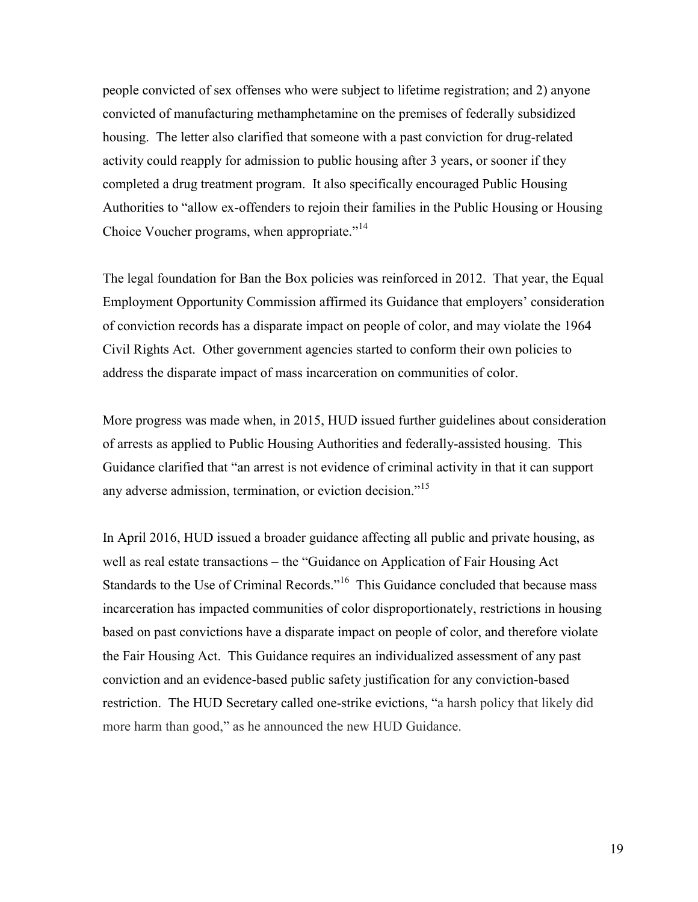people convicted of sex offenses who were subject to lifetime registration; and 2) anyone convicted of manufacturing methamphetamine on the premises of federally subsidized housing. The letter also clarified that someone with a past conviction for drug-related activity could reapply for admission to public housing after 3 years, or sooner if they completed a drug treatment program. It also specifically encouraged Public Housing Authorities to "allow ex-offenders to rejoin their families in the Public Housing or Housing Choice Voucher programs, when appropriate."[14]

The legal foundation for Ban the Box policies was reinforced in 2012. That year, the Equal Employment Opportunity Commission affirmed its Guidance that employers' consideration of conviction records has a disparate impact on people of color, and may violate the 1964 Civil Rights Act. Other government agencies started to conform their own policies to address the disparate impact of mass incarceration on communities of color.

More progress was made when, in 2015, HUD issued further guidelines about consideration of arrests as applied to Public Housing Authorities and federally-assisted housing. This Guidance clarified that "an arrest is not evidence of criminal activity in that it can support any adverse admission, termination, or eviction decision."[15]

In April 2016, HUD issued a broader guidance affecting all public and private housing, as well as real estate transactions – the "Guidance on Application of Fair Housing Act Standards to the Use of Criminal Records."[16] This Guidance concluded that because mass incarceration has impacted communities of color disproportionately, restrictions in housing based on past convictions have a disparate impact on people of color, and therefore violate the Fair Housing Act. This Guidance requires an individualized assessment of any past conviction and an evidence-based public safety justification for any conviction-based restriction. The HUD Secretary called one-strike evictions, "a harsh policy that likely did more harm than good," as he announced the new HUD Guidance.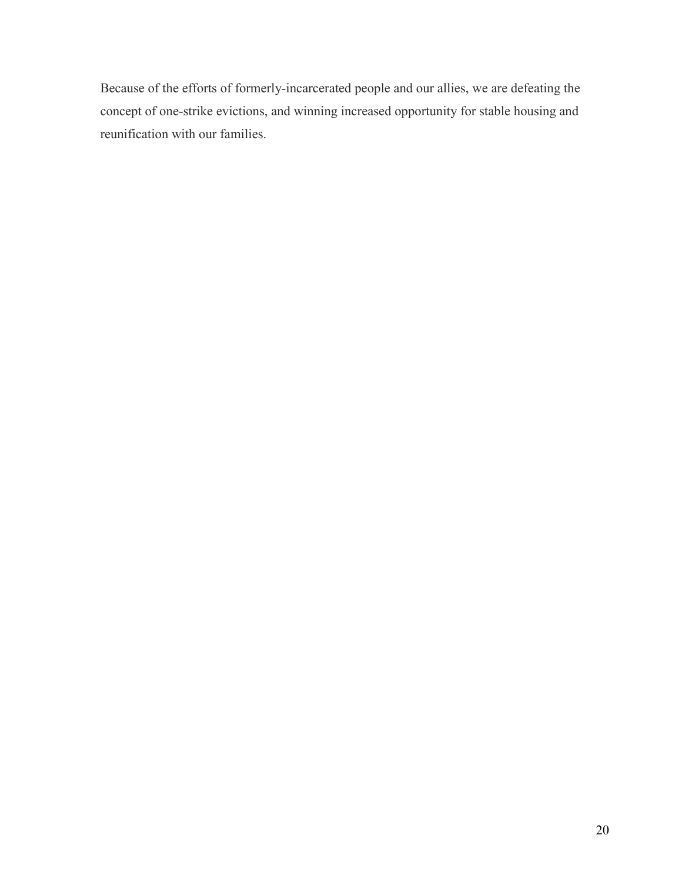Because of the efforts of formerly-incarcerated people and our allies, we are defeating the concept of one-strike evictions, and winning increased opportunity for stable housing and reunification with our families.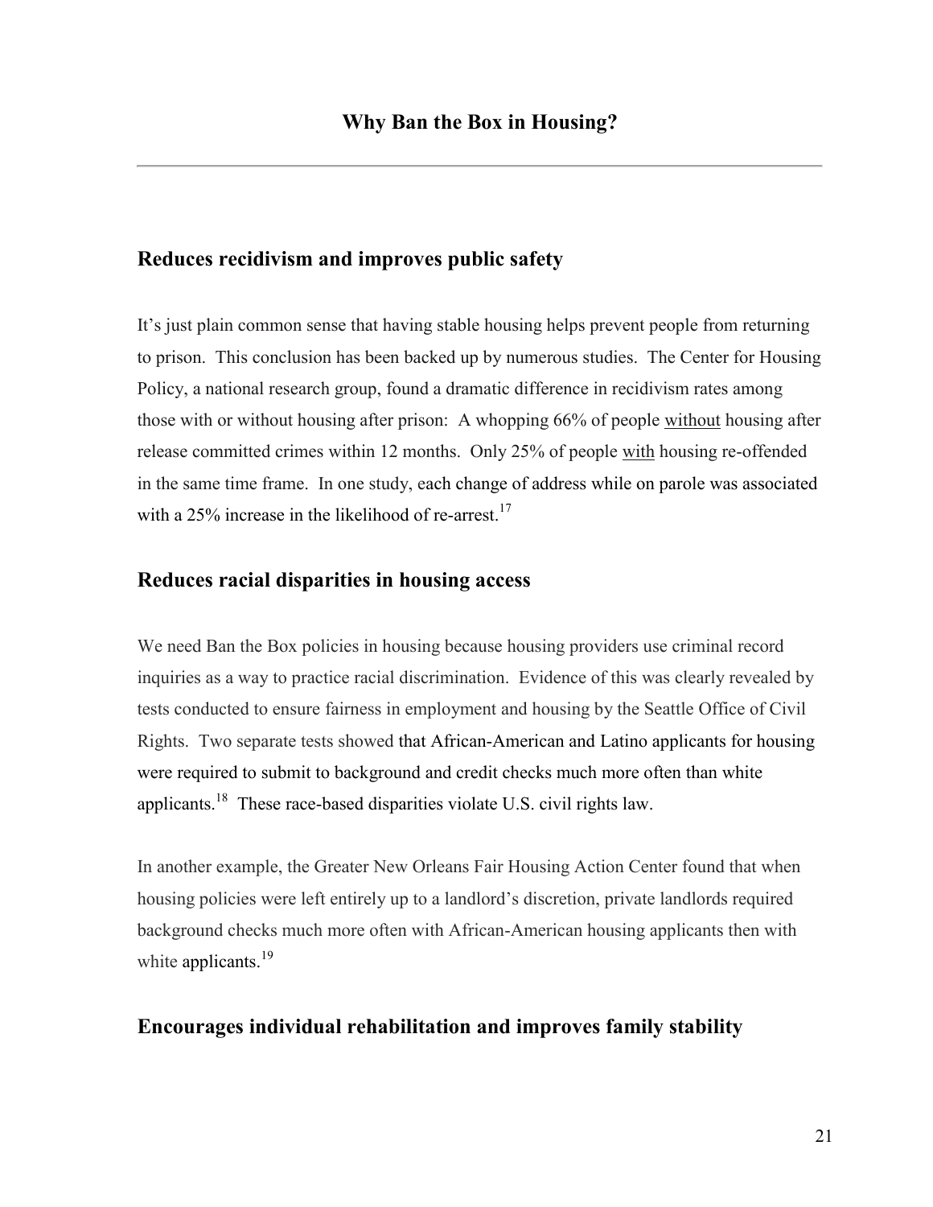## Why Ban the Box in Housing?

---

### Reduces recidivism and improves public safety

It's just plain common sense that having stable housing helps prevent people from returning to prison. This conclusion has been backed up by numerous studies. The Center for Housing Policy, a national research group, found a dramatic difference in recidivism rates among those with or without housing after prison: A whopping 66% of people <u>without</u> housing after release committed crimes within 12 months. Only 25% of people <u>with</u> housing re-offended in the same time frame. In one study, each change of address while on parole was associated with a 25% increase in the likelihood of re-arrest.[17]

### Reduces racial disparities in housing access

We need Ban the Box policies in housing because housing providers use criminal record inquiries as a way to practice racial discrimination. Evidence of this was clearly revealed by tests conducted to ensure fairness in employment and housing by the Seattle Office of Civil Rights. Two separate tests showed that African-American and Latino applicants for housing were required to submit to background and credit checks much more often than white applicants.[18] These race-based disparities violate U.S. civil rights law.

In another example, the Greater New Orleans Fair Housing Action Center found that when housing policies were left entirely up to a landlord's discretion, private landlords required background checks much more often with African-American housing applicants then with white applicants.[19]

### Encourages individual rehabilitation and improves family stability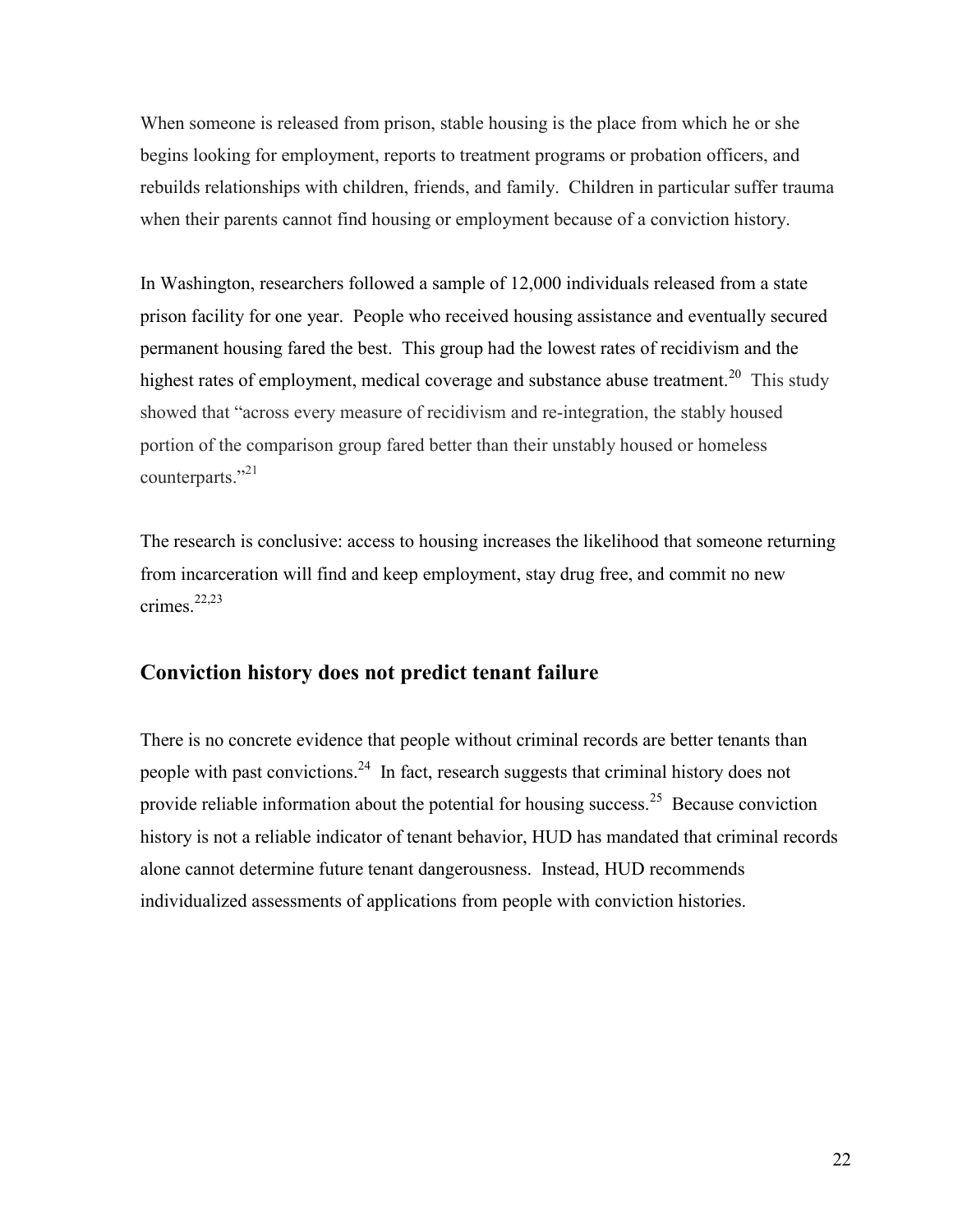When someone is released from prison, stable housing is the place from which he or she begins looking for employment, reports to treatment programs or probation officers, and rebuilds relationships with children, friends, and family. Children in particular suffer trauma when their parents cannot find housing or employment because of a conviction history.

In Washington, researchers followed a sample of 12,000 individuals released from a state prison facility for one year. People who received housing assistance and eventually secured permanent housing fared the best. This group had the lowest rates of recidivism and the highest rates of employment, medical coverage and substance abuse treatment.[20] This study showed that "across every measure of recidivism and re-integration, the stably housed portion of the comparison group fared better than their unstably housed or homeless counterparts."[21]

The research is conclusive: access to housing increases the likelihood that someone returning from incarceration will find and keep employment, stay drug free, and commit no new crimes.[22,23]

## Conviction history does not predict tenant failure

There is no concrete evidence that people without criminal records are better tenants than people with past convictions.[24] In fact, research suggests that criminal history does not provide reliable information about the potential for housing success.[25] Because conviction history is not a reliable indicator of tenant behavior, HUD has mandated that criminal records alone cannot determine future tenant dangerousness. Instead, HUD recommends individualized assessments of applications from people with conviction histories.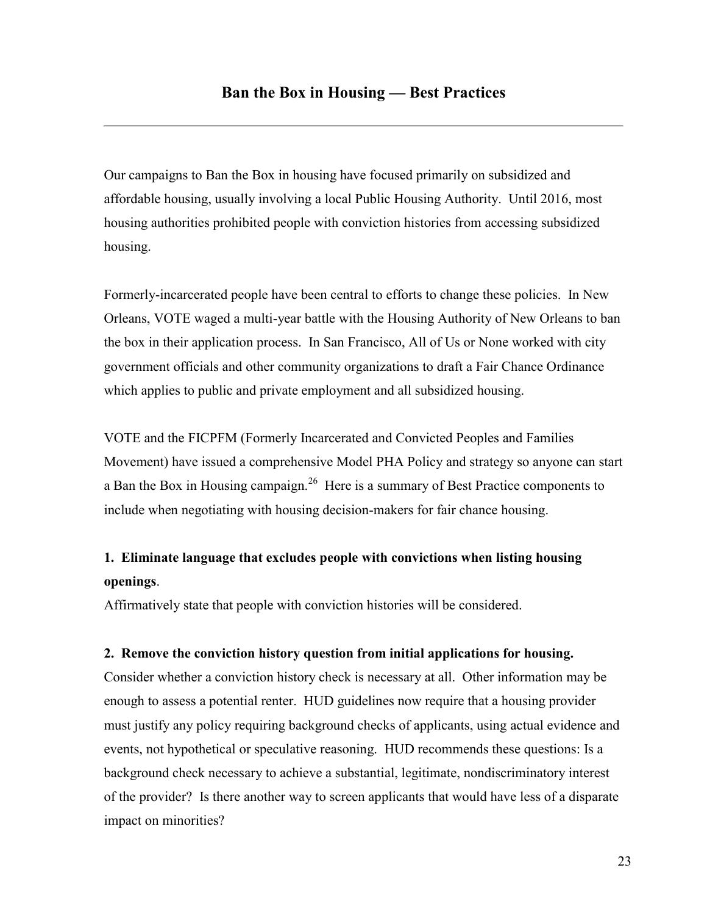## Ban the Box in Housing — Best Practices

Our campaigns to Ban the Box in housing have focused primarily on subsidized and affordable housing, usually involving a local Public Housing Authority. Until 2016, most housing authorities prohibited people with conviction histories from accessing subsidized housing.

Formerly-incarcerated people have been central to efforts to change these policies. In New Orleans, VOTE waged a multi-year battle with the Housing Authority of New Orleans to ban the box in their application process. In San Francisco, All of Us or None worked with city government officials and other community organizations to draft a Fair Chance Ordinance which applies to public and private employment and all subsidized housing.

VOTE and the FICPFM (Formerly Incarcerated and Convicted Peoples and Families Movement) have issued a comprehensive Model PHA Policy and strategy so anyone can start a Ban the Box in Housing campaign.[26] Here is a summary of Best Practice components to include when negotiating with housing decision-makers for fair chance housing.

**1. Eliminate language that excludes people with convictions when listing housing openings**.

Affirmatively state that people with conviction histories will be considered.

**2. Remove the conviction history question from initial applications for housing.**

Consider whether a conviction history check is necessary at all. Other information may be enough to assess a potential renter. HUD guidelines now require that a housing provider must justify any policy requiring background checks of applicants, using actual evidence and events, not hypothetical or speculative reasoning. HUD recommends these questions: Is a background check necessary to achieve a substantial, legitimate, nondiscriminatory interest of the provider? Is there another way to screen applicants that would have less of a disparate impact on minorities?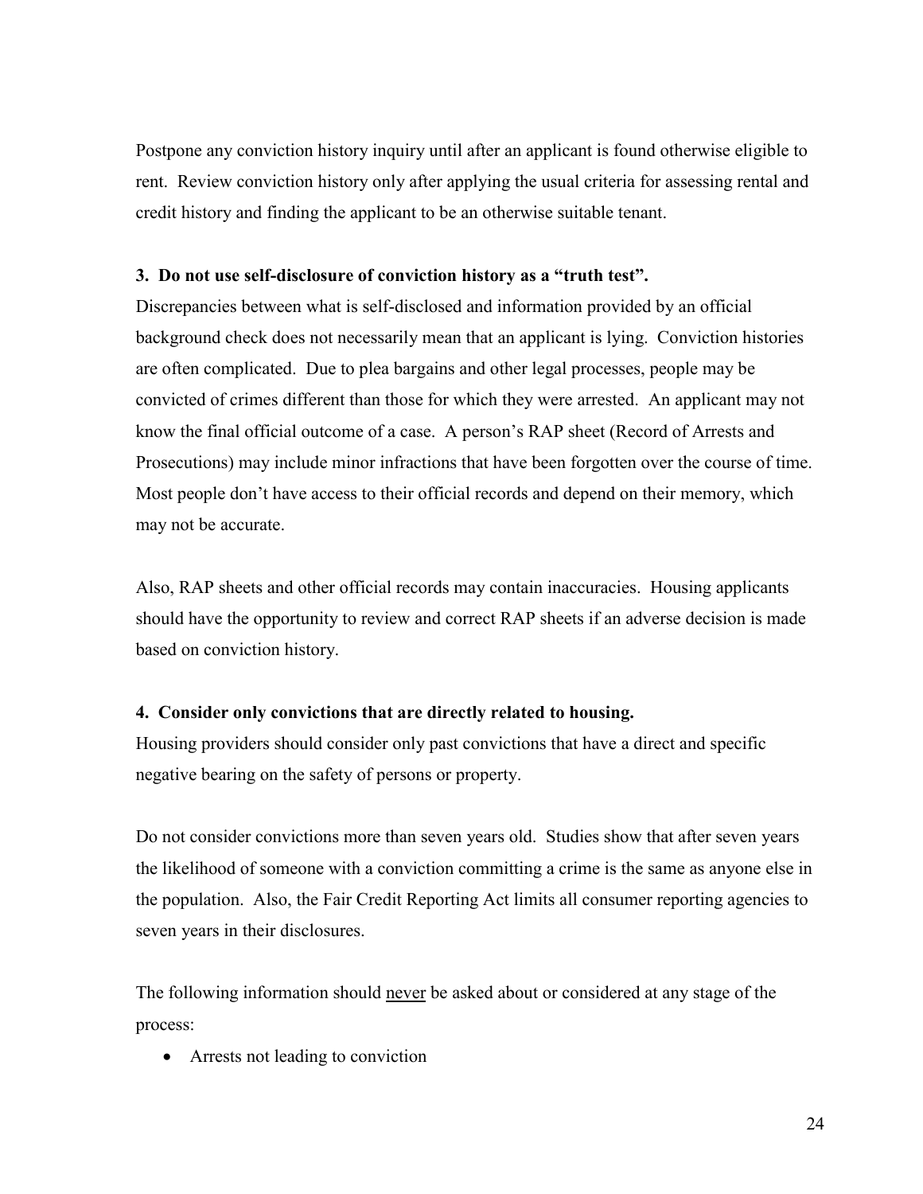Postpone any conviction history inquiry until after an applicant is found otherwise eligible to rent. Review conviction history only after applying the usual criteria for assessing rental and credit history and finding the applicant to be an otherwise suitable tenant.

**3. Do not use self-disclosure of conviction history as a "truth test".**

Discrepancies between what is self-disclosed and information provided by an official background check does not necessarily mean that an applicant is lying. Conviction histories are often complicated. Due to plea bargains and other legal processes, people may be convicted of crimes different than those for which they were arrested. An applicant may not know the final official outcome of a case. A person's RAP sheet (Record of Arrests and Prosecutions) may include minor infractions that have been forgotten over the course of time. Most people don't have access to their official records and depend on their memory, which may not be accurate.

Also, RAP sheets and other official records may contain inaccuracies. Housing applicants should have the opportunity to review and correct RAP sheets if an adverse decision is made based on conviction history.

**4. Consider only convictions that are directly related to housing.**

Housing providers should consider only past convictions that have a direct and specific negative bearing on the safety of persons or property.

Do not consider convictions more than seven years old. Studies show that after seven years the likelihood of someone with a conviction committing a crime is the same as anyone else in the population. Also, the Fair Credit Reporting Act limits all consumer reporting agencies to seven years in their disclosures.

The following information should <u>never</u> be asked about or considered at any stage of the process:

- Arrests not leading to conviction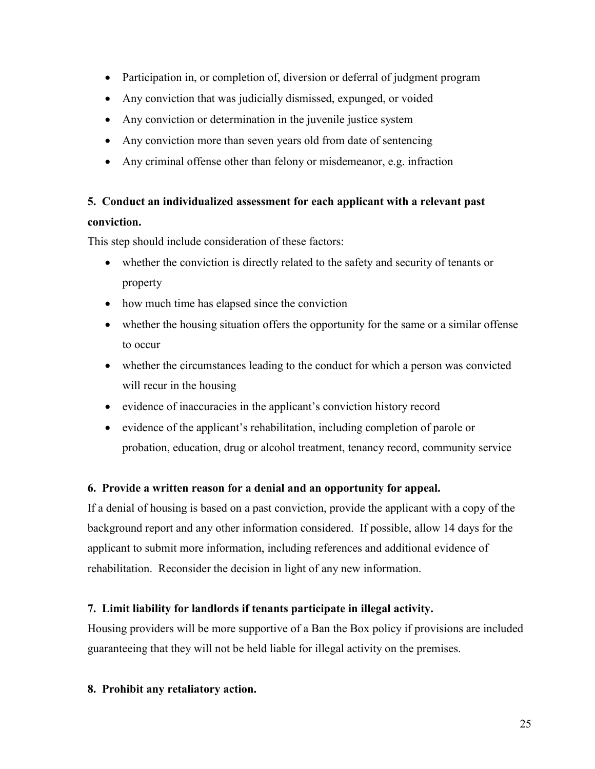- Participation in, or completion of, diversion or deferral of judgment program
- Any conviction that was judicially dismissed, expunged, or voided
- Any conviction or determination in the juvenile justice system
- Any conviction more than seven years old from date of sentencing
- Any criminal offense other than felony or misdemeanor, e.g. infraction

**5. Conduct an individualized assessment for each applicant with a relevant past conviction.**

This step should include consideration of these factors:

- whether the conviction is directly related to the safety and security of tenants or property
- how much time has elapsed since the conviction
- whether the housing situation offers the opportunity for the same or a similar offense to occur
- whether the circumstances leading to the conduct for which a person was convicted will recur in the housing
- evidence of inaccuracies in the applicant's conviction history record
- evidence of the applicant's rehabilitation, including completion of parole or probation, education, drug or alcohol treatment, tenancy record, community service

**6. Provide a written reason for a denial and an opportunity for appeal.**

If a denial of housing is based on a past conviction, provide the applicant with a copy of the background report and any other information considered. If possible, allow 14 days for the applicant to submit more information, including references and additional evidence of rehabilitation. Reconsider the decision in light of any new information.

**7. Limit liability for landlords if tenants participate in illegal activity.**

Housing providers will be more supportive of a Ban the Box policy if provisions are included guaranteeing that they will not be held liable for illegal activity on the premises.

**8. Prohibit any retaliatory action.**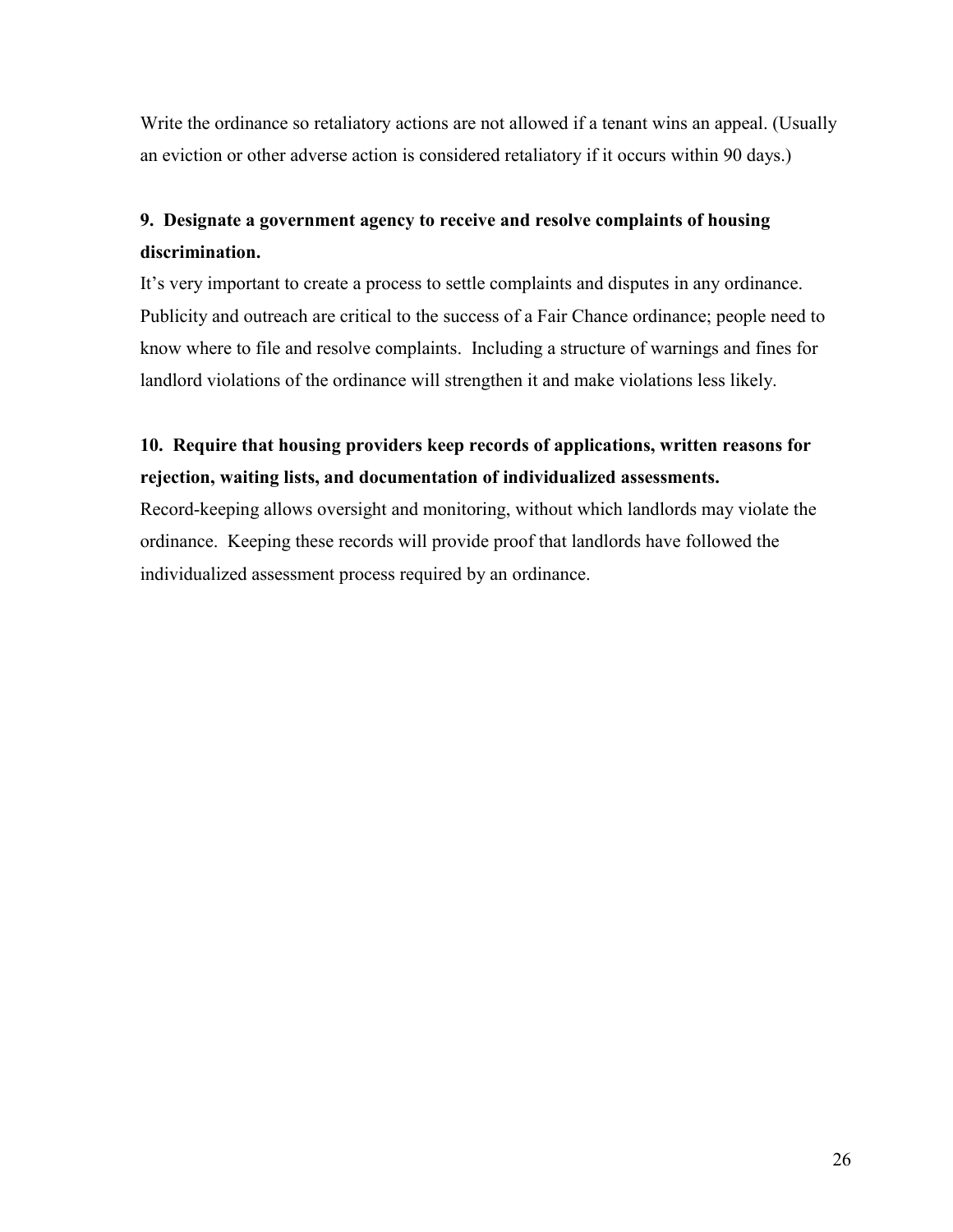Write the ordinance so retaliatory actions are not allowed if a tenant wins an appeal. (Usually an eviction or other adverse action is considered retaliatory if it occurs within 90 days.)

**9. Designate a government agency to receive and resolve complaints of housing discrimination.**

It's very important to create a process to settle complaints and disputes in any ordinance. Publicity and outreach are critical to the success of a Fair Chance ordinance; people need to know where to file and resolve complaints. Including a structure of warnings and fines for landlord violations of the ordinance will strengthen it and make violations less likely.

**10. Require that housing providers keep records of applications, written reasons for rejection, waiting lists, and documentation of individualized assessments.**

Record-keeping allows oversight and monitoring, without which landlords may violate the ordinance. Keeping these records will provide proof that landlords have followed the individualized assessment process required by an ordinance.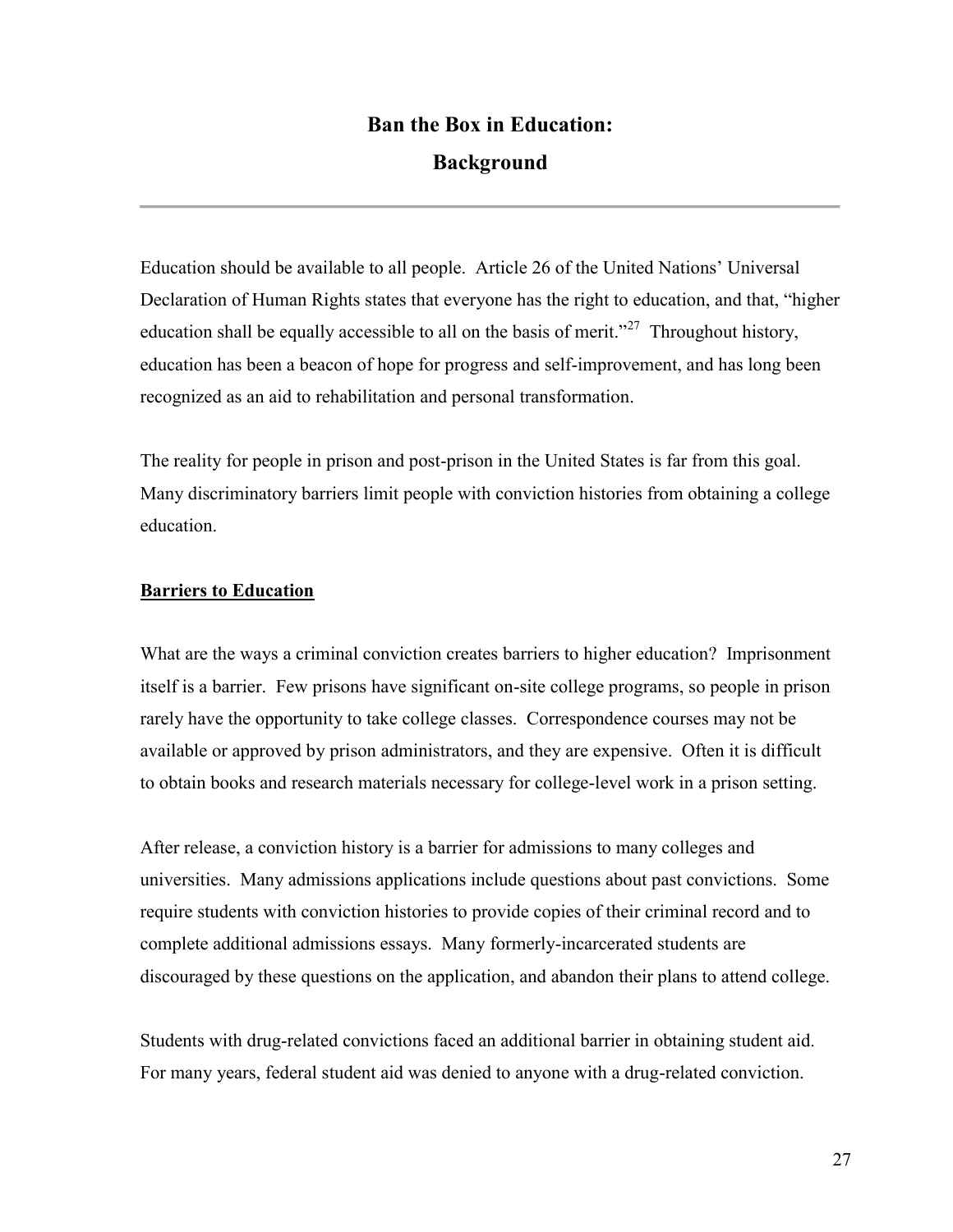# Ban the Box in Education: Background

Education should be available to all people. Article 26 of the United Nations' Universal Declaration of Human Rights states that everyone has the right to education, and that, "higher education shall be equally accessible to all on the basis of merit."[27] Throughout history, education has been a beacon of hope for progress and self-improvement, and has long been recognized as an aid to rehabilitation and personal transformation.

The reality for people in prison and post-prison in the United States is far from this goal. Many discriminatory barriers limit people with conviction histories from obtaining a college education.

## Barriers to Education

What are the ways a criminal conviction creates barriers to higher education? Imprisonment itself is a barrier. Few prisons have significant on-site college programs, so people in prison rarely have the opportunity to take college classes. Correspondence courses may not be available or approved by prison administrators, and they are expensive. Often it is difficult to obtain books and research materials necessary for college-level work in a prison setting.

After release, a conviction history is a barrier for admissions to many colleges and universities. Many admissions applications include questions about past convictions. Some require students with conviction histories to provide copies of their criminal record and to complete additional admissions essays. Many formerly-incarcerated students are discouraged by these questions on the application, and abandon their plans to attend college.

Students with drug-related convictions faced an additional barrier in obtaining student aid. For many years, federal student aid was denied to anyone with a drug-related conviction.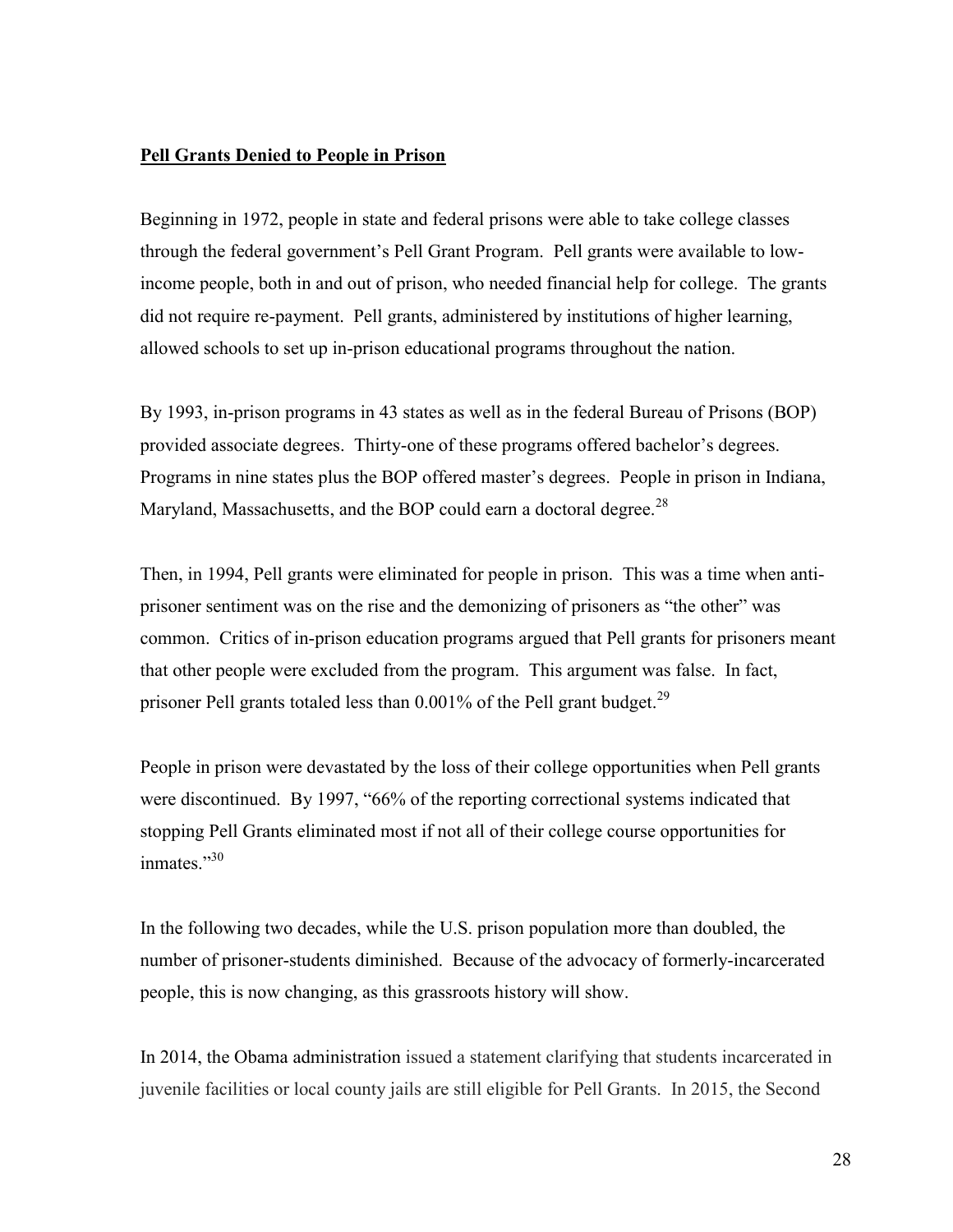**Pell Grants Denied to People in Prison**

Beginning in 1972, people in state and federal prisons were able to take college classes through the federal government's Pell Grant Program. Pell grants were available to low-income people, both in and out of prison, who needed financial help for college. The grants did not require re-payment. Pell grants, administered by institutions of higher learning, allowed schools to set up in-prison educational programs throughout the nation.

By 1993, in-prison programs in 43 states as well as in the federal Bureau of Prisons (BOP) provided associate degrees. Thirty-one of these programs offered bachelor's degrees. Programs in nine states plus the BOP offered master's degrees. People in prison in Indiana, Maryland, Massachusetts, and the BOP could earn a doctoral degree.[28]

Then, in 1994, Pell grants were eliminated for people in prison. This was a time when anti-prisoner sentiment was on the rise and the demonizing of prisoners as "the other" was common. Critics of in-prison education programs argued that Pell grants for prisoners meant that other people were excluded from the program. This argument was false. In fact, prisoner Pell grants totaled less than 0.001% of the Pell grant budget.[29]

People in prison were devastated by the loss of their college opportunities when Pell grants were discontinued. By 1997, "66% of the reporting correctional systems indicated that stopping Pell Grants eliminated most if not all of their college course opportunities for inmates."[30]

In the following two decades, while the U.S. prison population more than doubled, the number of prisoner-students diminished. Because of the advocacy of formerly-incarcerated people, this is now changing, as this grassroots history will show.

In 2014, the Obama administration issued a statement clarifying that students incarcerated in juvenile facilities or local county jails are still eligible for Pell Grants. In 2015, the Second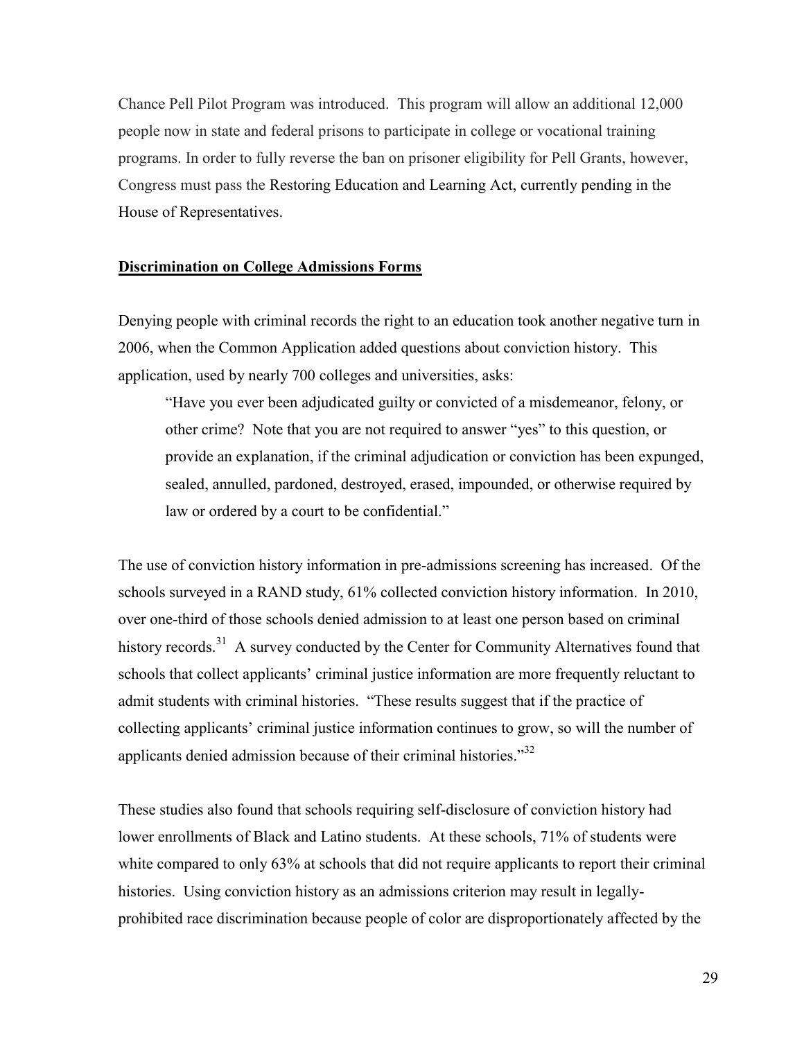Chance Pell Pilot Program was introduced. This program will allow an additional 12,000 people now in state and federal prisons to participate in college or vocational training programs. In order to fully reverse the ban on prisoner eligibility for Pell Grants, however, Congress must pass the Restoring Education and Learning Act, currently pending in the House of Representatives.

## Discrimination on College Admissions Forms

Denying people with criminal records the right to an education took another negative turn in 2006, when the Common Application added questions about conviction history. This application, used by nearly 700 colleges and universities, asks:

> "Have you ever been adjudicated guilty or convicted of a misdemeanor, felony, or other crime? Note that you are not required to answer "yes" to this question, or provide an explanation, if the criminal adjudication or conviction has been expunged, sealed, annulled, pardoned, destroyed, erased, impounded, or otherwise required by law or ordered by a court to be confidential."

The use of conviction history information in pre-admissions screening has increased. Of the schools surveyed in a RAND study, 61% collected conviction history information. In 2010, over one-third of those schools denied admission to at least one person based on criminal history records.[31] A survey conducted by the Center for Community Alternatives found that schools that collect applicants' criminal justice information are more frequently reluctant to admit students with criminal histories. "These results suggest that if the practice of collecting applicants' criminal justice information continues to grow, so will the number of applicants denied admission because of their criminal histories."[32]

These studies also found that schools requiring self-disclosure of conviction history had lower enrollments of Black and Latino students. At these schools, 71% of students were white compared to only 63% at schools that did not require applicants to report their criminal histories. Using conviction history as an admissions criterion may result in legally-prohibited race discrimination because people of color are disproportionately affected by the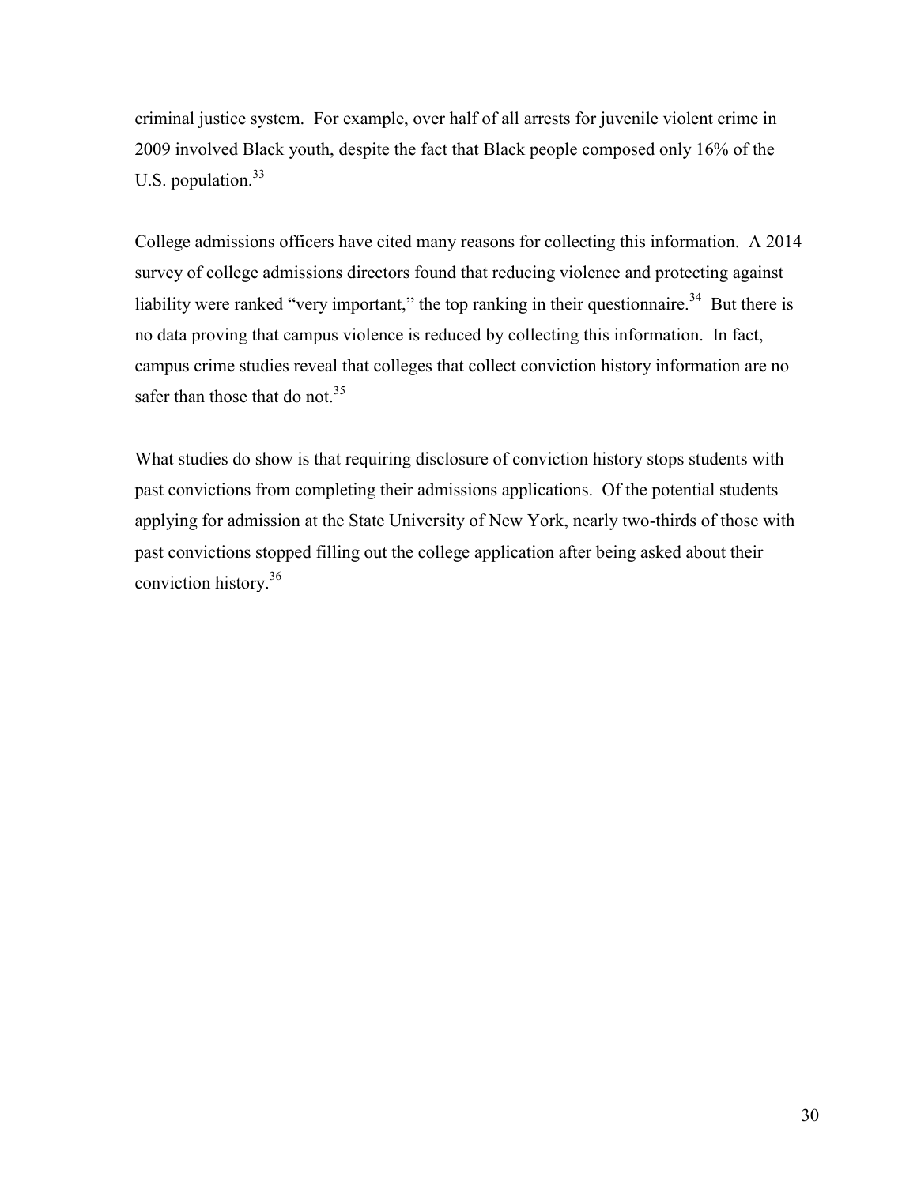criminal justice system. For example, over half of all arrests for juvenile violent crime in 2009 involved Black youth, despite the fact that Black people composed only 16% of the U.S. population.[33]

College admissions officers have cited many reasons for collecting this information. A 2014 survey of college admissions directors found that reducing violence and protecting against liability were ranked "very important," the top ranking in their questionnaire.[34] But there is no data proving that campus violence is reduced by collecting this information. In fact, campus crime studies reveal that colleges that collect conviction history information are no safer than those that do not.[35]

What studies do show is that requiring disclosure of conviction history stops students with past convictions from completing their admissions applications. Of the potential students applying for admission at the State University of New York, nearly two-thirds of those with past convictions stopped filling out the college application after being asked about their conviction history.[36]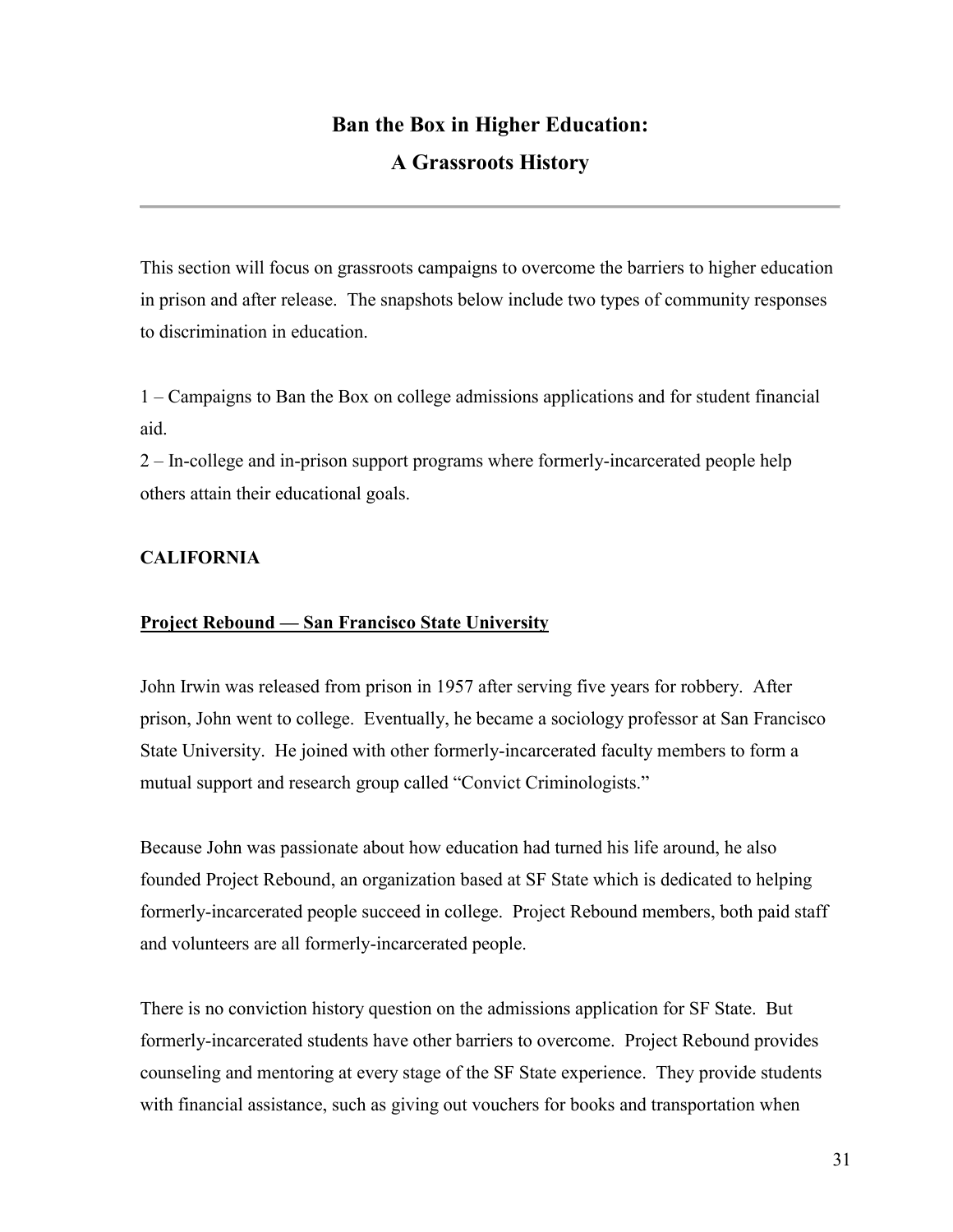# Ban the Box in Higher Education:

# A Grassroots History

---

This section will focus on grassroots campaigns to overcome the barriers to higher education in prison and after release. The snapshots below include two types of community responses to discrimination in education.

1 – Campaigns to Ban the Box on college admissions applications and for student financial aid.
2 – In-college and in-prison support programs where formerly-incarcerated people help others attain their educational goals.

**CALIFORNIA**

**<u>Project Rebound — San Francisco State University</u>**

John Irwin was released from prison in 1957 after serving five years for robbery. After prison, John went to college. Eventually, he became a sociology professor at San Francisco State University. He joined with other formerly-incarcerated faculty members to form a mutual support and research group called "Convict Criminologists."

Because John was passionate about how education had turned his life around, he also founded Project Rebound, an organization based at SF State which is dedicated to helping formerly-incarcerated people succeed in college. Project Rebound members, both paid staff and volunteers are all formerly-incarcerated people.

There is no conviction history question on the admissions application for SF State. But formerly-incarcerated students have other barriers to overcome. Project Rebound provides counseling and mentoring at every stage of the SF State experience. They provide students with financial assistance, such as giving out vouchers for books and transportation when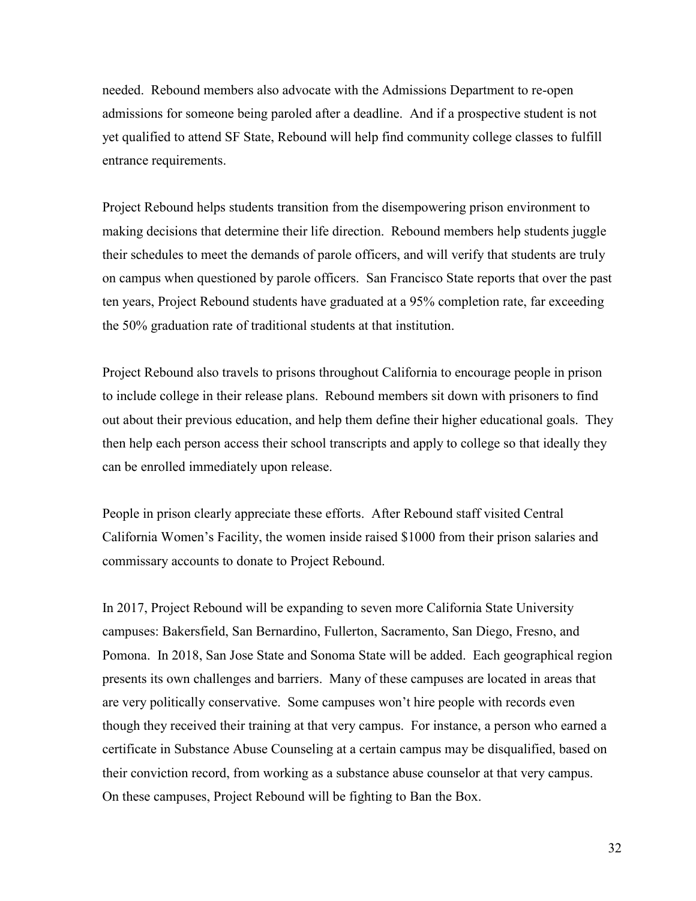needed. Rebound members also advocate with the Admissions Department to re-open admissions for someone being paroled after a deadline. And if a prospective student is not yet qualified to attend SF State, Rebound will help find community college classes to fulfill entrance requirements.

Project Rebound helps students transition from the disempowering prison environment to making decisions that determine their life direction. Rebound members help students juggle their schedules to meet the demands of parole officers, and will verify that students are truly on campus when questioned by parole officers. San Francisco State reports that over the past ten years, Project Rebound students have graduated at a 95% completion rate, far exceeding the 50% graduation rate of traditional students at that institution.

Project Rebound also travels to prisons throughout California to encourage people in prison to include college in their release plans. Rebound members sit down with prisoners to find out about their previous education, and help them define their higher educational goals. They then help each person access their school transcripts and apply to college so that ideally they can be enrolled immediately upon release.

People in prison clearly appreciate these efforts. After Rebound staff visited Central California Women's Facility, the women inside raised $1000 from their prison salaries and commissary accounts to donate to Project Rebound.

In 2017, Project Rebound will be expanding to seven more California State University campuses: Bakersfield, San Bernardino, Fullerton, Sacramento, San Diego, Fresno, and Pomona. In 2018, San Jose State and Sonoma State will be added. Each geographical region presents its own challenges and barriers. Many of these campuses are located in areas that are very politically conservative. Some campuses won't hire people with records even though they received their training at that very campus. For instance, a person who earned a certificate in Substance Abuse Counseling at a certain campus may be disqualified, based on their conviction record, from working as a substance abuse counselor at that very campus. On these campuses, Project Rebound will be fighting to Ban the Box.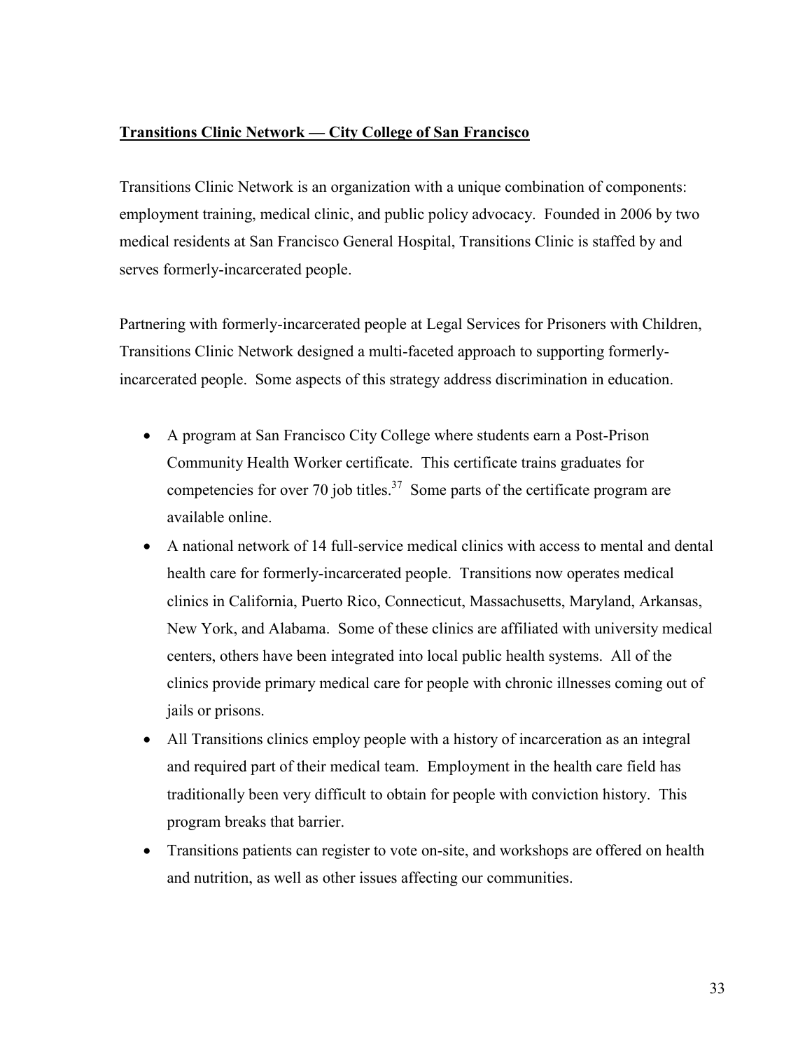**Transitions Clinic Network — City College of San Francisco**

Transitions Clinic Network is an organization with a unique combination of components: employment training, medical clinic, and public policy advocacy. Founded in 2006 by two medical residents at San Francisco General Hospital, Transitions Clinic is staffed by and serves formerly-incarcerated people.

Partnering with formerly-incarcerated people at Legal Services for Prisoners with Children, Transitions Clinic Network designed a multi-faceted approach to supporting formerly-incarcerated people. Some aspects of this strategy address discrimination in education.

- A program at San Francisco City College where students earn a Post-Prison Community Health Worker certificate. This certificate trains graduates for competencies for over 70 job titles.[37] Some parts of the certificate program are available online.
- A national network of 14 full-service medical clinics with access to mental and dental health care for formerly-incarcerated people. Transitions now operates medical clinics in California, Puerto Rico, Connecticut, Massachusetts, Maryland, Arkansas, New York, and Alabama. Some of these clinics are affiliated with university medical centers, others have been integrated into local public health systems. All of the clinics provide primary medical care for people with chronic illnesses coming out of jails or prisons.
- All Transitions clinics employ people with a history of incarceration as an integral and required part of their medical team. Employment in the health care field has traditionally been very difficult to obtain for people with conviction history. This program breaks that barrier.
- Transitions patients can register to vote on-site, and workshops are offered on health and nutrition, as well as other issues affecting our communities.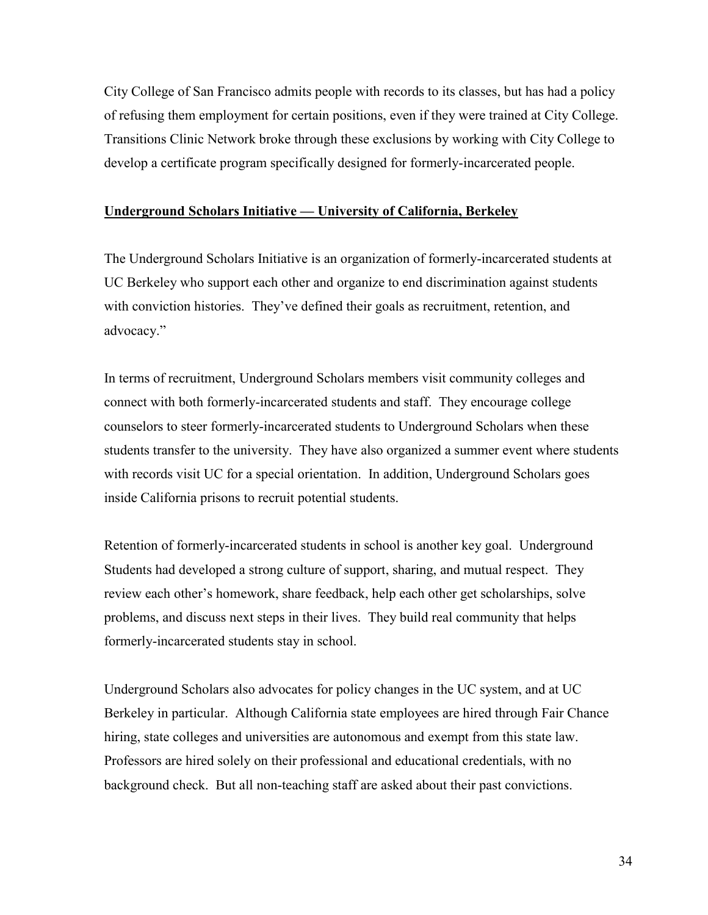City College of San Francisco admits people with records to its classes, but has had a policy of refusing them employment for certain positions, even if they were trained at City College. Transitions Clinic Network broke through these exclusions by working with City College to develop a certificate program specifically designed for formerly-incarcerated people.

**Underground Scholars Initiative — University of California, Berkeley**

The Underground Scholars Initiative is an organization of formerly-incarcerated students at UC Berkeley who support each other and organize to end discrimination against students with conviction histories. They've defined their goals as recruitment, retention, and advocacy."

In terms of recruitment, Underground Scholars members visit community colleges and connect with both formerly-incarcerated students and staff. They encourage college counselors to steer formerly-incarcerated students to Underground Scholars when these students transfer to the university. They have also organized a summer event where students with records visit UC for a special orientation. In addition, Underground Scholars goes inside California prisons to recruit potential students.

Retention of formerly-incarcerated students in school is another key goal. Underground Students had developed a strong culture of support, sharing, and mutual respect. They review each other's homework, share feedback, help each other get scholarships, solve problems, and discuss next steps in their lives. They build real community that helps formerly-incarcerated students stay in school.

Underground Scholars also advocates for policy changes in the UC system, and at UC Berkeley in particular. Although California state employees are hired through Fair Chance hiring, state colleges and universities are autonomous and exempt from this state law. Professors are hired solely on their professional and educational credentials, with no background check. But all non-teaching staff are asked about their past convictions.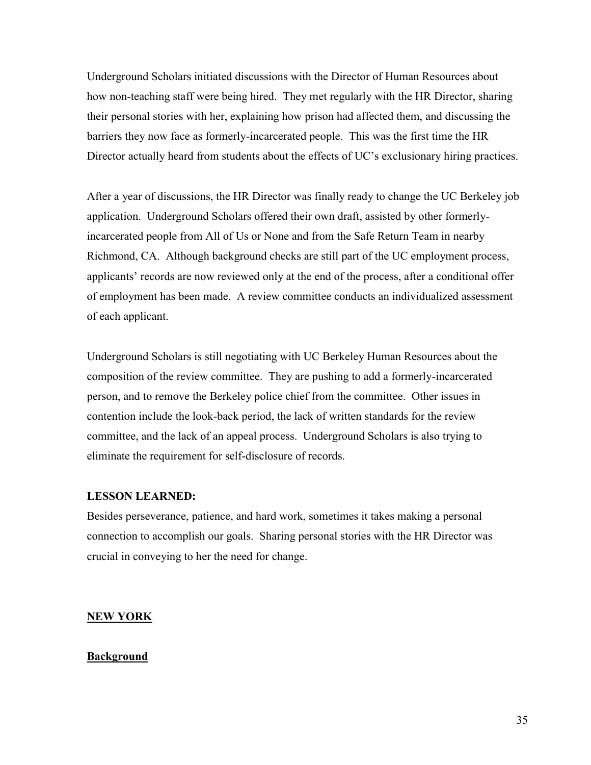Underground Scholars initiated discussions with the Director of Human Resources about how non-teaching staff were being hired. They met regularly with the HR Director, sharing their personal stories with her, explaining how prison had affected them, and discussing the barriers they now face as formerly-incarcerated people. This was the first time the HR Director actually heard from students about the effects of UC's exclusionary hiring practices.

After a year of discussions, the HR Director was finally ready to change the UC Berkeley job application. Underground Scholars offered their own draft, assisted by other formerly-incarcerated people from All of Us or None and from the Safe Return Team in nearby Richmond, CA. Although background checks are still part of the UC employment process, applicants' records are now reviewed only at the end of the process, after a conditional offer of employment has been made. A review committee conducts an individualized assessment of each applicant.

Underground Scholars is still negotiating with UC Berkeley Human Resources about the composition of the review committee. They are pushing to add a formerly-incarcerated person, and to remove the Berkeley police chief from the committee. Other issues in contention include the look-back period, the lack of written standards for the review committee, and the lack of an appeal process. Underground Scholars is also trying to eliminate the requirement for self-disclosure of records.

**LESSON LEARNED:**
Besides perseverance, patience, and hard work, sometimes it takes making a personal connection to accomplish our goals. Sharing personal stories with the HR Director was crucial in conveying to her the need for change.

## NEW YORK

### Background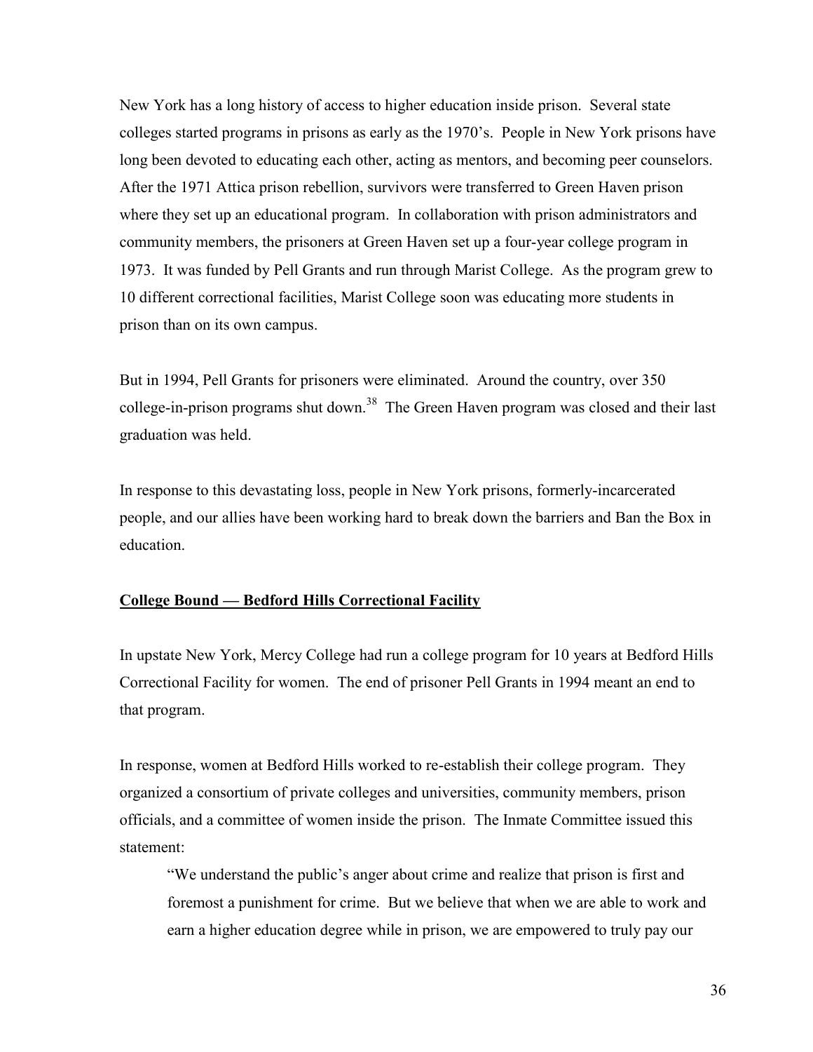New York has a long history of access to higher education inside prison. Several state colleges started programs in prisons as early as the 1970's. People in New York prisons have long been devoted to educating each other, acting as mentors, and becoming peer counselors. After the 1971 Attica prison rebellion, survivors were transferred to Green Haven prison where they set up an educational program. In collaboration with prison administrators and community members, the prisoners at Green Haven set up a four-year college program in 1973. It was funded by Pell Grants and run through Marist College. As the program grew to 10 different correctional facilities, Marist College soon was educating more students in prison than on its own campus.

But in 1994, Pell Grants for prisoners were eliminated. Around the country, over 350 college-in-prison programs shut down.[38] The Green Haven program was closed and their last graduation was held.

In response to this devastating loss, people in New York prisons, formerly-incarcerated people, and our allies have been working hard to break down the barriers and Ban the Box in education.

**College Bound — Bedford Hills Correctional Facility**

In upstate New York, Mercy College had run a college program for 10 years at Bedford Hills Correctional Facility for women. The end of prisoner Pell Grants in 1994 meant an end to that program.

In response, women at Bedford Hills worked to re-establish their college program. They organized a consortium of private colleges and universities, community members, prison officials, and a committee of women inside the prison. The Inmate Committee issued this statement:

> "We understand the public's anger about crime and realize that prison is first and foremost a punishment for crime. But we believe that when we are able to work and earn a higher education degree while in prison, we are empowered to truly pay our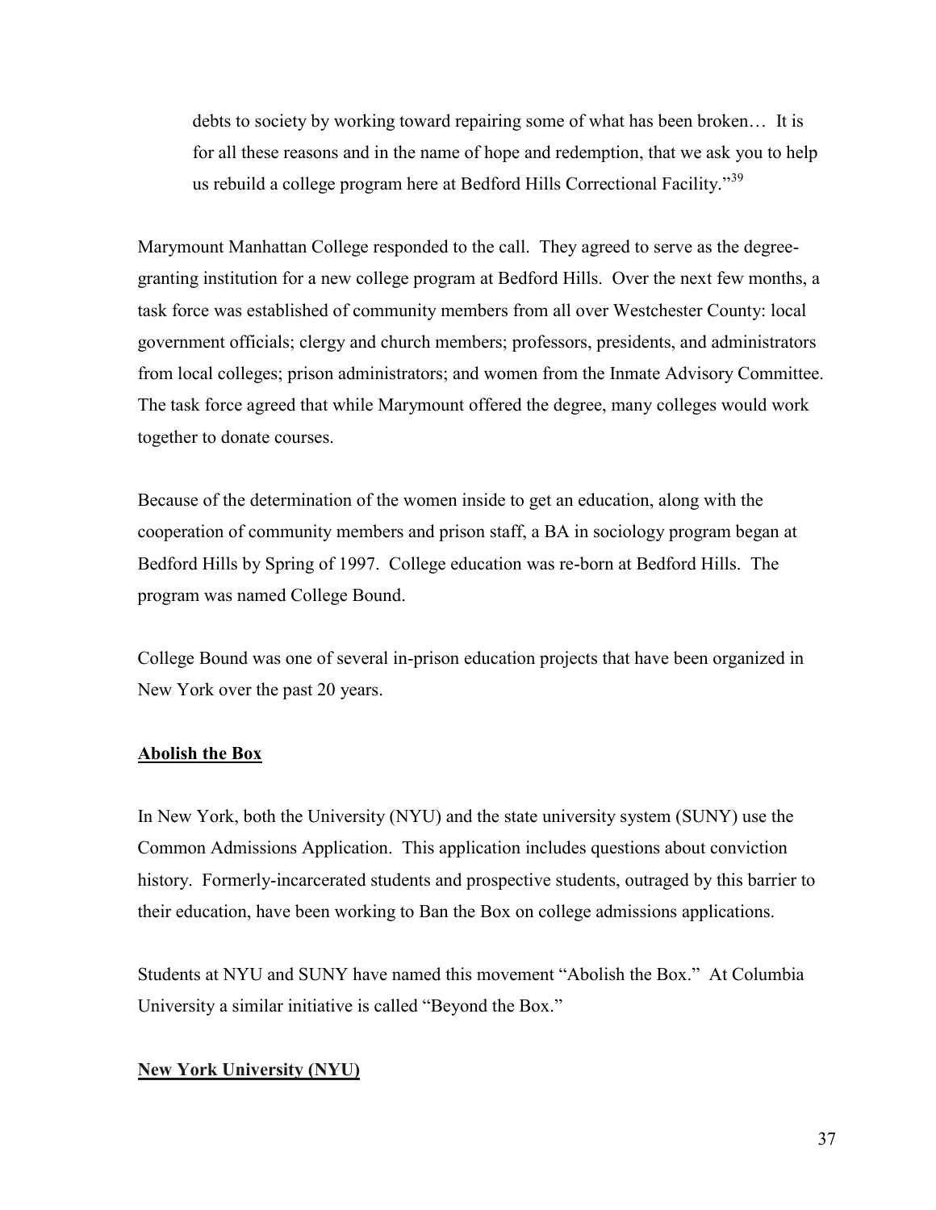> debts to society by working toward repairing some of what has been broken… It is for all these reasons and in the name of hope and redemption, that we ask you to help us rebuild a college program here at Bedford Hills Correctional Facility."[39]

Marymount Manhattan College responded to the call. They agreed to serve as the degree-granting institution for a new college program at Bedford Hills. Over the next few months, a task force was established of community members from all over Westchester County: local government officials; clergy and church members; professors, presidents, and administrators from local colleges; prison administrators; and women from the Inmate Advisory Committee. The task force agreed that while Marymount offered the degree, many colleges would work together to donate courses.

Because of the determination of the women inside to get an education, along with the cooperation of community members and prison staff, a BA in sociology program began at Bedford Hills by Spring of 1997. College education was re-born at Bedford Hills. The program was named College Bound.

College Bound was one of several in-prison education projects that have been organized in New York over the past 20 years.

**Abolish the Box**

In New York, both the University (NYU) and the state university system (SUNY) use the Common Admissions Application. This application includes questions about conviction history. Formerly-incarcerated students and prospective students, outraged by this barrier to their education, have been working to Ban the Box on college admissions applications.

Students at NYU and SUNY have named this movement "Abolish the Box." At Columbia University a similar initiative is called "Beyond the Box."

**New York University (NYU)**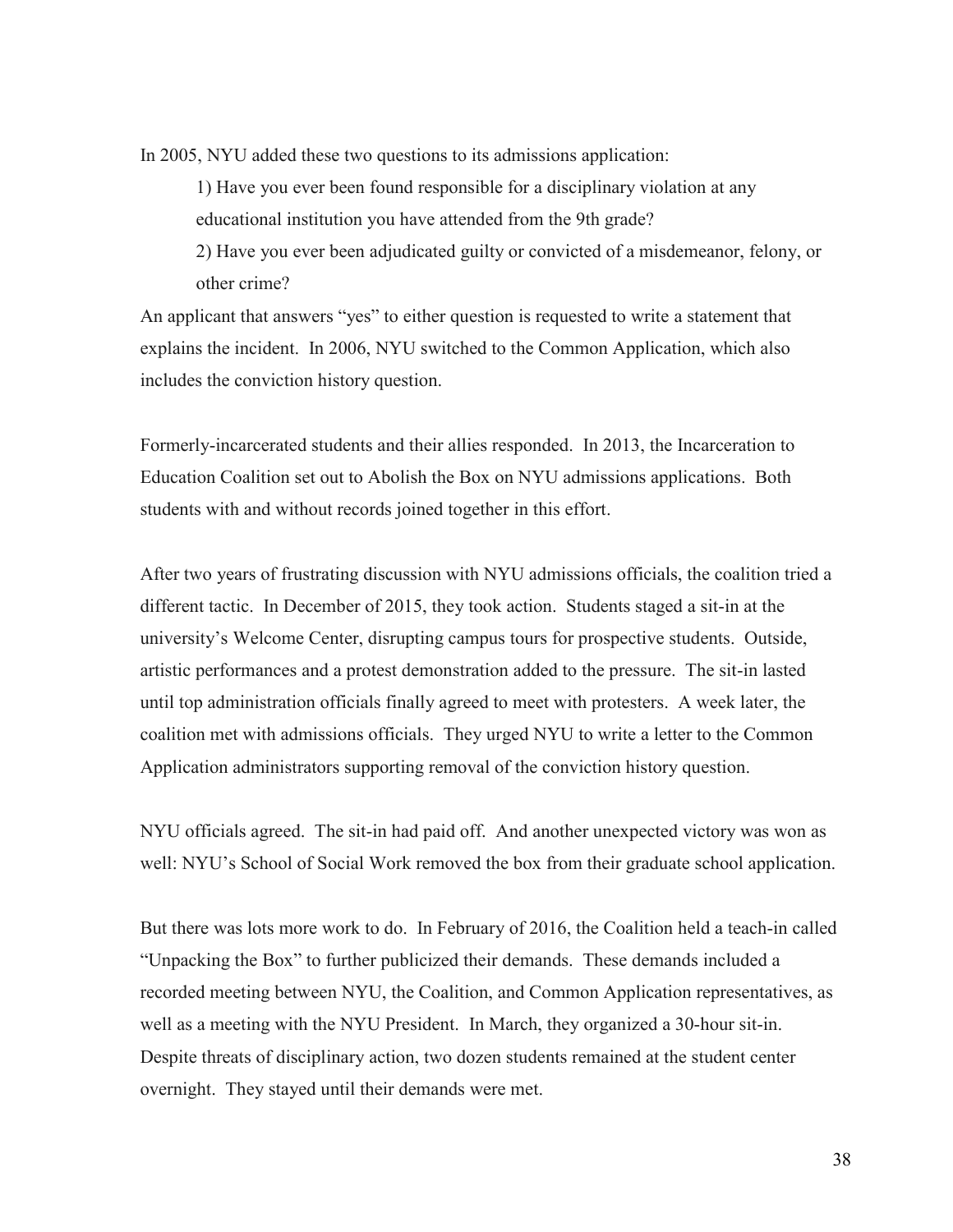In 2005, NYU added these two questions to its admissions application:

1) Have you ever been found responsible for a disciplinary violation at any educational institution you have attended from the 9th grade?

2) Have you ever been adjudicated guilty or convicted of a misdemeanor, felony, or other crime?

An applicant that answers "yes" to either question is requested to write a statement that explains the incident. In 2006, NYU switched to the Common Application, which also includes the conviction history question.

Formerly-incarcerated students and their allies responded. In 2013, the Incarceration to Education Coalition set out to Abolish the Box on NYU admissions applications. Both students with and without records joined together in this effort.

After two years of frustrating discussion with NYU admissions officials, the coalition tried a different tactic. In December of 2015, they took action. Students staged a sit-in at the university's Welcome Center, disrupting campus tours for prospective students. Outside, artistic performances and a protest demonstration added to the pressure. The sit-in lasted until top administration officials finally agreed to meet with protesters. A week later, the coalition met with admissions officials. They urged NYU to write a letter to the Common Application administrators supporting removal of the conviction history question.

NYU officials agreed. The sit-in had paid off. And another unexpected victory was won as well: NYU's School of Social Work removed the box from their graduate school application.

But there was lots more work to do. In February of 2016, the Coalition held a teach-in called "Unpacking the Box" to further publicized their demands. These demands included a recorded meeting between NYU, the Coalition, and Common Application representatives, as well as a meeting with the NYU President. In March, they organized a 30-hour sit-in. Despite threats of disciplinary action, two dozen students remained at the student center overnight. They stayed until their demands were met.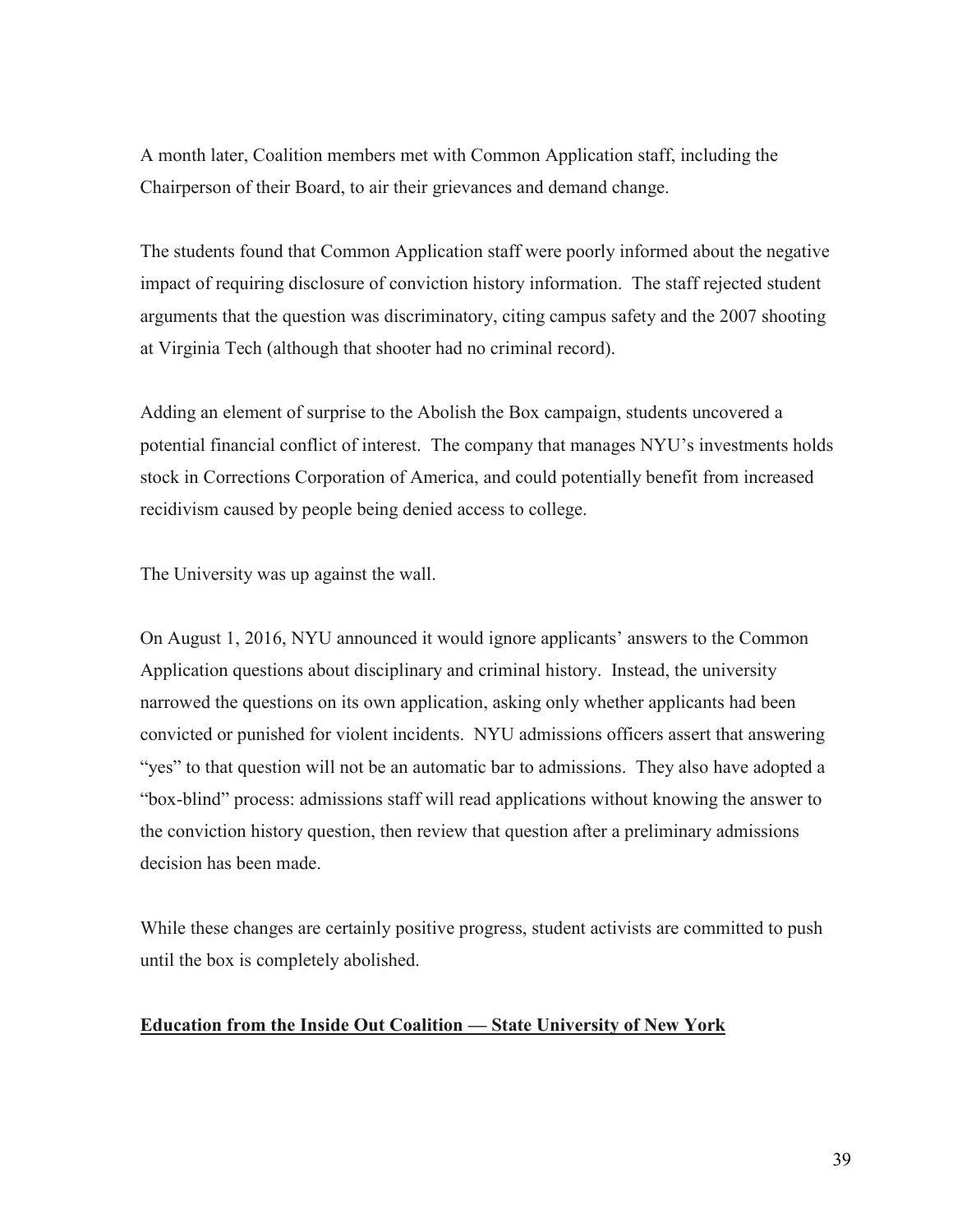A month later, Coalition members met with Common Application staff, including the Chairperson of their Board, to air their grievances and demand change.

The students found that Common Application staff were poorly informed about the negative impact of requiring disclosure of conviction history information. The staff rejected student arguments that the question was discriminatory, citing campus safety and the 2007 shooting at Virginia Tech (although that shooter had no criminal record).

Adding an element of surprise to the Abolish the Box campaign, students uncovered a potential financial conflict of interest. The company that manages NYU's investments holds stock in Corrections Corporation of America, and could potentially benefit from increased recidivism caused by people being denied access to college.

The University was up against the wall.

On August 1, 2016, NYU announced it would ignore applicants' answers to the Common Application questions about disciplinary and criminal history. Instead, the university narrowed the questions on its own application, asking only whether applicants had been convicted or punished for violent incidents. NYU admissions officers assert that answering "yes" to that question will not be an automatic bar to admissions. They also have adopted a "box-blind" process: admissions staff will read applications without knowing the answer to the conviction history question, then review that question after a preliminary admissions decision has been made.

While these changes are certainly positive progress, student activists are committed to push until the box is completely abolished.

**Education from the Inside Out Coalition — State University of New York**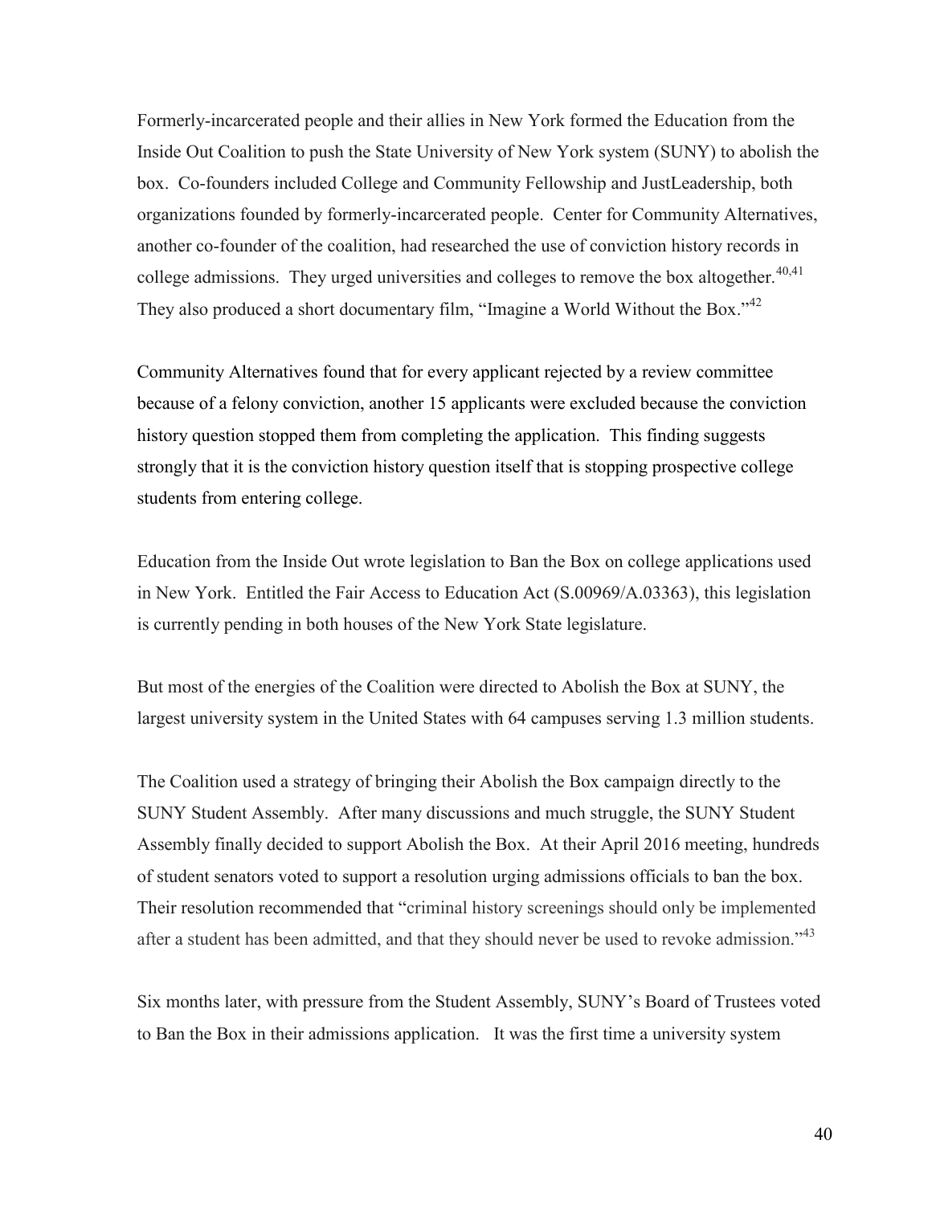Formerly-incarcerated people and their allies in New York formed the Education from the Inside Out Coalition to push the State University of New York system (SUNY) to abolish the box. Co-founders included College and Community Fellowship and JustLeadership, both organizations founded by formerly-incarcerated people. Center for Community Alternatives, another co-founder of the coalition, had researched the use of conviction history records in college admissions. They urged universities and colleges to remove the box altogether.[40,41] They also produced a short documentary film, "Imagine a World Without the Box."[42]

Community Alternatives found that for every applicant rejected by a review committee because of a felony conviction, another 15 applicants were excluded because the conviction history question stopped them from completing the application. This finding suggests strongly that it is the conviction history question itself that is stopping prospective college students from entering college.

Education from the Inside Out wrote legislation to Ban the Box on college applications used in New York. Entitled the Fair Access to Education Act (S.00969/A.03363), this legislation is currently pending in both houses of the New York State legislature.

But most of the energies of the Coalition were directed to Abolish the Box at SUNY, the largest university system in the United States with 64 campuses serving 1.3 million students.

The Coalition used a strategy of bringing their Abolish the Box campaign directly to the SUNY Student Assembly. After many discussions and much struggle, the SUNY Student Assembly finally decided to support Abolish the Box. At their April 2016 meeting, hundreds of student senators voted to support a resolution urging admissions officials to ban the box. Their resolution recommended that "criminal history screenings should only be implemented after a student has been admitted, and that they should never be used to revoke admission."[43]

Six months later, with pressure from the Student Assembly, SUNY's Board of Trustees voted to Ban the Box in their admissions application. It was the first time a university system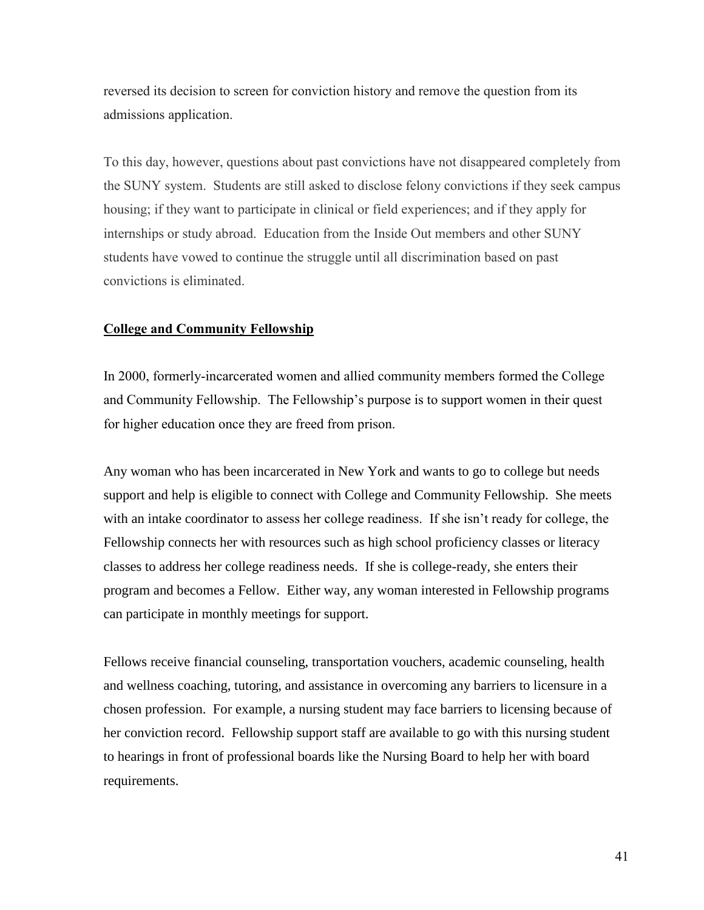reversed its decision to screen for conviction history and remove the question from its admissions application.

To this day, however, questions about past convictions have not disappeared completely from the SUNY system. Students are still asked to disclose felony convictions if they seek campus housing; if they want to participate in clinical or field experiences; and if they apply for internships or study abroad. Education from the Inside Out members and other SUNY students have vowed to continue the struggle until all discrimination based on past convictions is eliminated.

**College and Community Fellowship**

In 2000, formerly-incarcerated women and allied community members formed the College and Community Fellowship. The Fellowship's purpose is to support women in their quest for higher education once they are freed from prison.

Any woman who has been incarcerated in New York and wants to go to college but needs support and help is eligible to connect with College and Community Fellowship. She meets with an intake coordinator to assess her college readiness. If she isn't ready for college, the Fellowship connects her with resources such as high school proficiency classes or literacy classes to address her college readiness needs. If she is college-ready, she enters their program and becomes a Fellow. Either way, any woman interested in Fellowship programs can participate in monthly meetings for support.

Fellows receive financial counseling, transportation vouchers, academic counseling, health and wellness coaching, tutoring, and assistance in overcoming any barriers to licensure in a chosen profession. For example, a nursing student may face barriers to licensing because of her conviction record. Fellowship support staff are available to go with this nursing student to hearings in front of professional boards like the Nursing Board to help her with board requirements.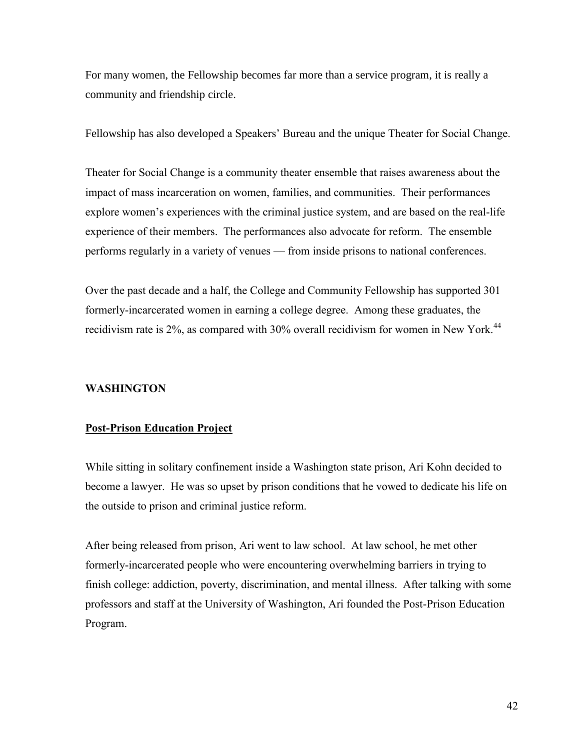For many women, the Fellowship becomes far more than a service program, it is really a community and friendship circle.

Fellowship has also developed a Speakers' Bureau and the unique Theater for Social Change.

Theater for Social Change is a community theater ensemble that raises awareness about the impact of mass incarceration on women, families, and communities. Their performances explore women's experiences with the criminal justice system, and are based on the real-life experience of their members. The performances also advocate for reform. The ensemble performs regularly in a variety of venues — from inside prisons to national conferences.

Over the past decade and a half, the College and Community Fellowship has supported 301 formerly-incarcerated women in earning a college degree. Among these graduates, the recidivism rate is 2%, as compared with 30% overall recidivism for women in New York.[44]

## WASHINGTON

### Post-Prison Education Project

While sitting in solitary confinement inside a Washington state prison, Ari Kohn decided to become a lawyer. He was so upset by prison conditions that he vowed to dedicate his life on the outside to prison and criminal justice reform.

After being released from prison, Ari went to law school. At law school, he met other formerly-incarcerated people who were encountering overwhelming barriers in trying to finish college: addiction, poverty, discrimination, and mental illness. After talking with some professors and staff at the University of Washington, Ari founded the Post-Prison Education Program.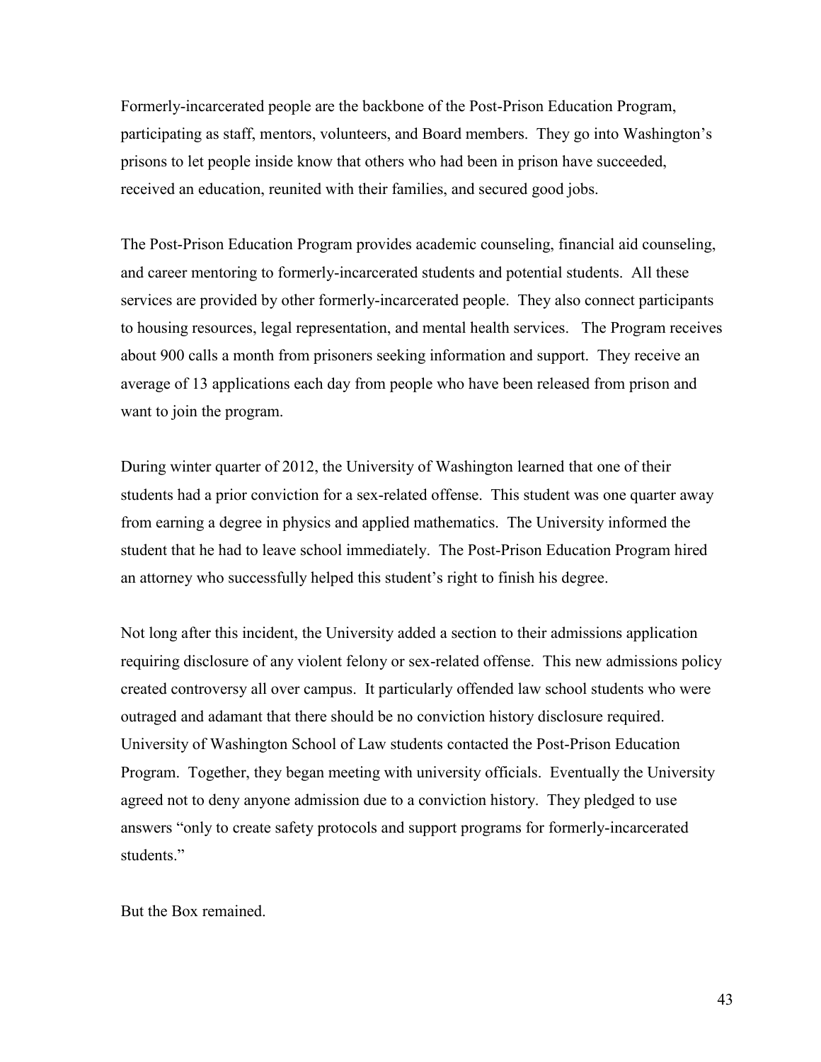Formerly-incarcerated people are the backbone of the Post-Prison Education Program, participating as staff, mentors, volunteers, and Board members. They go into Washington's prisons to let people inside know that others who had been in prison have succeeded, received an education, reunited with their families, and secured good jobs.

The Post-Prison Education Program provides academic counseling, financial aid counseling, and career mentoring to formerly-incarcerated students and potential students. All these services are provided by other formerly-incarcerated people. They also connect participants to housing resources, legal representation, and mental health services. The Program receives about 900 calls a month from prisoners seeking information and support. They receive an average of 13 applications each day from people who have been released from prison and want to join the program.

During winter quarter of 2012, the University of Washington learned that one of their students had a prior conviction for a sex-related offense. This student was one quarter away from earning a degree in physics and applied mathematics. The University informed the student that he had to leave school immediately. The Post-Prison Education Program hired an attorney who successfully helped this student's right to finish his degree.

Not long after this incident, the University added a section to their admissions application requiring disclosure of any violent felony or sex-related offense. This new admissions policy created controversy all over campus. It particularly offended law school students who were outraged and adamant that there should be no conviction history disclosure required. University of Washington School of Law students contacted the Post-Prison Education Program. Together, they began meeting with university officials. Eventually the University agreed not to deny anyone admission due to a conviction history. They pledged to use answers "only to create safety protocols and support programs for formerly-incarcerated students."

But the Box remained.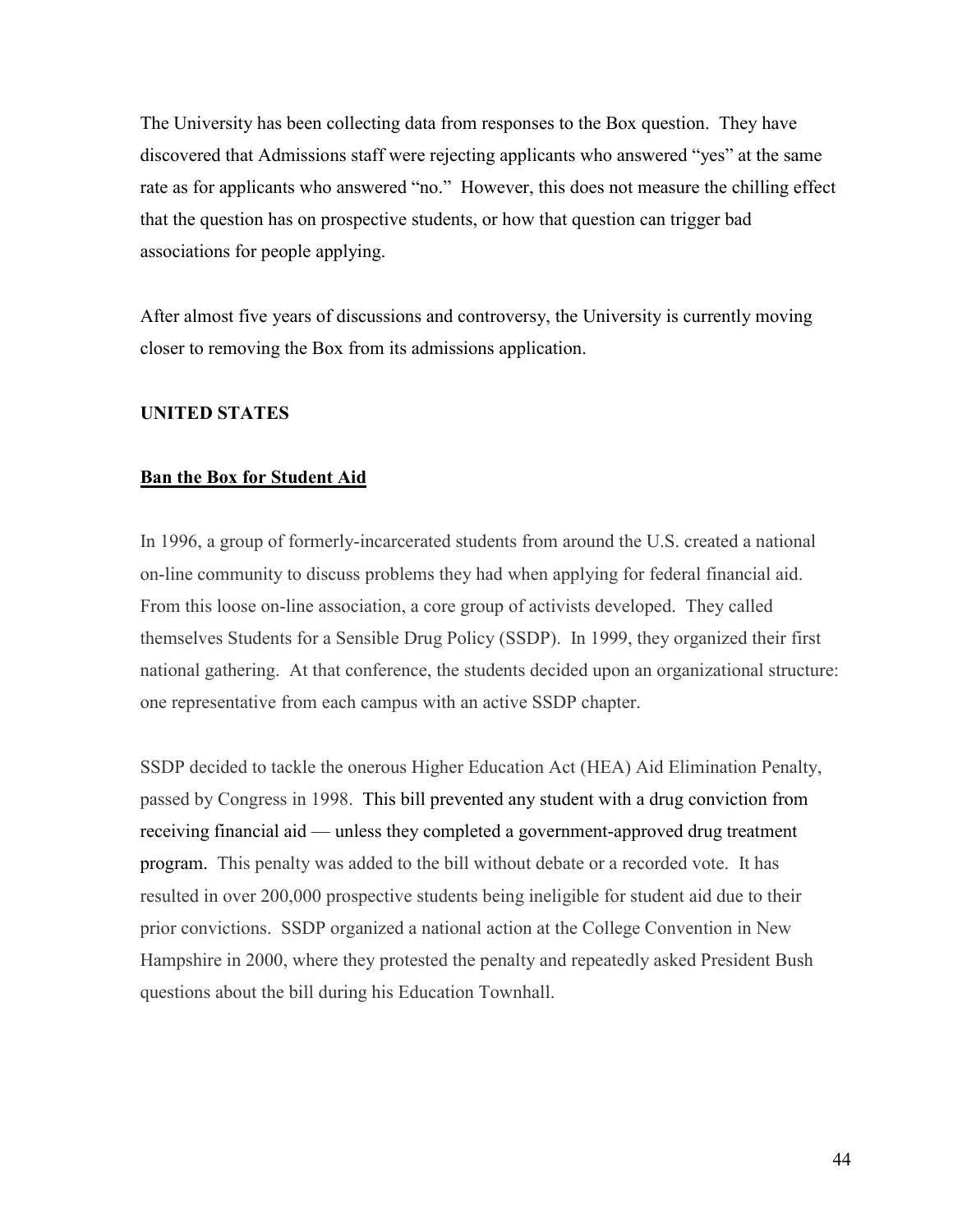The University has been collecting data from responses to the Box question. They have discovered that Admissions staff were rejecting applicants who answered "yes" at the same rate as for applicants who answered "no." However, this does not measure the chilling effect that the question has on prospective students, or how that question can trigger bad associations for people applying.

After almost five years of discussions and controversy, the University is currently moving closer to removing the Box from its admissions application.

## UNITED STATES

### Ban the Box for Student Aid

In 1996, a group of formerly-incarcerated students from around the U.S. created a national on-line community to discuss problems they had when applying for federal financial aid. From this loose on-line association, a core group of activists developed. They called themselves Students for a Sensible Drug Policy (SSDP). In 1999, they organized their first national gathering. At that conference, the students decided upon an organizational structure: one representative from each campus with an active SSDP chapter.

SSDP decided to tackle the onerous Higher Education Act (HEA) Aid Elimination Penalty, passed by Congress in 1998. This bill prevented any student with a drug conviction from receiving financial aid — unless they completed a government-approved drug treatment program. This penalty was added to the bill without debate or a recorded vote. It has resulted in over 200,000 prospective students being ineligible for student aid due to their prior convictions. SSDP organized a national action at the College Convention in New Hampshire in 2000, where they protested the penalty and repeatedly asked President Bush questions about the bill during his Education Townhall.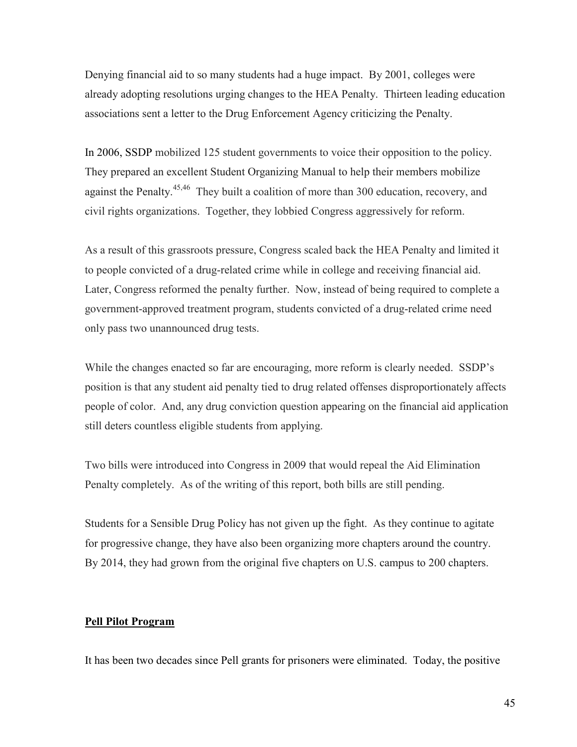Denying financial aid to so many students had a huge impact. By 2001, colleges were already adopting resolutions urging changes to the HEA Penalty. Thirteen leading education associations sent a letter to the Drug Enforcement Agency criticizing the Penalty.

In 2006, SSDP mobilized 125 student governments to voice their opposition to the policy. They prepared an excellent Student Organizing Manual to help their members mobilize against the Penalty.[45,46] They built a coalition of more than 300 education, recovery, and civil rights organizations. Together, they lobbied Congress aggressively for reform.

As a result of this grassroots pressure, Congress scaled back the HEA Penalty and limited it to people convicted of a drug-related crime while in college and receiving financial aid. Later, Congress reformed the penalty further. Now, instead of being required to complete a government-approved treatment program, students convicted of a drug-related crime need only pass two unannounced drug tests.

While the changes enacted so far are encouraging, more reform is clearly needed. SSDP's position is that any student aid penalty tied to drug related offenses disproportionately affects people of color. And, any drug conviction question appearing on the financial aid application still deters countless eligible students from applying.

Two bills were introduced into Congress in 2009 that would repeal the Aid Elimination Penalty completely. As of the writing of this report, both bills are still pending.

Students for a Sensible Drug Policy has not given up the fight. As they continue to agitate for progressive change, they have also been organizing more chapters around the country. By 2014, they had grown from the original five chapters on U.S. campus to 200 chapters.

**Pell Pilot Program**

It has been two decades since Pell grants for prisoners were eliminated. Today, the positive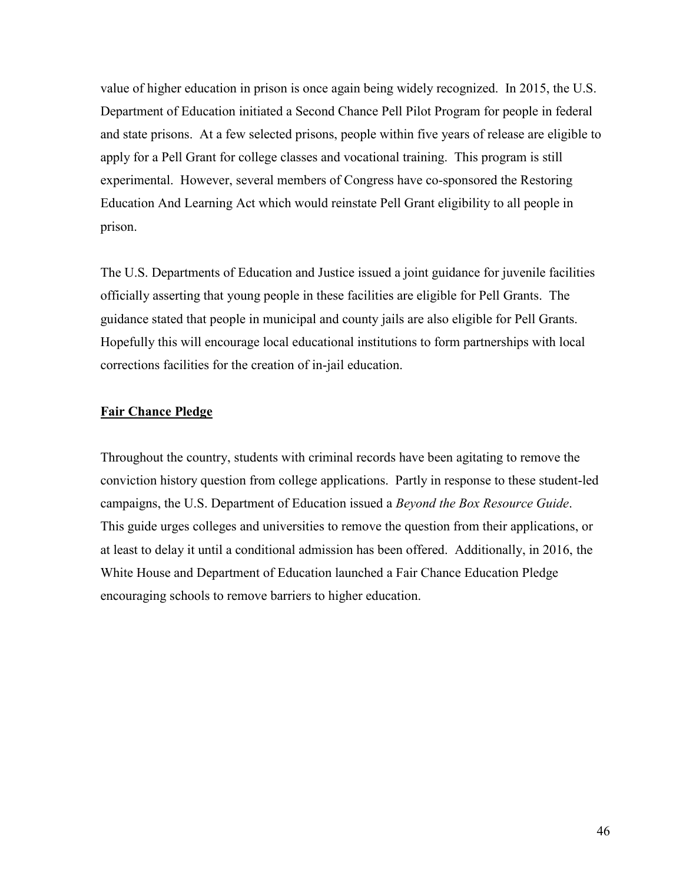value of higher education in prison is once again being widely recognized. In 2015, the U.S. Department of Education initiated a Second Chance Pell Pilot Program for people in federal and state prisons. At a few selected prisons, people within five years of release are eligible to apply for a Pell Grant for college classes and vocational training. This program is still experimental. However, several members of Congress have co-sponsored the Restoring Education And Learning Act which would reinstate Pell Grant eligibility to all people in prison.

The U.S. Departments of Education and Justice issued a joint guidance for juvenile facilities officially asserting that young people in these facilities are eligible for Pell Grants. The guidance stated that people in municipal and county jails are also eligible for Pell Grants. Hopefully this will encourage local educational institutions to form partnerships with local corrections facilities for the creation of in-jail education.

## Fair Chance Pledge

Throughout the country, students with criminal records have been agitating to remove the conviction history question from college applications. Partly in response to these student-led campaigns, the U.S. Department of Education issued a *Beyond the Box Resource Guide*. This guide urges colleges and universities to remove the question from their applications, or at least to delay it until a conditional admission has been offered. Additionally, in 2016, the White House and Department of Education launched a Fair Chance Education Pledge encouraging schools to remove barriers to higher education.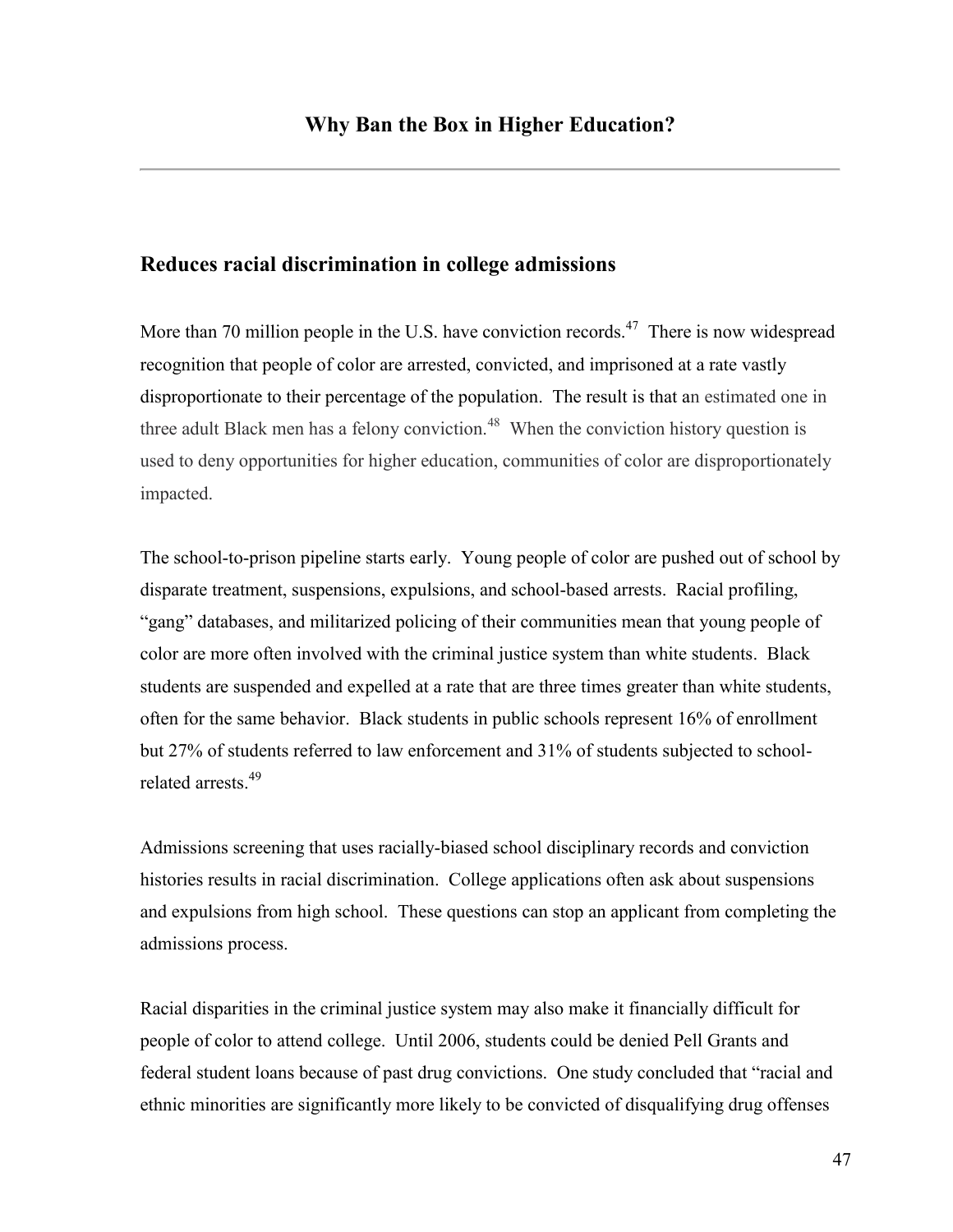# Why Ban the Box in Higher Education?

## Reduces racial discrimination in college admissions

More than 70 million people in the U.S. have conviction records.[47] There is now widespread recognition that people of color are arrested, convicted, and imprisoned at a rate vastly disproportionate to their percentage of the population. The result is that an estimated one in three adult Black men has a felony conviction.[48] When the conviction history question is used to deny opportunities for higher education, communities of color are disproportionately impacted.

The school-to-prison pipeline starts early. Young people of color are pushed out of school by disparate treatment, suspensions, expulsions, and school-based arrests. Racial profiling, "gang" databases, and militarized policing of their communities mean that young people of color are more often involved with the criminal justice system than white students. Black students are suspended and expelled at a rate that are three times greater than white students, often for the same behavior. Black students in public schools represent 16% of enrollment but 27% of students referred to law enforcement and 31% of students subjected to school-related arrests.[49]

Admissions screening that uses racially-biased school disciplinary records and conviction histories results in racial discrimination. College applications often ask about suspensions and expulsions from high school. These questions can stop an applicant from completing the admissions process.

Racial disparities in the criminal justice system may also make it financially difficult for people of color to attend college. Until 2006, students could be denied Pell Grants and federal student loans because of past drug convictions. One study concluded that "racial and ethnic minorities are significantly more likely to be convicted of disqualifying drug offenses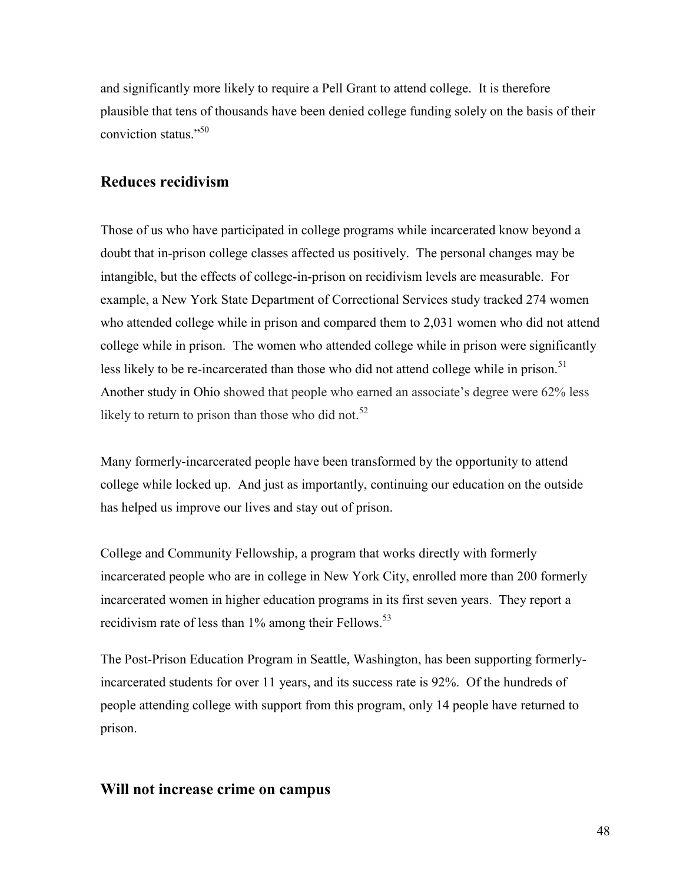and significantly more likely to require a Pell Grant to attend college. It is therefore plausible that tens of thousands have been denied college funding solely on the basis of their conviction status."[50]

## Reduces recidivism

Those of us who have participated in college programs while incarcerated know beyond a doubt that in-prison college classes affected us positively. The personal changes may be intangible, but the effects of college-in-prison on recidivism levels are measurable. For example, a New York State Department of Correctional Services study tracked 274 women who attended college while in prison and compared them to 2,031 women who did not attend college while in prison. The women who attended college while in prison were significantly less likely to be re-incarcerated than those who did not attend college while in prison.[51] Another study in Ohio showed that people who earned an associate's degree were 62% less likely to return to prison than those who did not.[52]

Many formerly-incarcerated people have been transformed by the opportunity to attend college while locked up. And just as importantly, continuing our education on the outside has helped us improve our lives and stay out of prison.

College and Community Fellowship, a program that works directly with formerly incarcerated people who are in college in New York City, enrolled more than 200 formerly incarcerated women in higher education programs in its first seven years. They report a recidivism rate of less than 1% among their Fellows.[53]

The Post-Prison Education Program in Seattle, Washington, has been supporting formerly-incarcerated students for over 11 years, and its success rate is 92%. Of the hundreds of people attending college with support from this program, only 14 people have returned to prison.

## Will not increase crime on campus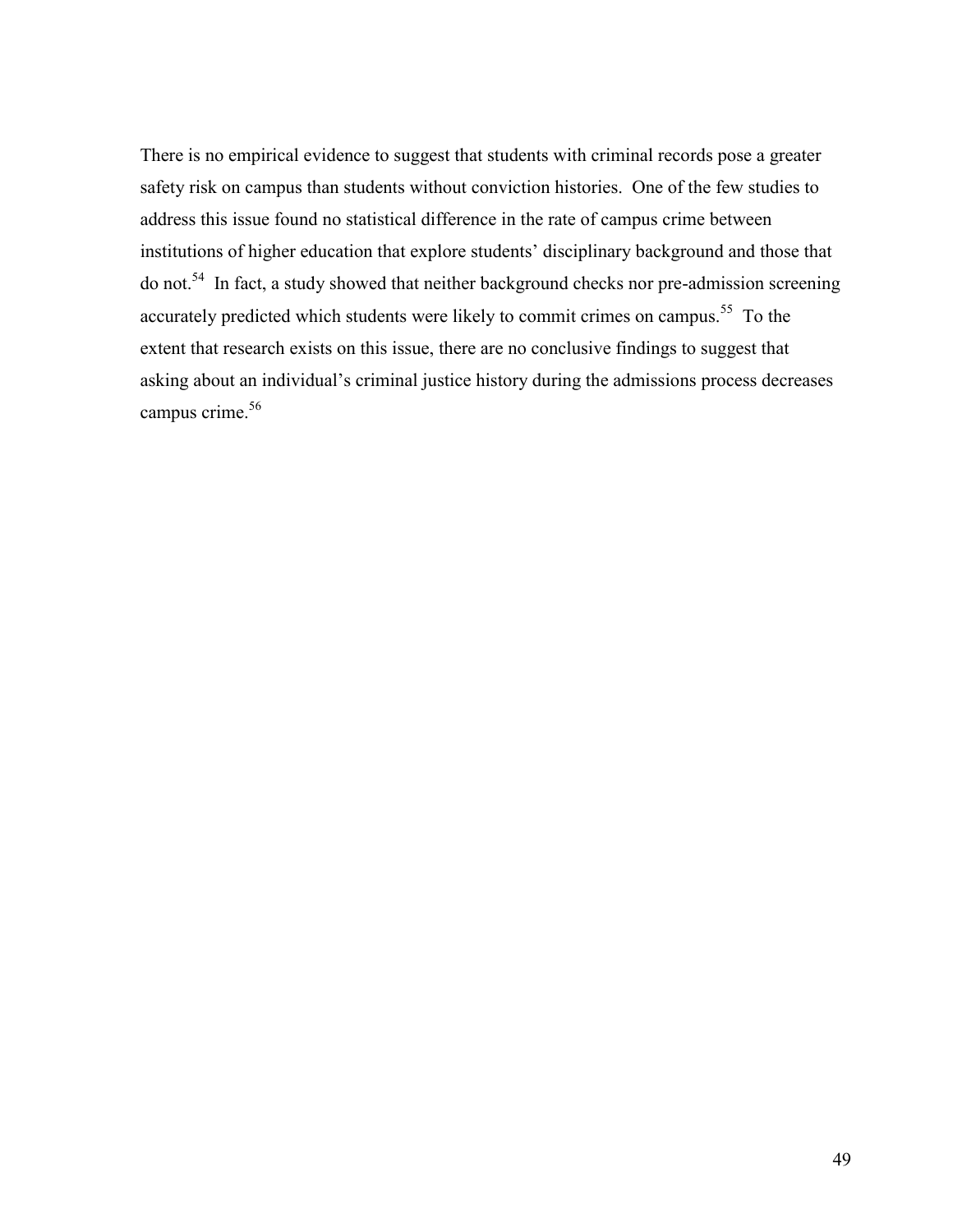There is no empirical evidence to suggest that students with criminal records pose a greater safety risk on campus than students without conviction histories. One of the few studies to address this issue found no statistical difference in the rate of campus crime between institutions of higher education that explore students' disciplinary background and those that do not.[54] In fact, a study showed that neither background checks nor pre-admission screening accurately predicted which students were likely to commit crimes on campus.[55] To the extent that research exists on this issue, there are no conclusive findings to suggest that asking about an individual's criminal justice history during the admissions process decreases campus crime.[56]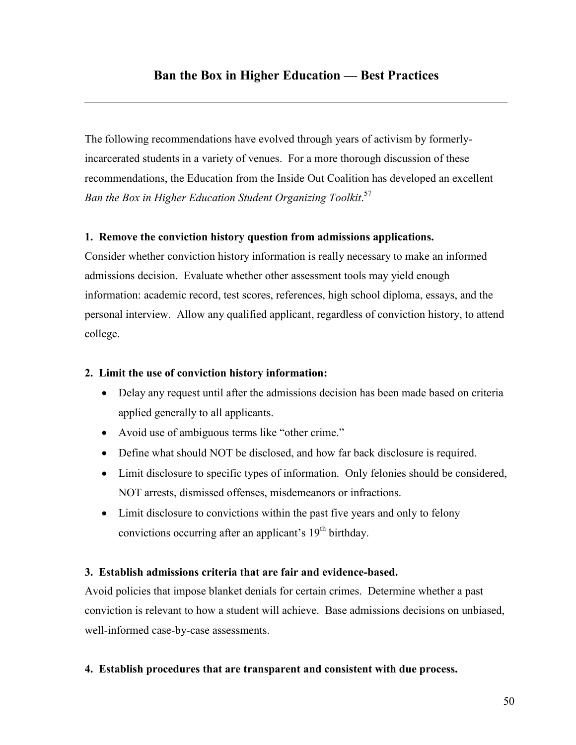## Ban the Box in Higher Education — Best Practices

The following recommendations have evolved through years of activism by formerly-incarcerated students in a variety of venues. For a more thorough discussion of these recommendations, the Education from the Inside Out Coalition has developed an excellent *Ban the Box in Higher Education Student Organizing Toolkit*.[57]

**1. Remove the conviction history question from admissions applications.**

Consider whether conviction history information is really necessary to make an informed admissions decision. Evaluate whether other assessment tools may yield enough information: academic record, test scores, references, high school diploma, essays, and the personal interview. Allow any qualified applicant, regardless of conviction history, to attend college.

**2. Limit the use of conviction history information:**

- Delay any request until after the admissions decision has been made based on criteria applied generally to all applicants.
- Avoid use of ambiguous terms like "other crime."
- Define what should NOT be disclosed, and how far back disclosure is required.
- Limit disclosure to specific types of information. Only felonies should be considered, NOT arrests, dismissed offenses, misdemeanors or infractions.
- Limit disclosure to convictions within the past five years and only to felony convictions occurring after an applicant's 19th birthday.

**3. Establish admissions criteria that are fair and evidence-based.**

Avoid policies that impose blanket denials for certain crimes. Determine whether a past conviction is relevant to how a student will achieve. Base admissions decisions on unbiased, well-informed case-by-case assessments.

**4. Establish procedures that are transparent and consistent with due process.**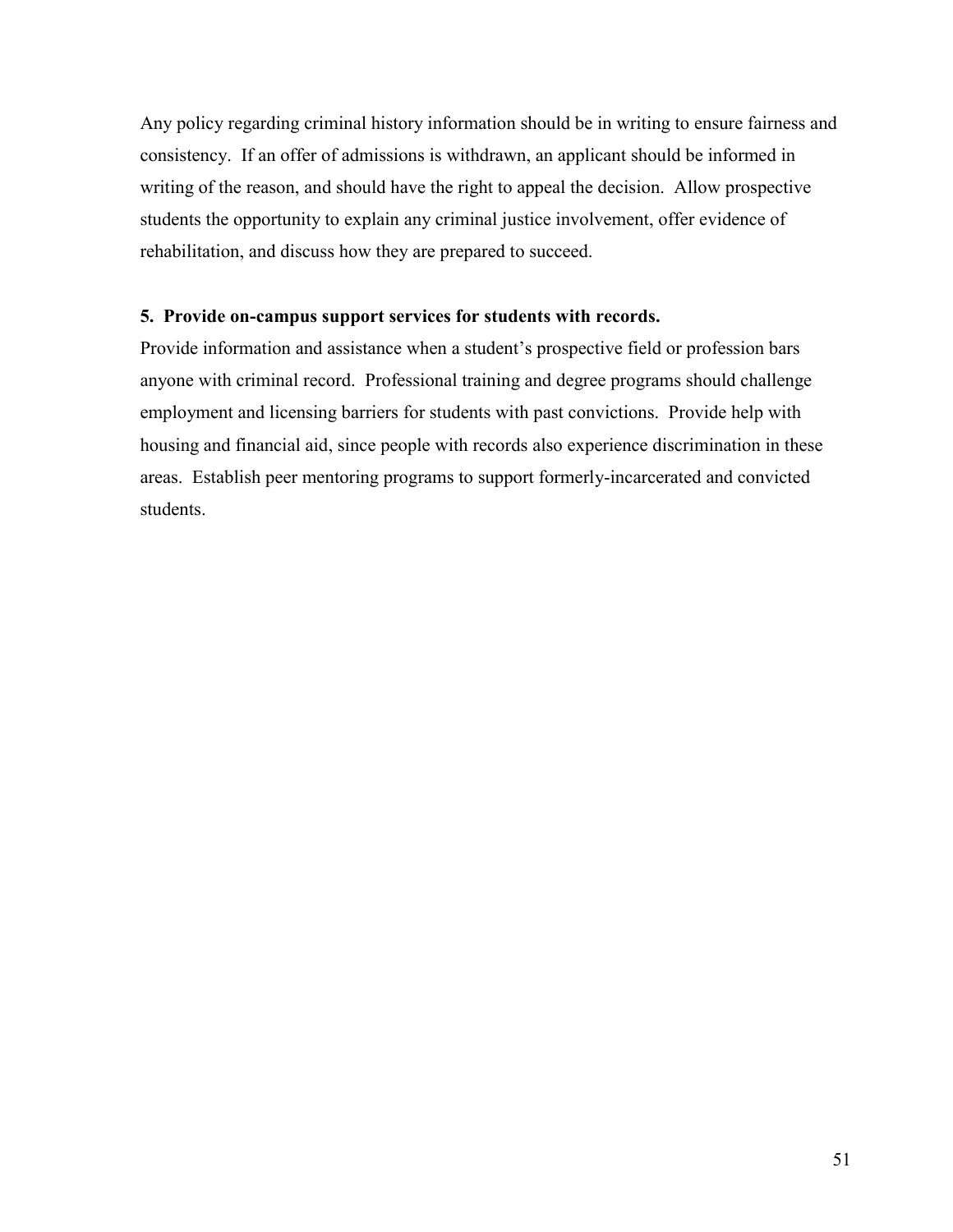Any policy regarding criminal history information should be in writing to ensure fairness and consistency. If an offer of admissions is withdrawn, an applicant should be informed in writing of the reason, and should have the right to appeal the decision. Allow prospective students the opportunity to explain any criminal justice involvement, offer evidence of rehabilitation, and discuss how they are prepared to succeed.

**5. Provide on-campus support services for students with records.**

Provide information and assistance when a student's prospective field or profession bars anyone with criminal record. Professional training and degree programs should challenge employment and licensing barriers for students with past convictions. Provide help with housing and financial aid, since people with records also experience discrimination in these areas. Establish peer mentoring programs to support formerly-incarcerated and convicted students.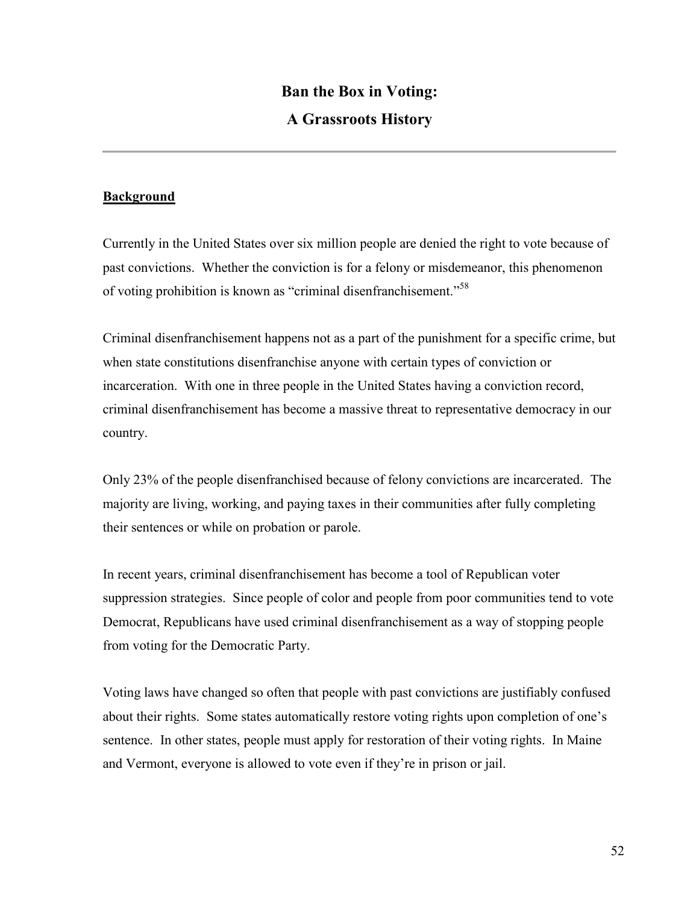# Ban the Box in Voting:
# A Grassroots History

---

**Background**

Currently in the United States over six million people are denied the right to vote because of past convictions. Whether the conviction is for a felony or misdemeanor, this phenomenon of voting prohibition is known as "criminal disenfranchisement."[58]

Criminal disenfranchisement happens not as a part of the punishment for a specific crime, but when state constitutions disenfranchise anyone with certain types of conviction or incarceration. With one in three people in the United States having a conviction record, criminal disenfranchisement has become a massive threat to representative democracy in our country.

Only 23% of the people disenfranchised because of felony convictions are incarcerated. The majority are living, working, and paying taxes in their communities after fully completing their sentences or while on probation or parole.

In recent years, criminal disenfranchisement has become a tool of Republican voter suppression strategies. Since people of color and people from poor communities tend to vote Democrat, Republicans have used criminal disenfranchisement as a way of stopping people from voting for the Democratic Party.

Voting laws have changed so often that people with past convictions are justifiably confused about their rights. Some states automatically restore voting rights upon completion of one's sentence. In other states, people must apply for restoration of their voting rights. In Maine and Vermont, everyone is allowed to vote even if they're in prison or jail.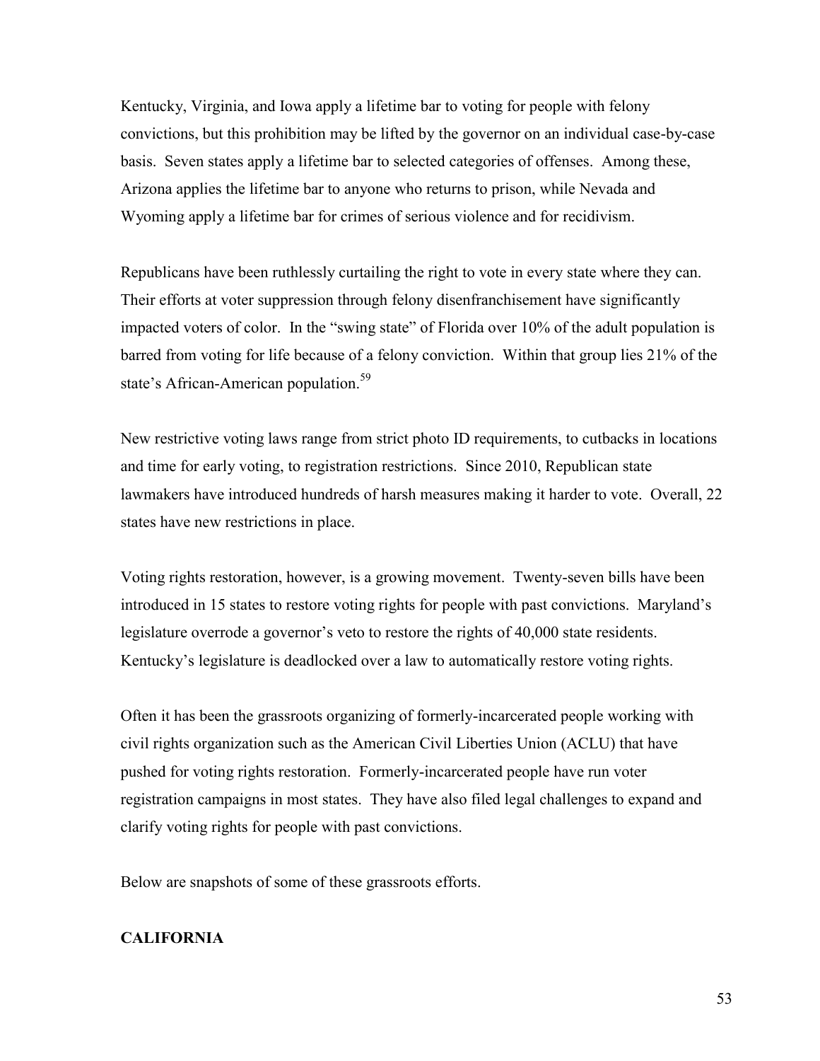Kentucky, Virginia, and Iowa apply a lifetime bar to voting for people with felony convictions, but this prohibition may be lifted by the governor on an individual case-by-case basis. Seven states apply a lifetime bar to selected categories of offenses. Among these, Arizona applies the lifetime bar to anyone who returns to prison, while Nevada and Wyoming apply a lifetime bar for crimes of serious violence and for recidivism.

Republicans have been ruthlessly curtailing the right to vote in every state where they can. Their efforts at voter suppression through felony disenfranchisement have significantly impacted voters of color. In the "swing state" of Florida over 10% of the adult population is barred from voting for life because of a felony conviction. Within that group lies 21% of the state's African-American population.[59]

New restrictive voting laws range from strict photo ID requirements, to cutbacks in locations and time for early voting, to registration restrictions. Since 2010, Republican state lawmakers have introduced hundreds of harsh measures making it harder to vote. Overall, 22 states have new restrictions in place.

Voting rights restoration, however, is a growing movement. Twenty-seven bills have been introduced in 15 states to restore voting rights for people with past convictions. Maryland's legislature overrode a governor's veto to restore the rights of 40,000 state residents. Kentucky's legislature is deadlocked over a law to automatically restore voting rights.

Often it has been the grassroots organizing of formerly-incarcerated people working with civil rights organization such as the American Civil Liberties Union (ACLU) that have pushed for voting rights restoration. Formerly-incarcerated people have run voter registration campaigns in most states. They have also filed legal challenges to expand and clarify voting rights for people with past convictions.

Below are snapshots of some of these grassroots efforts.

**CALIFORNIA**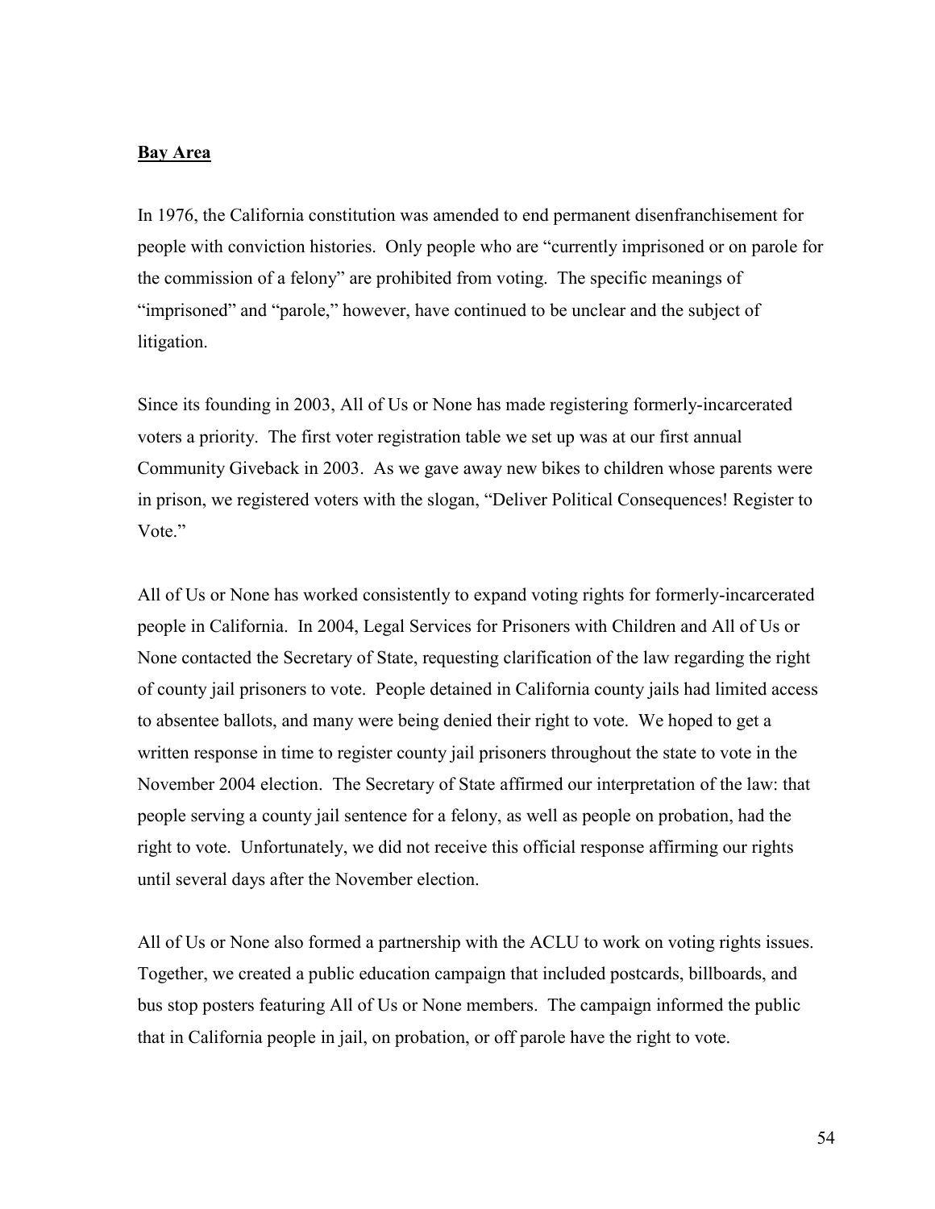## Bay Area

In 1976, the California constitution was amended to end permanent disenfranchisement for people with conviction histories. Only people who are "currently imprisoned or on parole for the commission of a felony" are prohibited from voting. The specific meanings of "imprisoned" and "parole," however, have continued to be unclear and the subject of litigation.

Since its founding in 2003, All of Us or None has made registering formerly-incarcerated voters a priority. The first voter registration table we set up was at our first annual Community Giveback in 2003. As we gave away new bikes to children whose parents were in prison, we registered voters with the slogan, "Deliver Political Consequences! Register to Vote."

All of Us or None has worked consistently to expand voting rights for formerly-incarcerated people in California. In 2004, Legal Services for Prisoners with Children and All of Us or None contacted the Secretary of State, requesting clarification of the law regarding the right of county jail prisoners to vote. People detained in California county jails had limited access to absentee ballots, and many were being denied their right to vote. We hoped to get a written response in time to register county jail prisoners throughout the state to vote in the November 2004 election. The Secretary of State affirmed our interpretation of the law: that people serving a county jail sentence for a felony, as well as people on probation, had the right to vote. Unfortunately, we did not receive this official response affirming our rights until several days after the November election.

All of Us or None also formed a partnership with the ACLU to work on voting rights issues. Together, we created a public education campaign that included postcards, billboards, and bus stop posters featuring All of Us or None members. The campaign informed the public that in California people in jail, on probation, or off parole have the right to vote.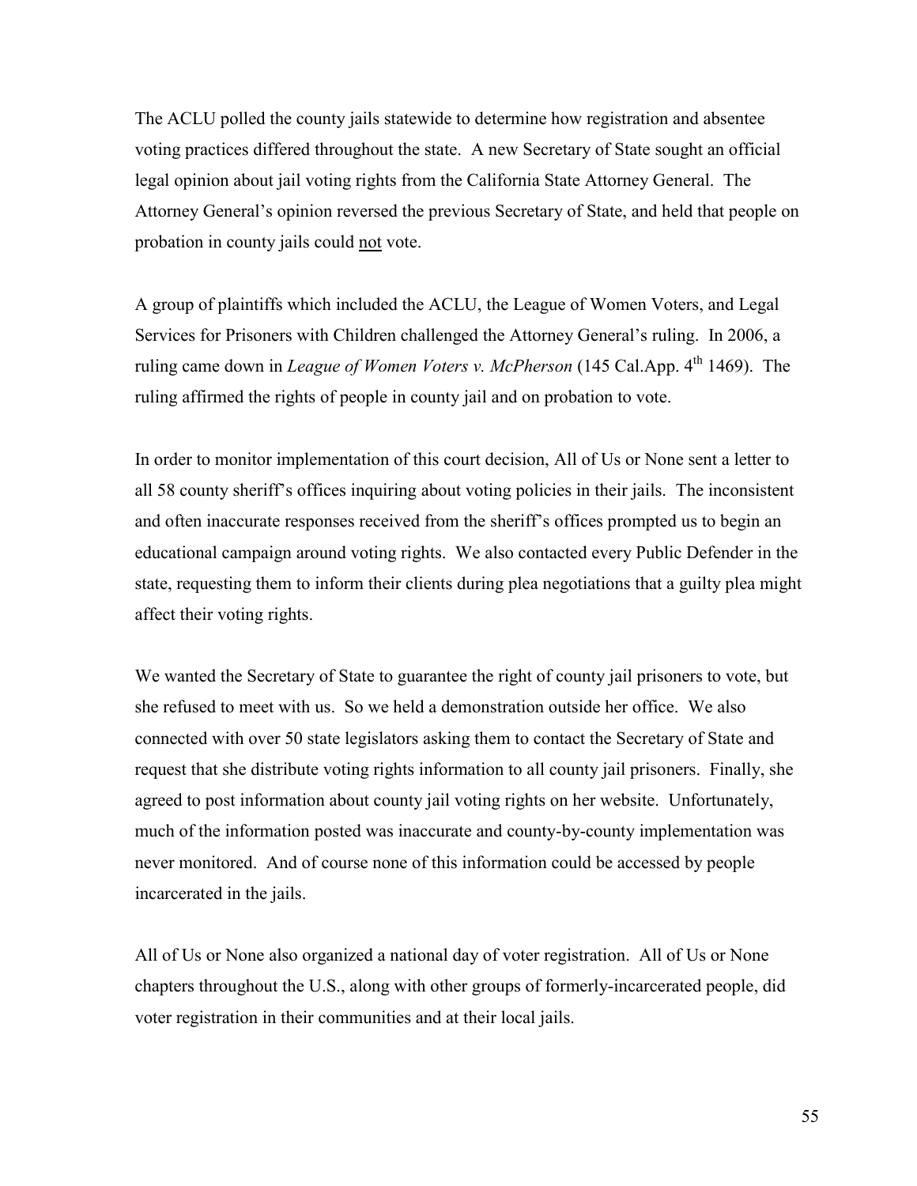The ACLU polled the county jails statewide to determine how registration and absentee voting practices differed throughout the state. A new Secretary of State sought an official legal opinion about jail voting rights from the California State Attorney General. The Attorney General's opinion reversed the previous Secretary of State, and held that people on probation in county jails could not vote.

A group of plaintiffs which included the ACLU, the League of Women Voters, and Legal Services for Prisoners with Children challenged the Attorney General's ruling. In 2006, a ruling came down in *League of Women Voters v. McPherson* (145 Cal.App. 4th 1469). The ruling affirmed the rights of people in county jail and on probation to vote.

In order to monitor implementation of this court decision, All of Us or None sent a letter to all 58 county sheriff's offices inquiring about voting policies in their jails. The inconsistent and often inaccurate responses received from the sheriff's offices prompted us to begin an educational campaign around voting rights. We also contacted every Public Defender in the state, requesting them to inform their clients during plea negotiations that a guilty plea might affect their voting rights.

We wanted the Secretary of State to guarantee the right of county jail prisoners to vote, but she refused to meet with us. So we held a demonstration outside her office. We also connected with over 50 state legislators asking them to contact the Secretary of State and request that she distribute voting rights information to all county jail prisoners. Finally, she agreed to post information about county jail voting rights on her website. Unfortunately, much of the information posted was inaccurate and county-by-county implementation was never monitored. And of course none of this information could be accessed by people incarcerated in the jails.

All of Us or None also organized a national day of voter registration. All of Us or None chapters throughout the U.S., along with other groups of formerly-incarcerated people, did voter registration in their communities and at their local jails.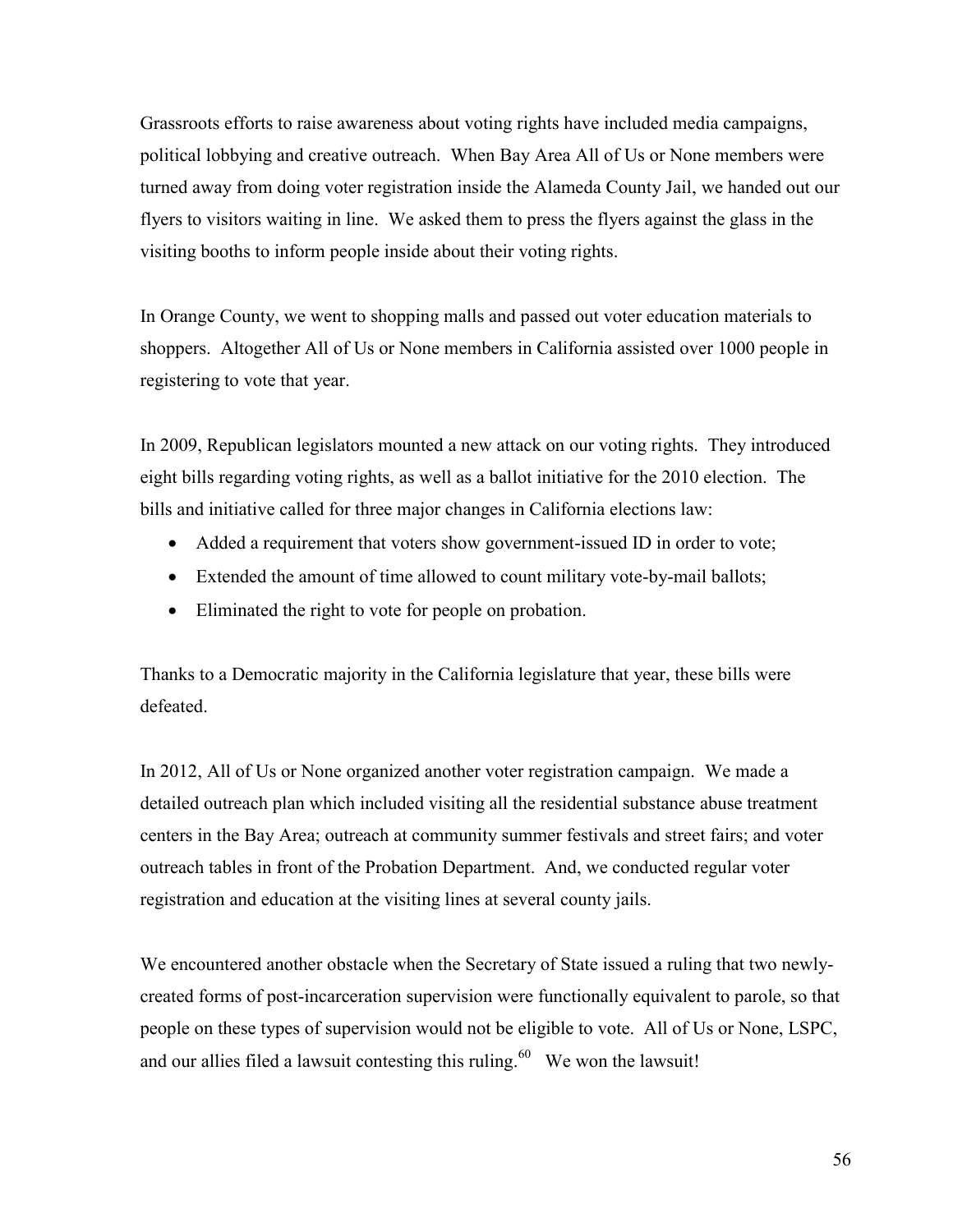Grassroots efforts to raise awareness about voting rights have included media campaigns, political lobbying and creative outreach. When Bay Area All of Us or None members were turned away from doing voter registration inside the Alameda County Jail, we handed out our flyers to visitors waiting in line. We asked them to press the flyers against the glass in the visiting booths to inform people inside about their voting rights.

In Orange County, we went to shopping malls and passed out voter education materials to shoppers. Altogether All of Us or None members in California assisted over 1000 people in registering to vote that year.

In 2009, Republican legislators mounted a new attack on our voting rights. They introduced eight bills regarding voting rights, as well as a ballot initiative for the 2010 election. The bills and initiative called for three major changes in California elections law:

- Added a requirement that voters show government-issued ID in order to vote;
- Extended the amount of time allowed to count military vote-by-mail ballots;
- Eliminated the right to vote for people on probation.

Thanks to a Democratic majority in the California legislature that year, these bills were defeated.

In 2012, All of Us or None organized another voter registration campaign. We made a detailed outreach plan which included visiting all the residential substance abuse treatment centers in the Bay Area; outreach at community summer festivals and street fairs; and voter outreach tables in front of the Probation Department. And, we conducted regular voter registration and education at the visiting lines at several county jails.

We encountered another obstacle when the Secretary of State issued a ruling that two newly-created forms of post-incarceration supervision were functionally equivalent to parole, so that people on these types of supervision would not be eligible to vote. All of Us or None, LSPC, and our allies filed a lawsuit contesting this ruling.[60] We won the lawsuit!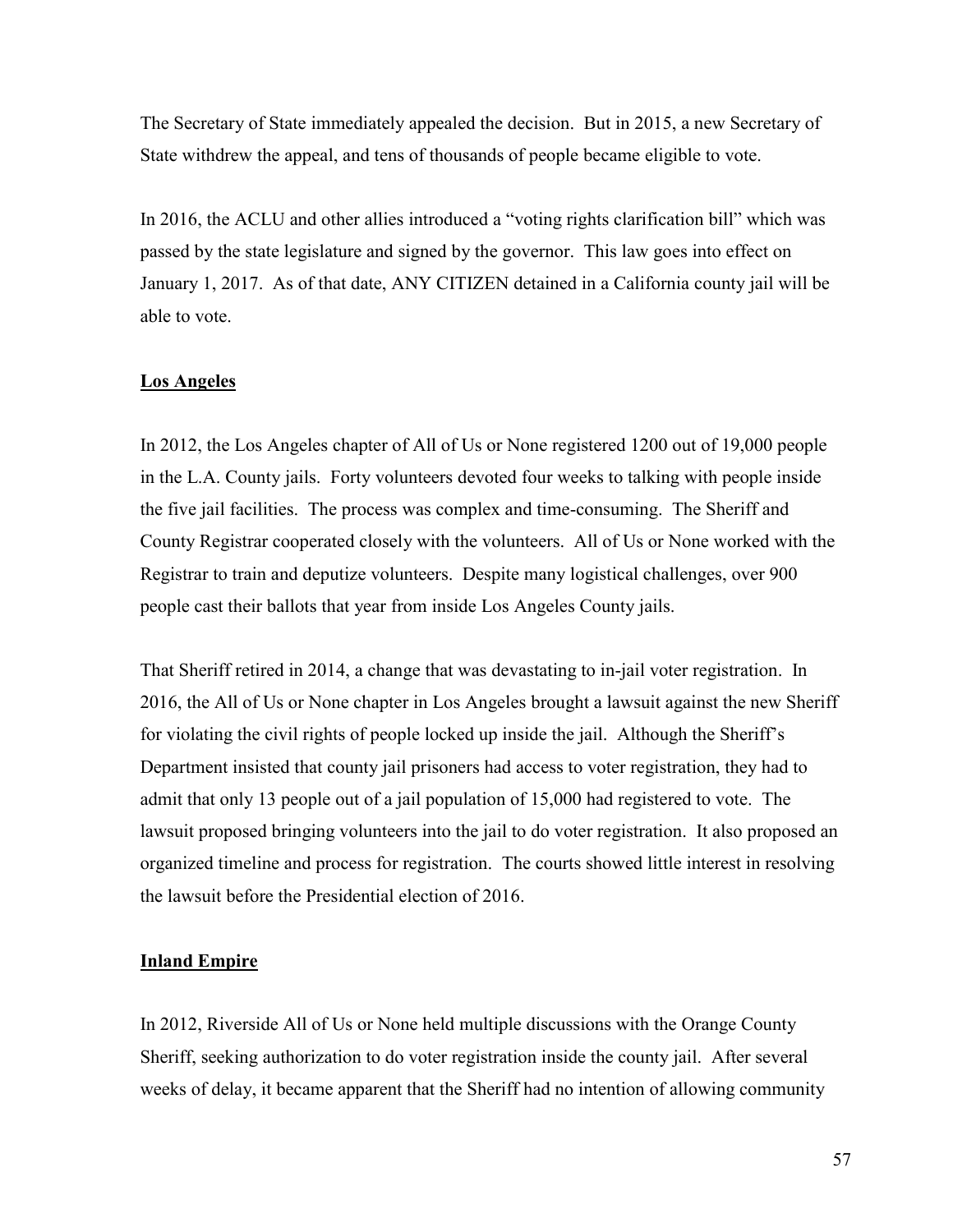The Secretary of State immediately appealed the decision. But in 2015, a new Secretary of State withdrew the appeal, and tens of thousands of people became eligible to vote.

In 2016, the ACLU and other allies introduced a "voting rights clarification bill" which was passed by the state legislature and signed by the governor. This law goes into effect on January 1, 2017. As of that date, ANY CITIZEN detained in a California county jail will be able to vote.

## Los Angeles

In 2012, the Los Angeles chapter of All of Us or None registered 1200 out of 19,000 people in the L.A. County jails. Forty volunteers devoted four weeks to talking with people inside the five jail facilities. The process was complex and time-consuming. The Sheriff and County Registrar cooperated closely with the volunteers. All of Us or None worked with the Registrar to train and deputize volunteers. Despite many logistical challenges, over 900 people cast their ballots that year from inside Los Angeles County jails.

That Sheriff retired in 2014, a change that was devastating to in-jail voter registration. In 2016, the All of Us or None chapter in Los Angeles brought a lawsuit against the new Sheriff for violating the civil rights of people locked up inside the jail. Although the Sheriff's Department insisted that county jail prisoners had access to voter registration, they had to admit that only 13 people out of a jail population of 15,000 had registered to vote. The lawsuit proposed bringing volunteers into the jail to do voter registration. It also proposed an organized timeline and process for registration. The courts showed little interest in resolving the lawsuit before the Presidential election of 2016.

## Inland Empire

In 2012, Riverside All of Us or None held multiple discussions with the Orange County Sheriff, seeking authorization to do voter registration inside the county jail. After several weeks of delay, it became apparent that the Sheriff had no intention of allowing community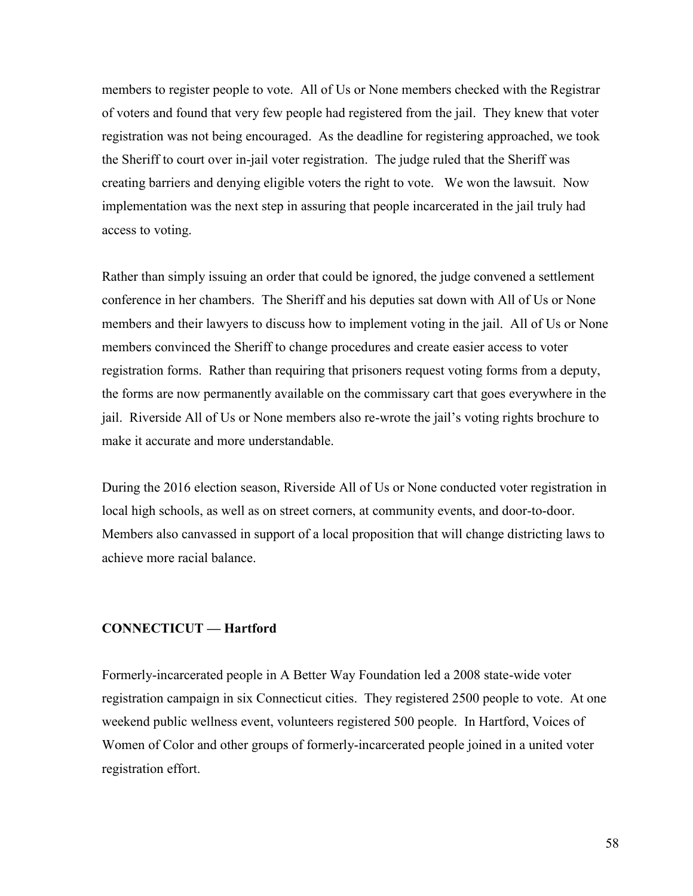members to register people to vote. All of Us or None members checked with the Registrar of voters and found that very few people had registered from the jail. They knew that voter registration was not being encouraged. As the deadline for registering approached, we took the Sheriff to court over in-jail voter registration. The judge ruled that the Sheriff was creating barriers and denying eligible voters the right to vote. We won the lawsuit. Now implementation was the next step in assuring that people incarcerated in the jail truly had access to voting.

Rather than simply issuing an order that could be ignored, the judge convened a settlement conference in her chambers. The Sheriff and his deputies sat down with All of Us or None members and their lawyers to discuss how to implement voting in the jail. All of Us or None members convinced the Sheriff to change procedures and create easier access to voter registration forms. Rather than requiring that prisoners request voting forms from a deputy, the forms are now permanently available on the commissary cart that goes everywhere in the jail. Riverside All of Us or None members also re-wrote the jail's voting rights brochure to make it accurate and more understandable.

During the 2016 election season, Riverside All of Us or None conducted voter registration in local high schools, as well as on street corners, at community events, and door-to-door. Members also canvassed in support of a local proposition that will change districting laws to achieve more racial balance.

**CONNECTICUT — Hartford**

Formerly-incarcerated people in A Better Way Foundation led a 2008 state-wide voter registration campaign in six Connecticut cities. They registered 2500 people to vote. At one weekend public wellness event, volunteers registered 500 people. In Hartford, Voices of Women of Color and other groups of formerly-incarcerated people joined in a united voter registration effort.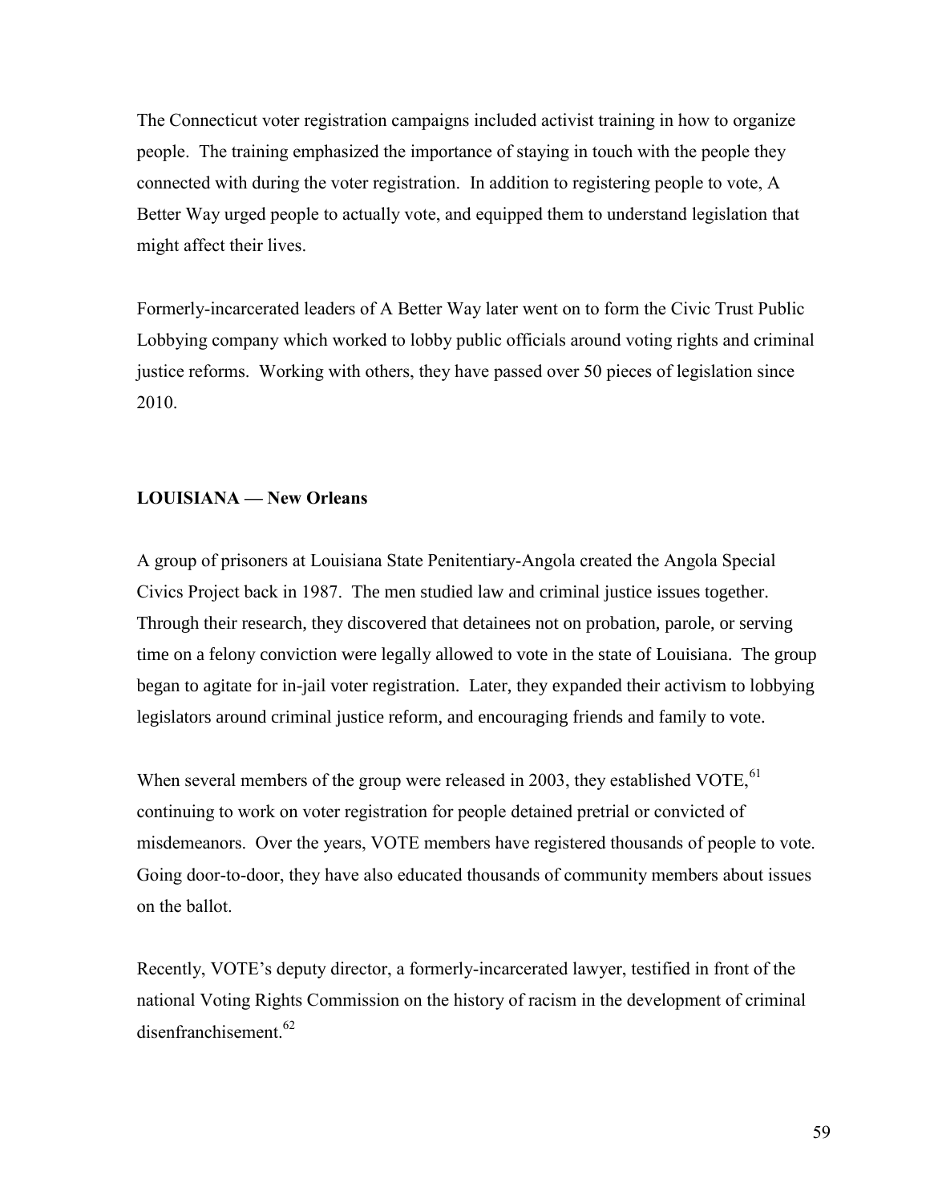The Connecticut voter registration campaigns included activist training in how to organize people. The training emphasized the importance of staying in touch with the people they connected with during the voter registration. In addition to registering people to vote, A Better Way urged people to actually vote, and equipped them to understand legislation that might affect their lives.

Formerly-incarcerated leaders of A Better Way later went on to form the Civic Trust Public Lobbying company which worked to lobby public officials around voting rights and criminal justice reforms. Working with others, they have passed over 50 pieces of legislation since 2010.

**LOUISIANA — New Orleans**

A group of prisoners at Louisiana State Penitentiary-Angola created the Angola Special Civics Project back in 1987. The men studied law and criminal justice issues together. Through their research, they discovered that detainees not on probation, parole, or serving time on a felony conviction were legally allowed to vote in the state of Louisiana. The group began to agitate for in-jail voter registration. Later, they expanded their activism to lobbying legislators around criminal justice reform, and encouraging friends and family to vote.

When several members of the group were released in 2003, they established VOTE,[61] continuing to work on voter registration for people detained pretrial or convicted of misdemeanors. Over the years, VOTE members have registered thousands of people to vote. Going door-to-door, they have also educated thousands of community members about issues on the ballot.

Recently, VOTE's deputy director, a formerly-incarcerated lawyer, testified in front of the national Voting Rights Commission on the history of racism in the development of criminal disenfranchisement.[62]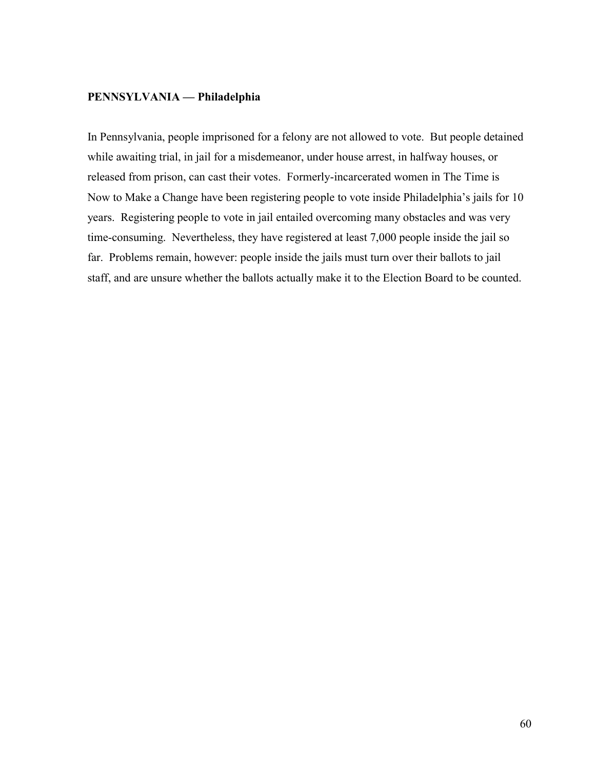**PENNSYLVANIA — Philadelphia**

In Pennsylvania, people imprisoned for a felony are not allowed to vote. But people detained while awaiting trial, in jail for a misdemeanor, under house arrest, in halfway houses, or released from prison, can cast their votes. Formerly-incarcerated women in The Time is Now to Make a Change have been registering people to vote inside Philadelphia's jails for 10 years. Registering people to vote in jail entailed overcoming many obstacles and was very time-consuming. Nevertheless, they have registered at least 7,000 people inside the jail so far. Problems remain, however: people inside the jails must turn over their ballots to jail staff, and are unsure whether the ballots actually make it to the Election Board to be counted.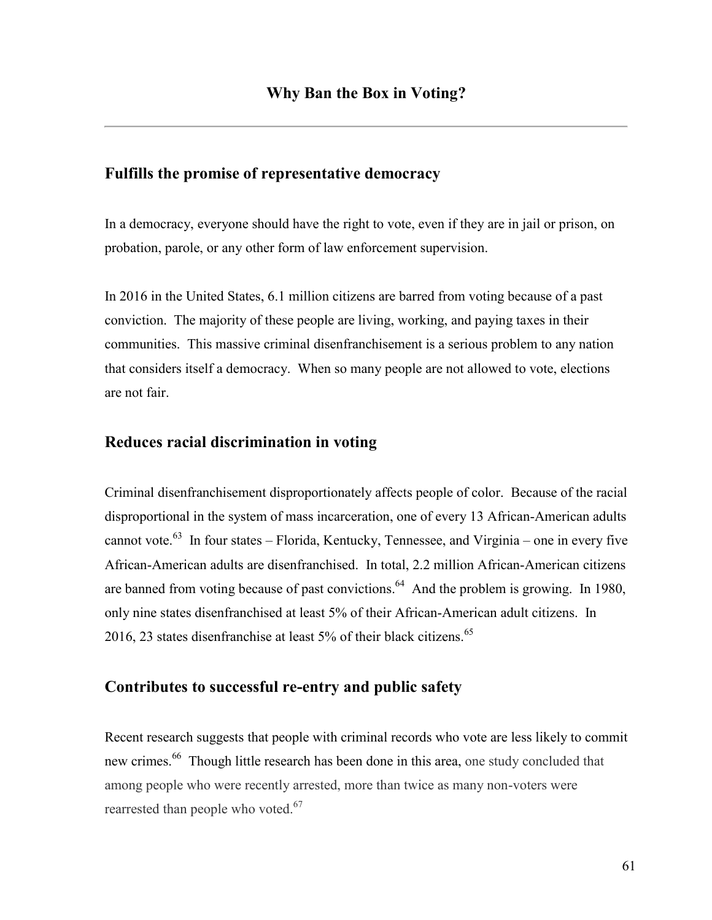# Why Ban the Box in Voting?

## Fulfills the promise of representative democracy

In a democracy, everyone should have the right to vote, even if they are in jail or prison, on probation, parole, or any other form of law enforcement supervision.

In 2016 in the United States, 6.1 million citizens are barred from voting because of a past conviction. The majority of these people are living, working, and paying taxes in their communities. This massive criminal disenfranchisement is a serious problem to any nation that considers itself a democracy. When so many people are not allowed to vote, elections are not fair.

## Reduces racial discrimination in voting

Criminal disenfranchisement disproportionately affects people of color. Because of the racial disproportional in the system of mass incarceration, one of every 13 African-American adults cannot vote.[63] In four states – Florida, Kentucky, Tennessee, and Virginia – one in every five African-American adults are disenfranchised. In total, 2.2 million African-American citizens are banned from voting because of past convictions.[64] And the problem is growing. In 1980, only nine states disenfranchised at least 5% of their African-American adult citizens. In 2016, 23 states disenfranchise at least 5% of their black citizens.[65]

## Contributes to successful re-entry and public safety

Recent research suggests that people with criminal records who vote are less likely to commit new crimes.[66] Though little research has been done in this area, one study concluded that among people who were recently arrested, more than twice as many non-voters were rearrested than people who voted.[67]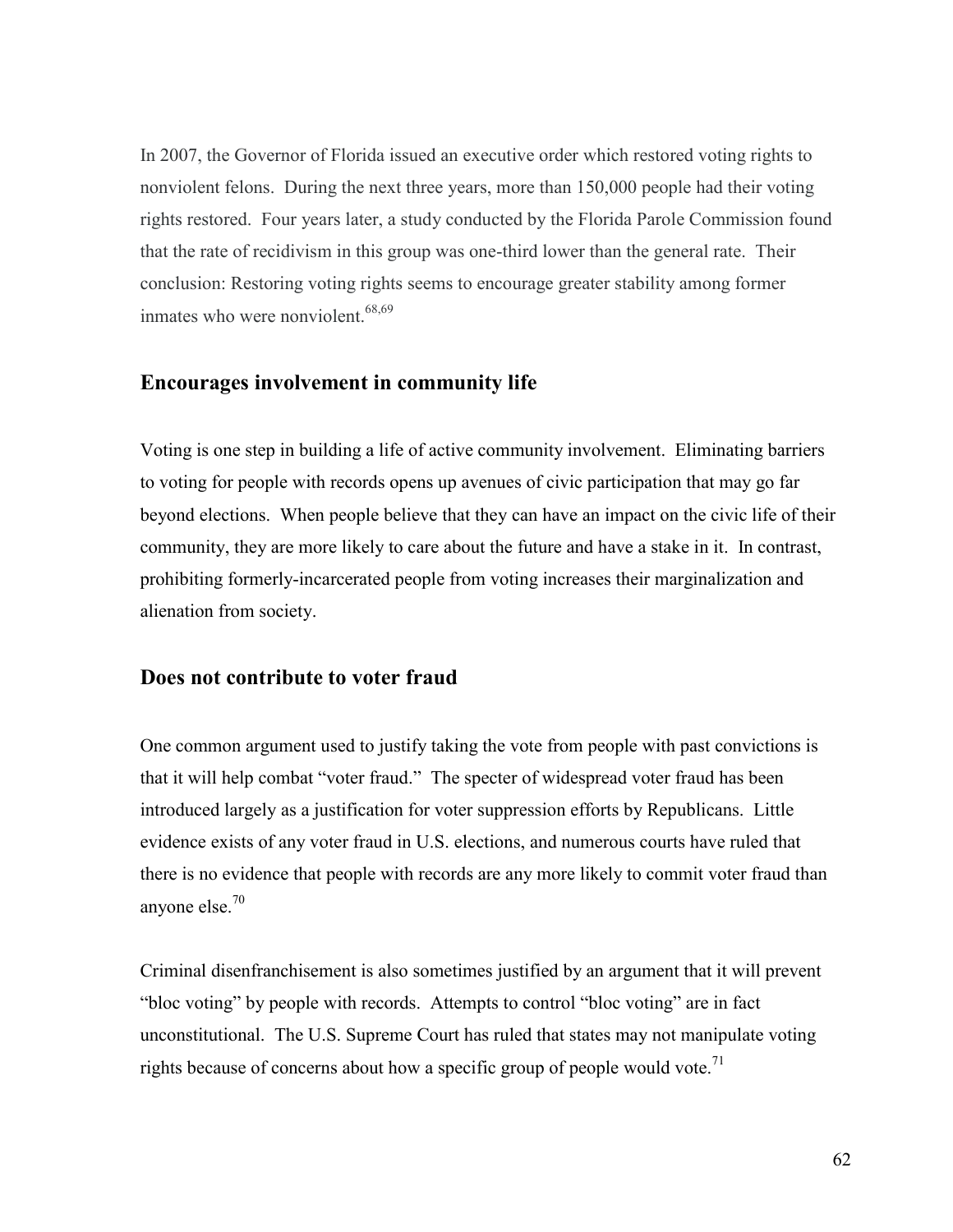In 2007, the Governor of Florida issued an executive order which restored voting rights to nonviolent felons. During the next three years, more than 150,000 people had their voting rights restored. Four years later, a study conducted by the Florida Parole Commission found that the rate of recidivism in this group was one-third lower than the general rate. Their conclusion: Restoring voting rights seems to encourage greater stability among former inmates who were nonviolent.[68,69]

## Encourages involvement in community life

Voting is one step in building a life of active community involvement. Eliminating barriers to voting for people with records opens up avenues of civic participation that may go far beyond elections. When people believe that they can have an impact on the civic life of their community, they are more likely to care about the future and have a stake in it. In contrast, prohibiting formerly-incarcerated people from voting increases their marginalization and alienation from society.

## Does not contribute to voter fraud

One common argument used to justify taking the vote from people with past convictions is that it will help combat "voter fraud." The specter of widespread voter fraud has been introduced largely as a justification for voter suppression efforts by Republicans. Little evidence exists of any voter fraud in U.S. elections, and numerous courts have ruled that there is no evidence that people with records are any more likely to commit voter fraud than anyone else.[70]

Criminal disenfranchisement is also sometimes justified by an argument that it will prevent "bloc voting" by people with records. Attempts to control "bloc voting" are in fact unconstitutional. The U.S. Supreme Court has ruled that states may not manipulate voting rights because of concerns about how a specific group of people would vote.[71]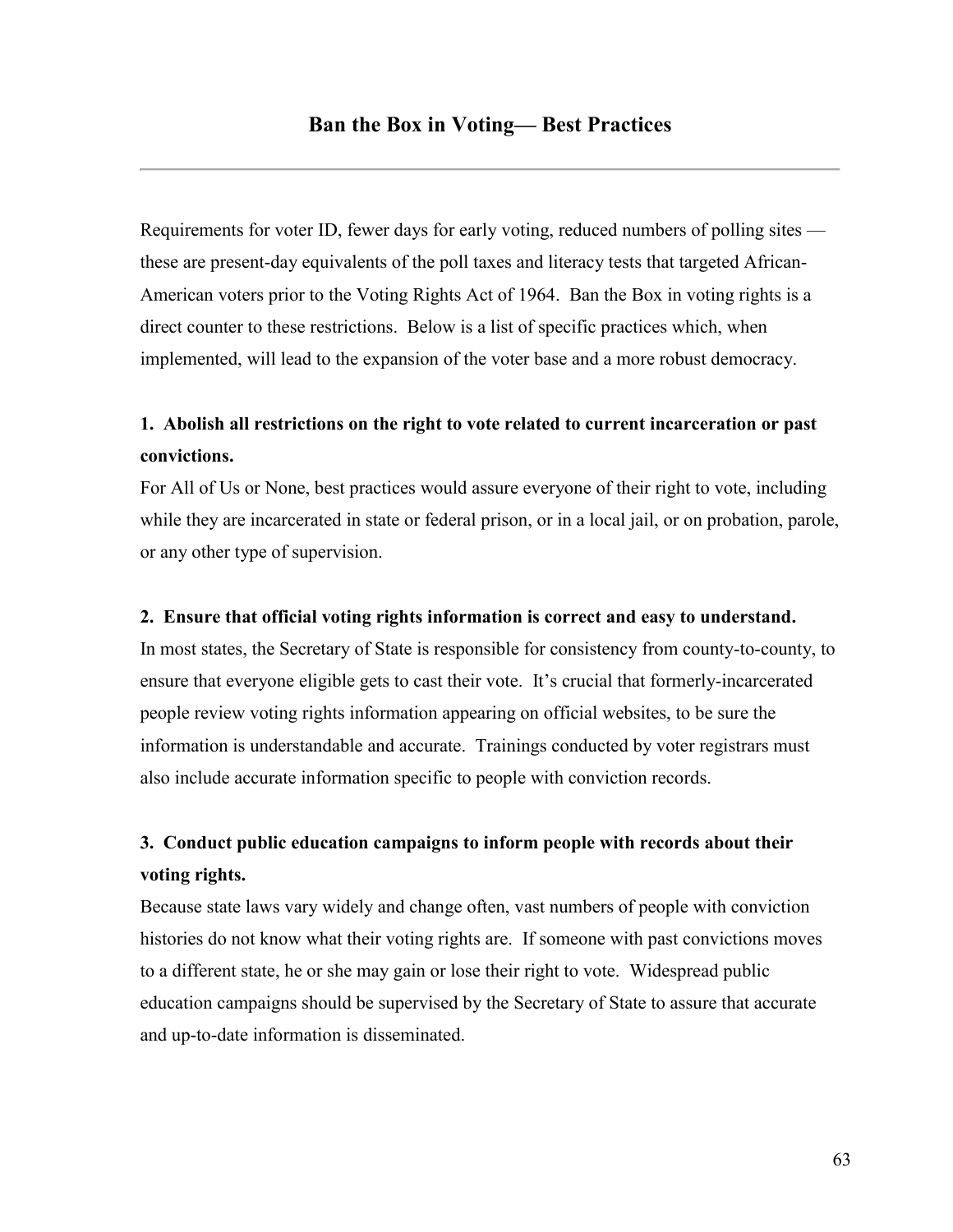## Ban the Box in Voting— Best Practices

---

Requirements for voter ID, fewer days for early voting, reduced numbers of polling sites — these are present-day equivalents of the poll taxes and literacy tests that targeted African-American voters prior to the Voting Rights Act of 1964. Ban the Box in voting rights is a direct counter to these restrictions. Below is a list of specific practices which, when implemented, will lead to the expansion of the voter base and a more robust democracy.

### 1. Abolish all restrictions on the right to vote related to current incarceration or past convictions.

For All of Us or None, best practices would assure everyone of their right to vote, including while they are incarcerated in state or federal prison, or in a local jail, or on probation, parole, or any other type of supervision.

### 2. Ensure that official voting rights information is correct and easy to understand.

In most states, the Secretary of State is responsible for consistency from county-to-county, to ensure that everyone eligible gets to cast their vote. It's crucial that formerly-incarcerated people review voting rights information appearing on official websites, to be sure the information is understandable and accurate. Trainings conducted by voter registrars must also include accurate information specific to people with conviction records.

### 3. Conduct public education campaigns to inform people with records about their voting rights.

Because state laws vary widely and change often, vast numbers of people with conviction histories do not know what their voting rights are. If someone with past convictions moves to a different state, he or she may gain or lose their right to vote. Widespread public education campaigns should be supervised by the Secretary of State to assure that accurate and up-to-date information is disseminated.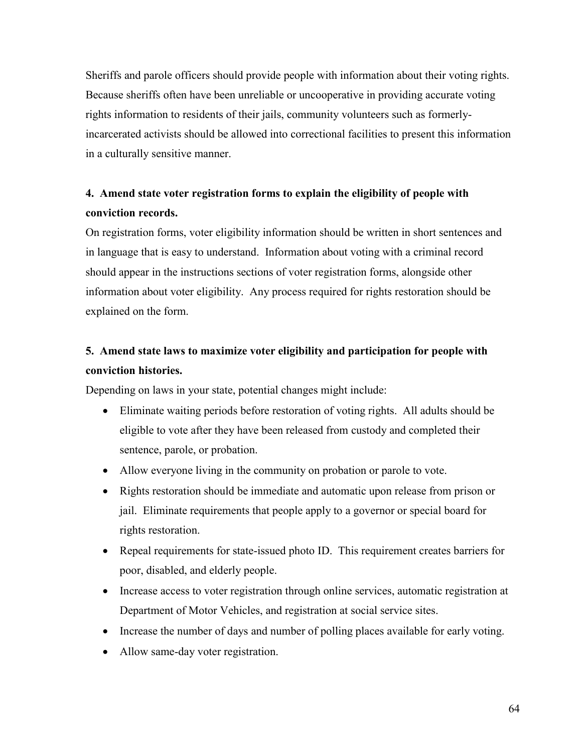Sheriffs and parole officers should provide people with information about their voting rights. Because sheriffs often have been unreliable or uncooperative in providing accurate voting rights information to residents of their jails, community volunteers such as formerly-incarcerated activists should be allowed into correctional facilities to present this information in a culturally sensitive manner.

**4. Amend state voter registration forms to explain the eligibility of people with conviction records.**

On registration forms, voter eligibility information should be written in short sentences and in language that is easy to understand. Information about voting with a criminal record should appear in the instructions sections of voter registration forms, alongside other information about voter eligibility. Any process required for rights restoration should be explained on the form.

**5. Amend state laws to maximize voter eligibility and participation for people with conviction histories.**

Depending on laws in your state, potential changes might include:

- Eliminate waiting periods before restoration of voting rights. All adults should be eligible to vote after they have been released from custody and completed their sentence, parole, or probation.
- Allow everyone living in the community on probation or parole to vote.
- Rights restoration should be immediate and automatic upon release from prison or jail. Eliminate requirements that people apply to a governor or special board for rights restoration.
- Repeal requirements for state-issued photo ID. This requirement creates barriers for poor, disabled, and elderly people.
- Increase access to voter registration through online services, automatic registration at Department of Motor Vehicles, and registration at social service sites.
- Increase the number of days and number of polling places available for early voting.
- Allow same-day voter registration.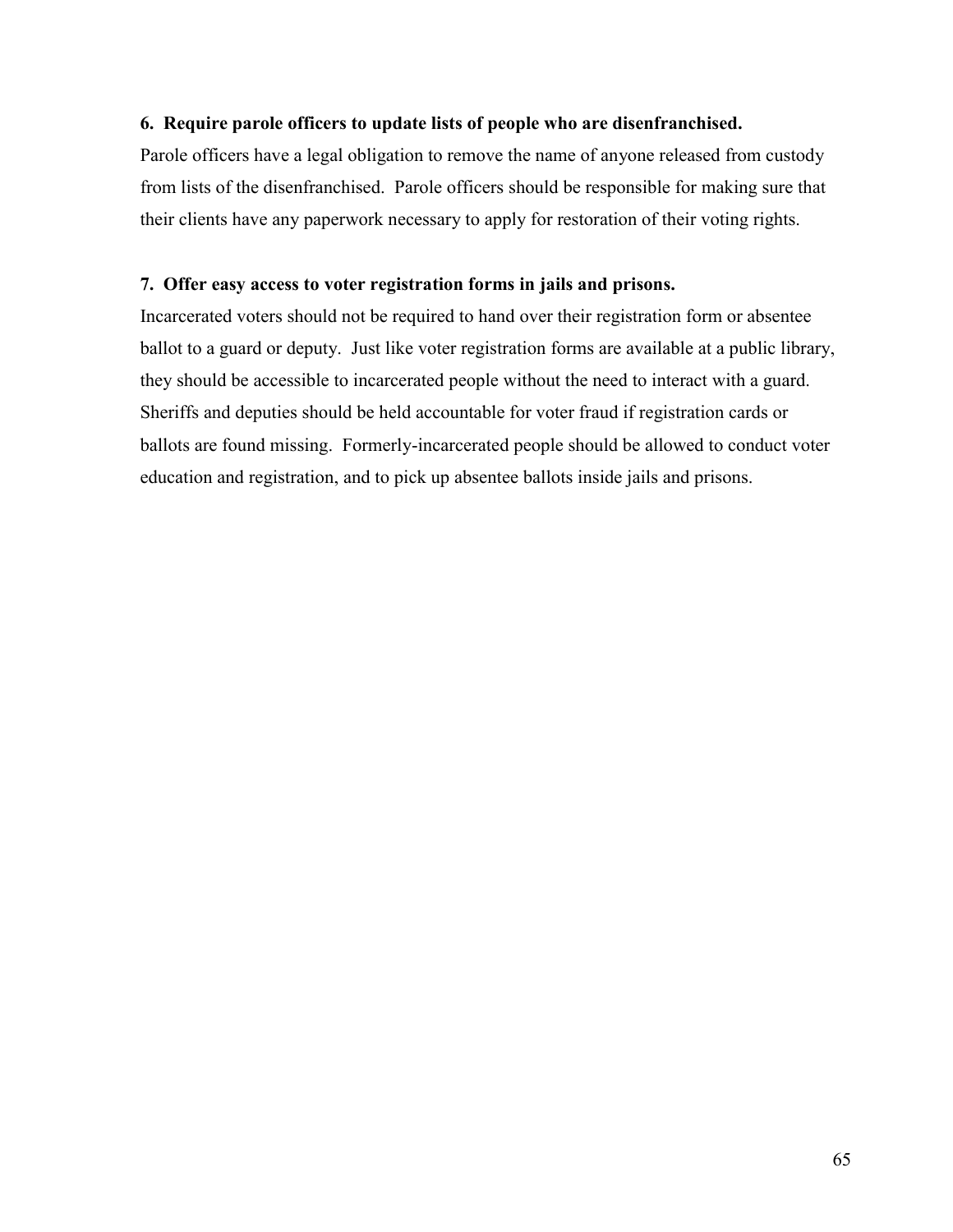**6. Require parole officers to update lists of people who are disenfranchised.**

Parole officers have a legal obligation to remove the name of anyone released from custody from lists of the disenfranchised. Parole officers should be responsible for making sure that their clients have any paperwork necessary to apply for restoration of their voting rights.

**7. Offer easy access to voter registration forms in jails and prisons.**

Incarcerated voters should not be required to hand over their registration form or absentee ballot to a guard or deputy. Just like voter registration forms are available at a public library, they should be accessible to incarcerated people without the need to interact with a guard. Sheriffs and deputies should be held accountable for voter fraud if registration cards or ballots are found missing. Formerly-incarcerated people should be allowed to conduct voter education and registration, and to pick up absentee ballots inside jails and prisons.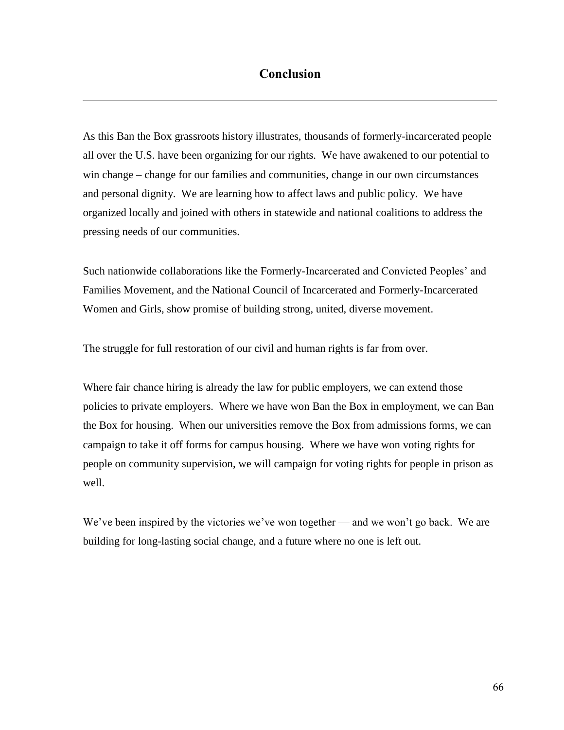# Conclusion

As this Ban the Box grassroots history illustrates, thousands of formerly-incarcerated people all over the U.S. have been organizing for our rights. We have awakened to our potential to win change – change for our families and communities, change in our own circumstances and personal dignity. We are learning how to affect laws and public policy. We have organized locally and joined with others in statewide and national coalitions to address the pressing needs of our communities.

Such nationwide collaborations like the Formerly-Incarcerated and Convicted Peoples' and Families Movement, and the National Council of Incarcerated and Formerly-Incarcerated Women and Girls, show promise of building strong, united, diverse movement.

The struggle for full restoration of our civil and human rights is far from over.

Where fair chance hiring is already the law for public employers, we can extend those policies to private employers. Where we have won Ban the Box in employment, we can Ban the Box for housing. When our universities remove the Box from admissions forms, we can campaign to take it off forms for campus housing. Where we have won voting rights for people on community supervision, we will campaign for voting rights for people in prison as well.

We've been inspired by the victories we've won together — and we won't go back. We are building for long-lasting social change, and a future where no one is left out.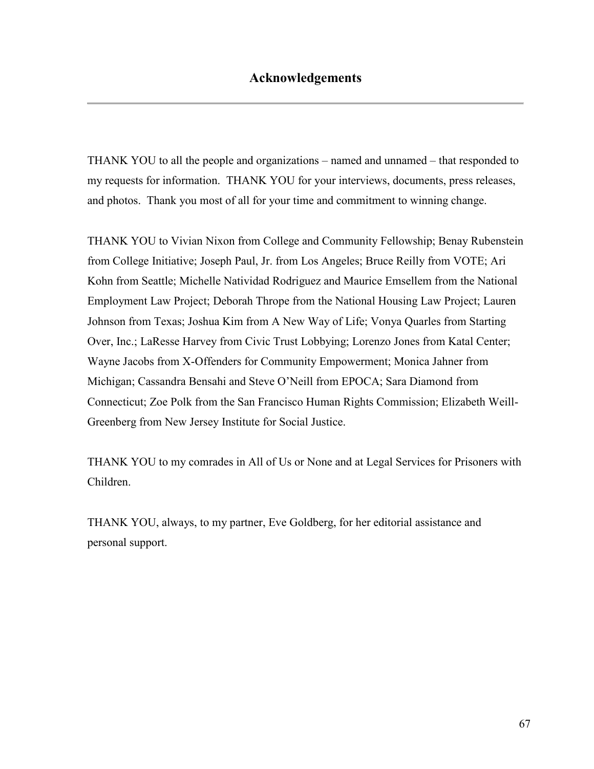# Acknowledgements

THANK YOU to all the people and organizations – named and unnamed – that responded to my requests for information. THANK YOU for your interviews, documents, press releases, and photos. Thank you most of all for your time and commitment to winning change.

THANK YOU to Vivian Nixon from College and Community Fellowship; Benay Rubenstein from College Initiative; Joseph Paul, Jr. from Los Angeles; Bruce Reilly from VOTE; Ari Kohn from Seattle; Michelle Natividad Rodriguez and Maurice Emsellem from the National Employment Law Project; Deborah Thrope from the National Housing Law Project; Lauren Johnson from Texas; Joshua Kim from A New Way of Life; Vonya Quarles from Starting Over, Inc.; LaResse Harvey from Civic Trust Lobbying; Lorenzo Jones from Katal Center; Wayne Jacobs from X-Offenders for Community Empowerment; Monica Jahner from Michigan; Cassandra Bensahi and Steve O'Neill from EPOCA; Sara Diamond from Connecticut; Zoe Polk from the San Francisco Human Rights Commission; Elizabeth Weill-Greenberg from New Jersey Institute for Social Justice.

THANK YOU to my comrades in All of Us or None and at Legal Services for Prisoners with Children.

THANK YOU, always, to my partner, Eve Goldberg, for her editorial assistance and personal support.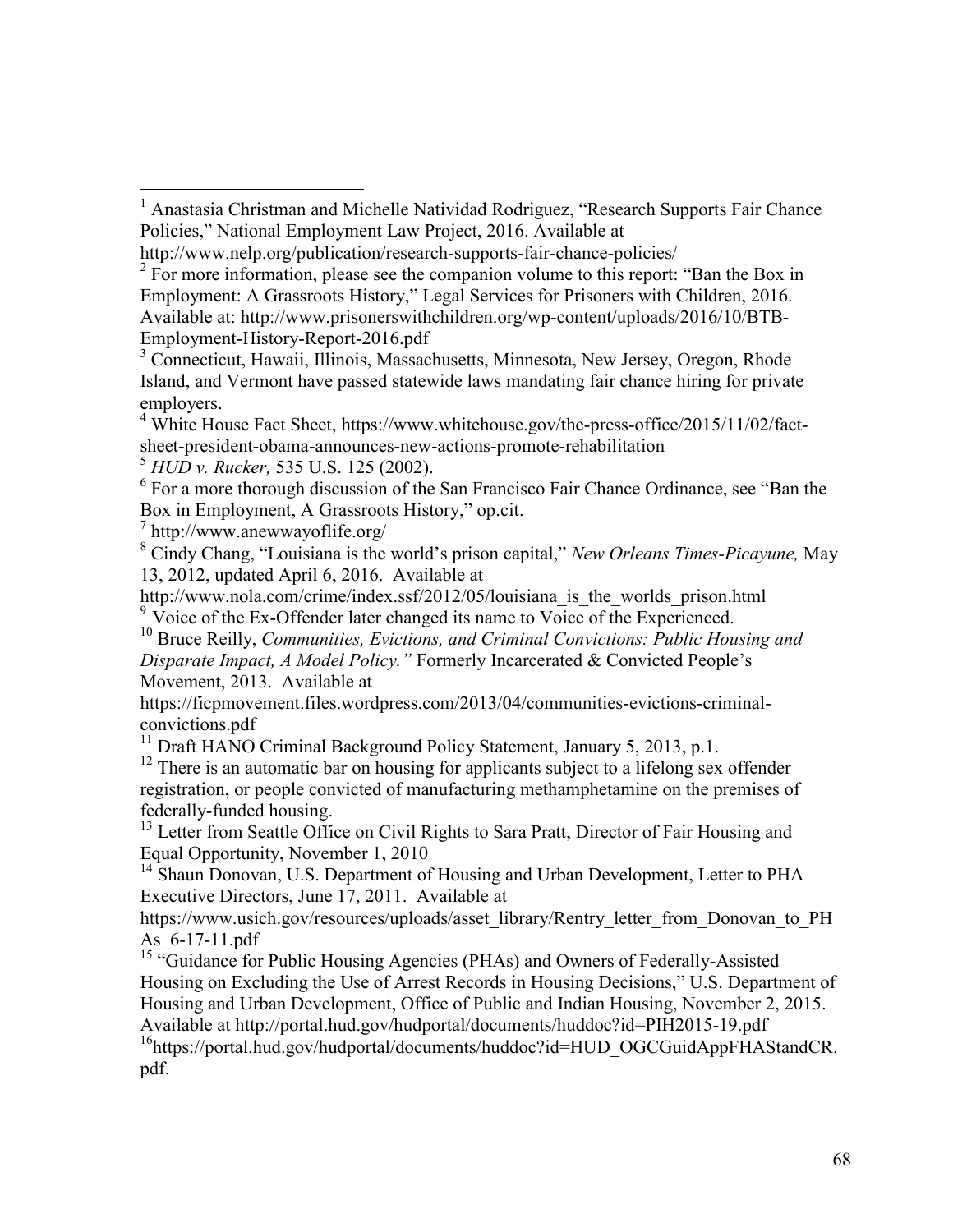[1] Anastasia Christman and Michelle Natividad Rodriguez, "Research Supports Fair Chance Policies," National Employment Law Project, 2016. Available at http://www.nelp.org/publication/research-supports-fair-chance-policies/

[2] For more information, please see the companion volume to this report: "Ban the Box in Employment: A Grassroots History," Legal Services for Prisoners with Children, 2016. Available at: http://www.prisonerswithchildren.org/wp-content/uploads/2016/10/BTB-Employment-History-Report-2016.pdf

[3] Connecticut, Hawaii, Illinois, Massachusetts, Minnesota, New Jersey, Oregon, Rhode Island, and Vermont have passed statewide laws mandating fair chance hiring for private employers.

[4] White House Fact Sheet, https://www.whitehouse.gov/the-press-office/2015/11/02/fact-sheet-president-obama-announces-new-actions-promote-rehabilitation

[5] *HUD v. Rucker,* 535 U.S. 125 (2002).

[6] For a more thorough discussion of the San Francisco Fair Chance Ordinance, see "Ban the Box in Employment, A Grassroots History," op.cit.

[7] http://www.anewwayoflife.org/

[8] Cindy Chang, "Louisiana is the world's prison capital," *New Orleans Times-Picayune,* May 13, 2012, updated April 6, 2016. Available at http://www.nola.com/crime/index.ssf/2012/05/louisiana_is_the_worlds_prison.html

[9] Voice of the Ex-Offender later changed its name to Voice of the Experienced.

[10] Bruce Reilly, *Communities, Evictions, and Criminal Convictions: Public Housing and Disparate Impact, A Model Policy."* Formerly Incarcerated & Convicted People's Movement, 2013. Available at https://ficpmovement.files.wordpress.com/2013/04/communities-evictions-criminal-convictions.pdf

[11] Draft HANO Criminal Background Policy Statement, January 5, 2013, p.1.

[12] There is an automatic bar on housing for applicants subject to a lifelong sex offender registration, or people convicted of manufacturing methamphetamine on the premises of federally-funded housing.

[13] Letter from Seattle Office on Civil Rights to Sara Pratt, Director of Fair Housing and Equal Opportunity, November 1, 2010

[14] Shaun Donovan, U.S. Department of Housing and Urban Development, Letter to PHA Executive Directors, June 17, 2011. Available at https://www.usich.gov/resources/uploads/asset_library/Rentry_letter_from_Donovan_to_PHAs_6-17-11.pdf

[15] "Guidance for Public Housing Agencies (PHAs) and Owners of Federally-Assisted Housing on Excluding the Use of Arrest Records in Housing Decisions," U.S. Department of Housing and Urban Development, Office of Public and Indian Housing, November 2, 2015. Available at http://portal.hud.gov/hudportal/documents/huddoc?id=PIH2015-19.pdf

[16] https://portal.hud.gov/hudportal/documents/huddoc?id=HUD_OGCGuidAppFHAStandCR.pdf.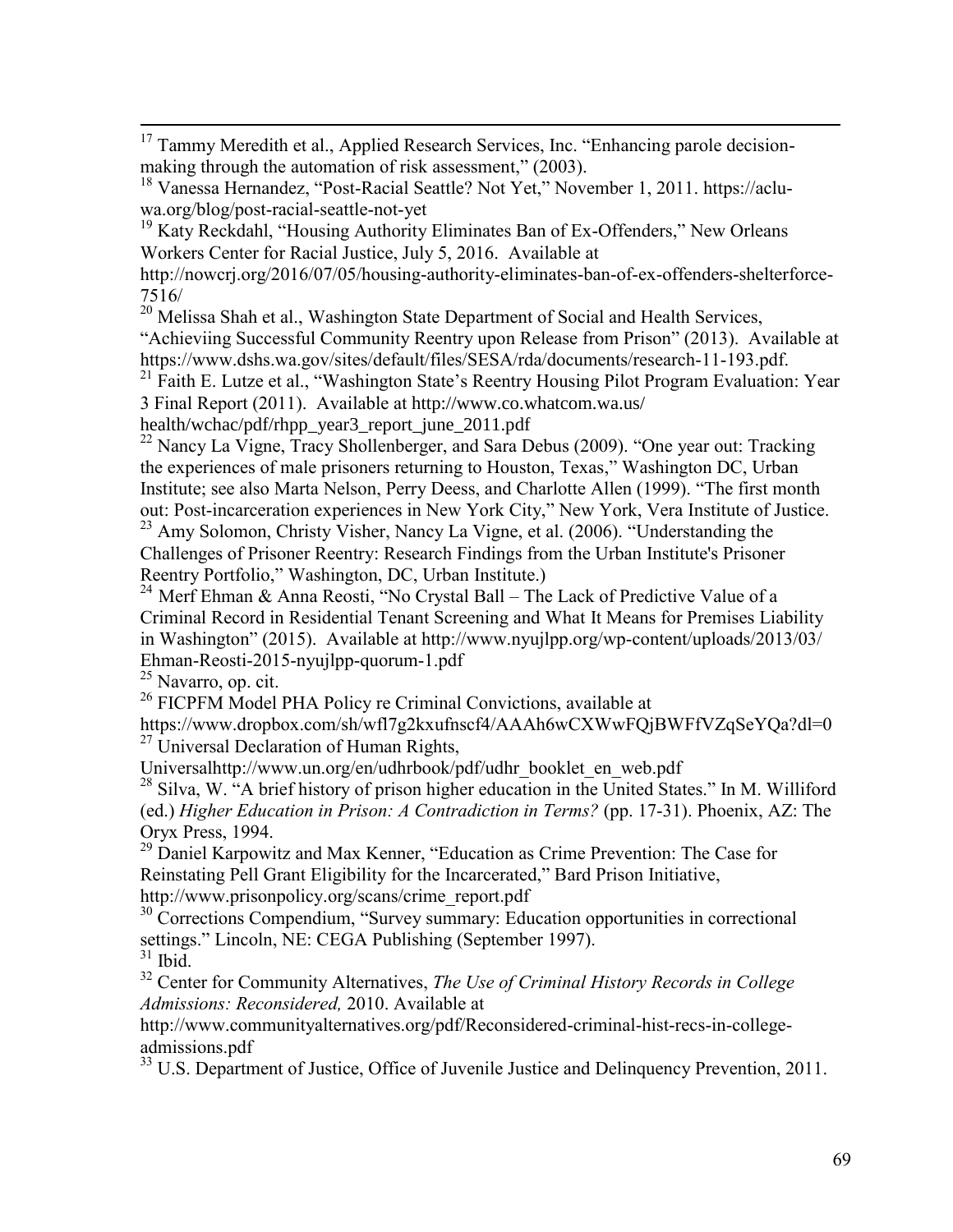[17] Tammy Meredith et al., Applied Research Services, Inc. "Enhancing parole decision-making through the automation of risk assessment," (2003).

[18] Vanessa Hernandez, "Post-Racial Seattle? Not Yet," November 1, 2011. https://aclu-wa.org/blog/post-racial-seattle-not-yet

[19] Katy Reckdahl, "Housing Authority Eliminates Ban of Ex-Offenders," New Orleans Workers Center for Racial Justice, July 5, 2016. Available at http://nowcrj.org/2016/07/05/housing-authority-eliminates-ban-of-ex-offenders-shelterforce-7516/

[20] Melissa Shah et al., Washington State Department of Social and Health Services, "Achieviing Successful Community Reentry upon Release from Prison" (2013). Available at https://www.dshs.wa.gov/sites/default/files/SESA/rda/documents/research-11-193.pdf.

[21] Faith E. Lutze et al., "Washington State's Reentry Housing Pilot Program Evaluation: Year 3 Final Report (2011). Available at http://www.co.whatcom.wa.us/health/wchac/pdf/rhpp_year3_report_june_2011.pdf

[22] Nancy La Vigne, Tracy Shollenberger, and Sara Debus (2009). "One year out: Tracking the experiences of male prisoners returning to Houston, Texas," Washington DC, Urban Institute; see also Marta Nelson, Perry Deess, and Charlotte Allen (1999). "The first month out: Post-incarceration experiences in New York City," New York, Vera Institute of Justice.

[23] Amy Solomon, Christy Visher, Nancy La Vigne, et al. (2006). "Understanding the Challenges of Prisoner Reentry: Research Findings from the Urban Institute's Prisoner Reentry Portfolio," Washington, DC, Urban Institute.)

[24] Merf Ehman & Anna Reosti, "No Crystal Ball – The Lack of Predictive Value of a Criminal Record in Residential Tenant Screening and What It Means for Premises Liability in Washington" (2015). Available at http://www.nyujlpp.org/wp-content/uploads/2013/03/Ehman-Reosti-2015-nyujlpp-quorum-1.pdf

[25] Navarro, op. cit.

[26] FICPFM Model PHA Policy re Criminal Convictions, available at https://www.dropbox.com/sh/wfl7g2kxufnscf4/AAAh6wCXWwFQjBWFfVZqSeYQa?dl=0

[27] Universal Declaration of Human Rights, Universalhttp://www.un.org/en/udhrbook/pdf/udhr_booklet_en_web.pdf

[28] Silva, W. "A brief history of prison higher education in the United States." In M. Williford (ed.) *Higher Education in Prison: A Contradiction in Terms?* (pp. 17-31). Phoenix, AZ: The Oryx Press, 1994.

[29] Daniel Karpowitz and Max Kenner, "Education as Crime Prevention: The Case for Reinstating Pell Grant Eligibility for the Incarcerated," Bard Prison Initiative, http://www.prisonpolicy.org/scans/crime_report.pdf

[30] Corrections Compendium, "Survey summary: Education opportunities in correctional settings." Lincoln, NE: CEGA Publishing (September 1997).

[31] Ibid.

[32] Center for Community Alternatives, *The Use of Criminal History Records in College Admissions: Reconsidered,* 2010. Available at http://www.communityalternatives.org/pdf/Reconsidered-criminal-hist-recs-in-college-admissions.pdf

[33] U.S. Department of Justice, Office of Juvenile Justice and Delinquency Prevention, 2011.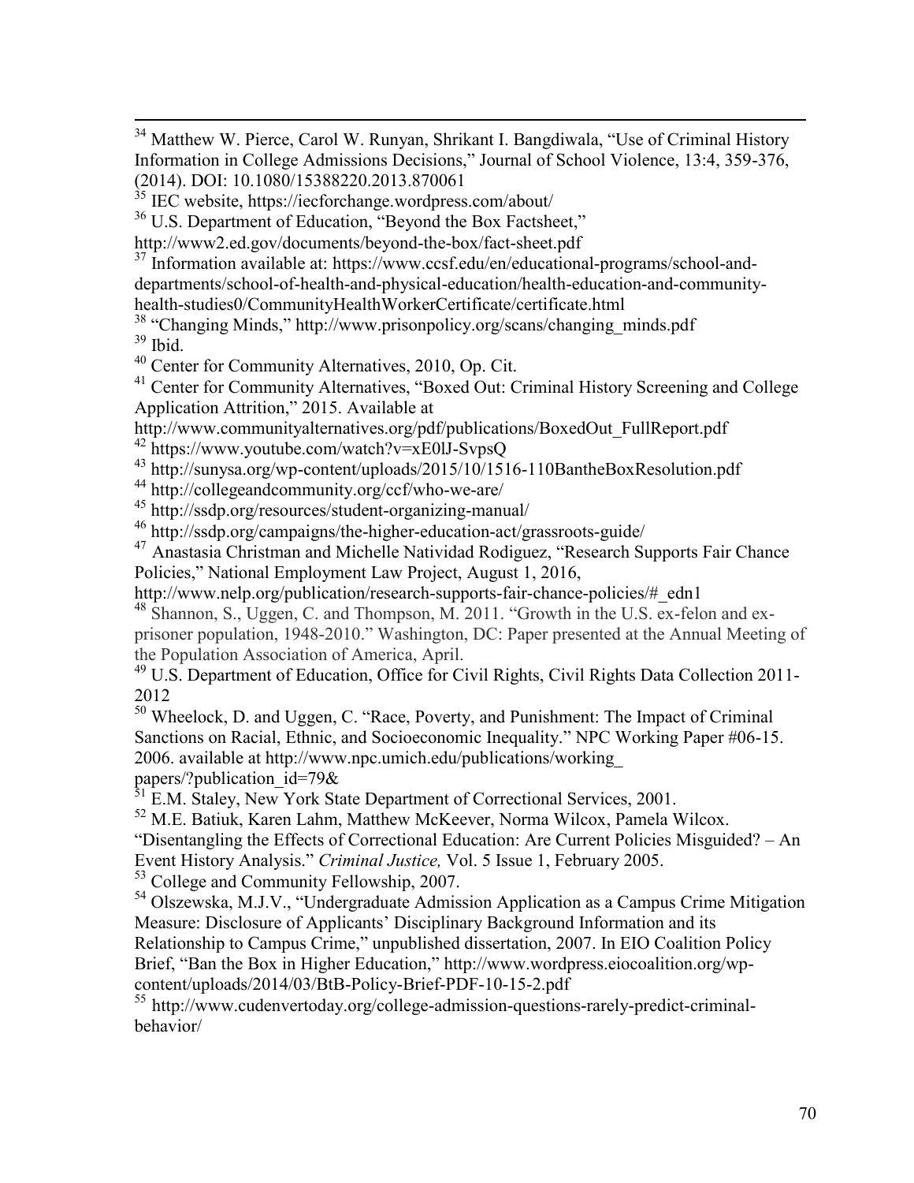[34] Matthew W. Pierce, Carol W. Runyan, Shrikant I. Bangdiwala, "Use of Criminal History Information in College Admissions Decisions," Journal of School Violence, 13:4, 359-376, (2014). DOI: 10.1080/15388220.2013.870061

[35] IEC website, https://iecforchange.wordpress.com/about/

[36] U.S. Department of Education, "Beyond the Box Factsheet," http://www2.ed.gov/documents/beyond-the-box/fact-sheet.pdf

[37] Information available at: https://www.ccsf.edu/en/educational-programs/school-and-departments/school-of-health-and-physical-education/health-education-and-community-health-studies0/CommunityHealthWorkerCertificate/certificate.html

[38] "Changing Minds," http://www.prisonpolicy.org/scans/changing_minds.pdf

[39] Ibid.

[40] Center for Community Alternatives, 2010, Op. Cit.

[41] Center for Community Alternatives, "Boxed Out: Criminal History Screening and College Application Attrition," 2015. Available at http://www.communityalternatives.org/pdf/publications/BoxedOut_FullReport.pdf

[42] https://www.youtube.com/watch?v=xE0lJ-SvpsQ

[43] http://sunysa.org/wp-content/uploads/2015/10/1516-110BantheBoxResolution.pdf

[44] http://collegeandcommunity.org/ccf/who-we-are/

[45] http://ssdp.org/resources/student-organizing-manual/

[46] http://ssdp.org/campaigns/the-higher-education-act/grassroots-guide/

[47] Anastasia Christman and Michelle Natividad Rodiguez, "Research Supports Fair Chance Policies," National Employment Law Project, August 1, 2016, http://www.nelp.org/publication/research-supports-fair-chance-policies/#_edn1

[48] Shannon, S., Uggen, C. and Thompson, M. 2011. "Growth in the U.S. ex-felon and ex-prisoner population, 1948-2010." Washington, DC: Paper presented at the Annual Meeting of the Population Association of America, April.

[49] U.S. Department of Education, Office for Civil Rights, Civil Rights Data Collection 2011-2012

[50] Wheelock, D. and Uggen, C. "Race, Poverty, and Punishment: The Impact of Criminal Sanctions on Racial, Ethnic, and Socioeconomic Inequality." NPC Working Paper #06-15. 2006. available at http://www.npc.umich.edu/publications/working_papers/?publication_id=79&

[51] E.M. Staley, New York State Department of Correctional Services, 2001.

[52] M.E. Batiuk, Karen Lahm, Matthew McKeever, Norma Wilcox, Pamela Wilcox. "Disentangling the Effects of Correctional Education: Are Current Policies Misguided? – An Event History Analysis." *Criminal Justice,* Vol. 5 Issue 1, February 2005.

[53] College and Community Fellowship, 2007.

[54] Olszewska, M.J.V., "Undergraduate Admission Application as a Campus Crime Mitigation Measure: Disclosure of Applicants' Disciplinary Background Information and its Relationship to Campus Crime," unpublished dissertation, 2007. In EIO Coalition Policy Brief, "Ban the Box in Higher Education," http://www.wordpress.eiocoalition.org/wp-content/uploads/2014/03/BtB-Policy-Brief-PDF-10-15-2.pdf

[55] http://www.cudenvertoday.org/college-admission-questions-rarely-predict-criminal-behavior/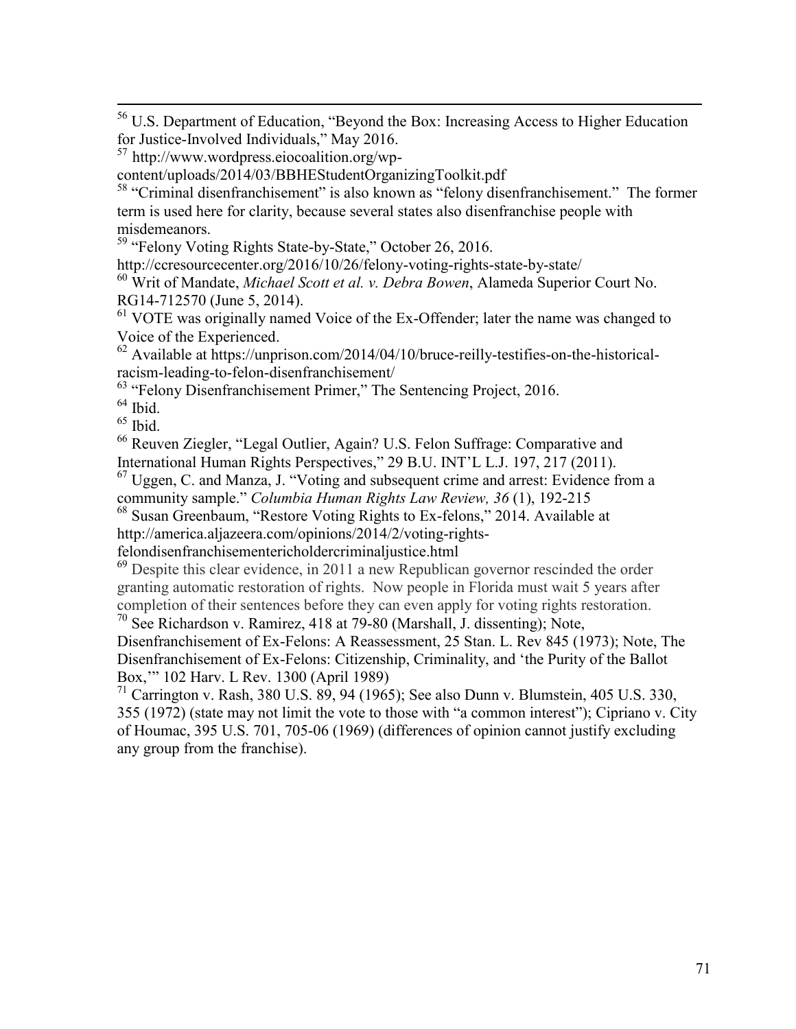[56] U.S. Department of Education, "Beyond the Box: Increasing Access to Higher Education for Justice-Involved Individuals," May 2016.

[57] http://www.wordpress.eiocoalition.org/wp-content/uploads/2014/03/BBHEStudentOrganizingToolkit.pdf

[58] "Criminal disenfranchisement" is also known as "felony disenfranchisement." The former term is used here for clarity, because several states also disenfranchise people with misdemeanors.

[59] "Felony Voting Rights State-by-State," October 26, 2016. http://ccresourcecenter.org/2016/10/26/felony-voting-rights-state-by-state/

[60] Writ of Mandate, *Michael Scott et al. v. Debra Bowen*, Alameda Superior Court No. RG14-712570 (June 5, 2014).

[61] VOTE was originally named Voice of the Ex-Offender; later the name was changed to Voice of the Experienced.

[62] Available at https://unprison.com/2014/04/10/bruce-reilly-testifies-on-the-historical-racism-leading-to-felon-disenfranchisement/

[63] "Felony Disenfranchisement Primer," The Sentencing Project, 2016.

[64] Ibid.

[65] Ibid.

[66] Reuven Ziegler, "Legal Outlier, Again? U.S. Felon Suffrage: Comparative and International Human Rights Perspectives," 29 B.U. INT'L L.J. 197, 217 (2011).

[67] Uggen, C. and Manza, J. "Voting and subsequent crime and arrest: Evidence from a community sample." *Columbia Human Rights Law Review, 36* (1), 192-215

[68] Susan Greenbaum, "Restore Voting Rights to Ex-felons," 2014. Available at http://america.aljazeera.com/opinions/2014/2/voting-rights-felondisenfranchisementericholdercriminaljustice.html

[69] Despite this clear evidence, in 2011 a new Republican governor rescinded the order granting automatic restoration of rights. Now people in Florida must wait 5 years after completion of their sentences before they can even apply for voting rights restoration.

[70] See Richardson v. Ramirez, 418 at 79-80 (Marshall, J. dissenting); Note, Disenfranchisement of Ex-Felons: A Reassessment, 25 Stan. L. Rev 845 (1973); Note, The Disenfranchisement of Ex-Felons: Citizenship, Criminality, and 'the Purity of the Ballot Box,'" 102 Harv. L Rev. 1300 (April 1989)

[71] Carrington v. Rash, 380 U.S. 89, 94 (1965); See also Dunn v. Blumstein, 405 U.S. 330, 355 (1972) (state may not limit the vote to those with "a common interest"); Cipriano v. City of Houmac, 395 U.S. 701, 705-06 (1969) (differences of opinion cannot justify excluding any group from the franchise).